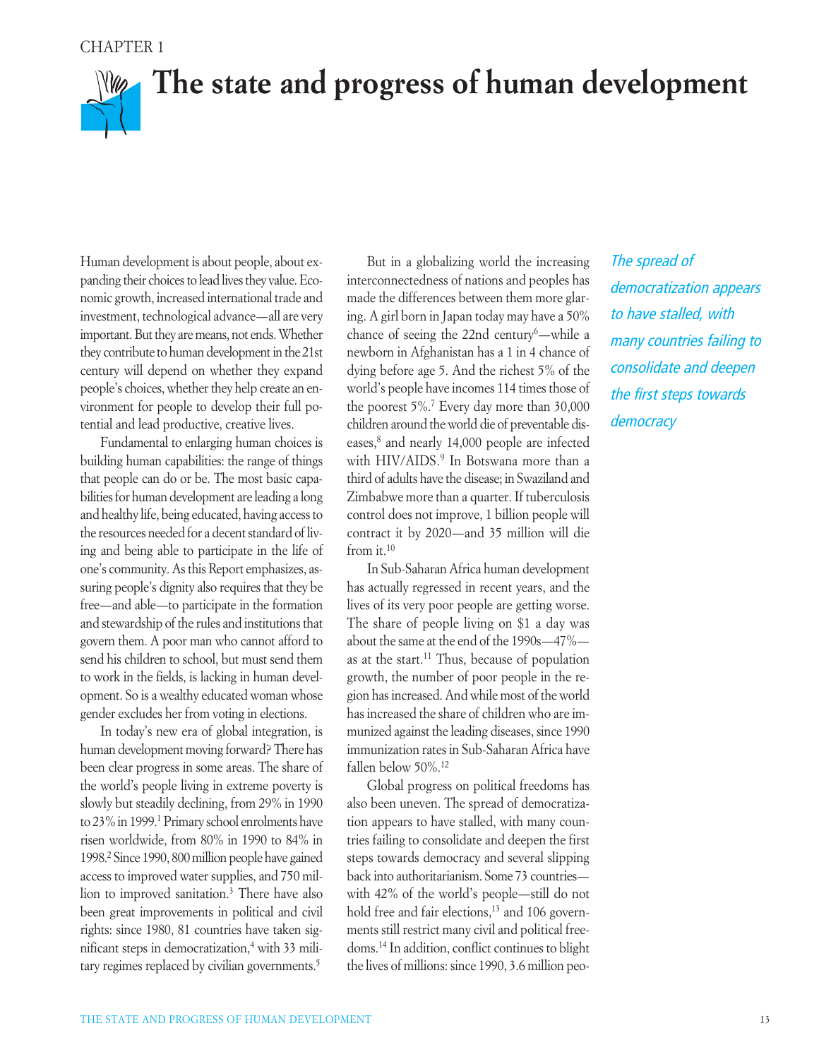CHAPTER 1

# The state and progress of human development

Human development is about people, about expanding their choices to lead lives they value. Economic growth, increased international trade and investment, technological advance—all are very important. But they are means, not ends. Whether they contribute to human development in the 21st century will depend on whether they expand people's choices, whether they help create an environment for people to develop their full potential and lead productive, creative lives.

Fundamental to enlarging human choices is building human capabilities: the range of things that people can do or be. The most basic capabilities for human development are leading a long and healthy life, being educated, having access to the resources needed for a decent standard of living and being able to participate in the life of one's community. As this Report emphasizes, assuring people's dignity also requires that they be free—and able—to participate in the formation and stewardship of the rules and institutions that govern them. A poor man who cannot afford to send his children to school, but must send them to work in the fields, is lacking in human development. So is a wealthy educated woman whose gender excludes her from voting in elections.

In today's new era of global integration, is human development moving forward? There has been clear progress in some areas. The share of the world's people living in extreme poverty is slowly but steadily declining, from 29% in 1990 to 23% in 1999.[1] Primary school enrolments have risen worldwide, from 80% in 1990 to 84% in 1998.[2] Since 1990, 800 million people have gained access to improved water supplies, and 750 million to improved sanitation.[3] There have also been great improvements in political and civil rights: since 1980, 81 countries have taken significant steps in democratization,[4] with 33 military regimes replaced by civilian governments.[5]

But in a globalizing world the increasing interconnectedness of nations and peoples has made the differences between them more glaring. A girl born in Japan today may have a 50% chance of seeing the 22nd century[6]—while a newborn in Afghanistan has a 1 in 4 chance of dying before age 5. And the richest 5% of the world's people have incomes 114 times those of the poorest 5%.[7] Every day more than 30,000 children around the world die of preventable diseases,[8] and nearly 14,000 people are infected with HIV/AIDS.[9] In Botswana more than a third of adults have the disease; in Swaziland and Zimbabwe more than a quarter. If tuberculosis control does not improve, 1 billion people will contract it by 2020—and 35 million will die from it.[10]

In Sub-Saharan Africa human development has actually regressed in recent years, and the lives of its very poor people are getting worse. The share of people living on $1 a day was about the same at the end of the 1990s—47%—as at the start.[11] Thus, because of population growth, the number of poor people in the region has increased. And while most of the world has increased the share of children who are immunized against the leading diseases, since 1990 immunization rates in Sub-Saharan Africa have fallen below 50%.[12]

Global progress on political freedoms has also been uneven. The spread of democratization appears to have stalled, with many countries failing to consolidate and deepen the first steps towards democracy and several slipping back into authoritarianism. Some 73 countries—with 42% of the world's people—still do not hold free and fair elections,[13] and 106 governments still restrict many civil and political freedoms.[14] In addition, conflict continues to blight the lives of millions: since 1990, 3.6 million peo-

*The spread of democratization appears to have stalled, with many countries failing to consolidate and deepen the first steps towards democracy*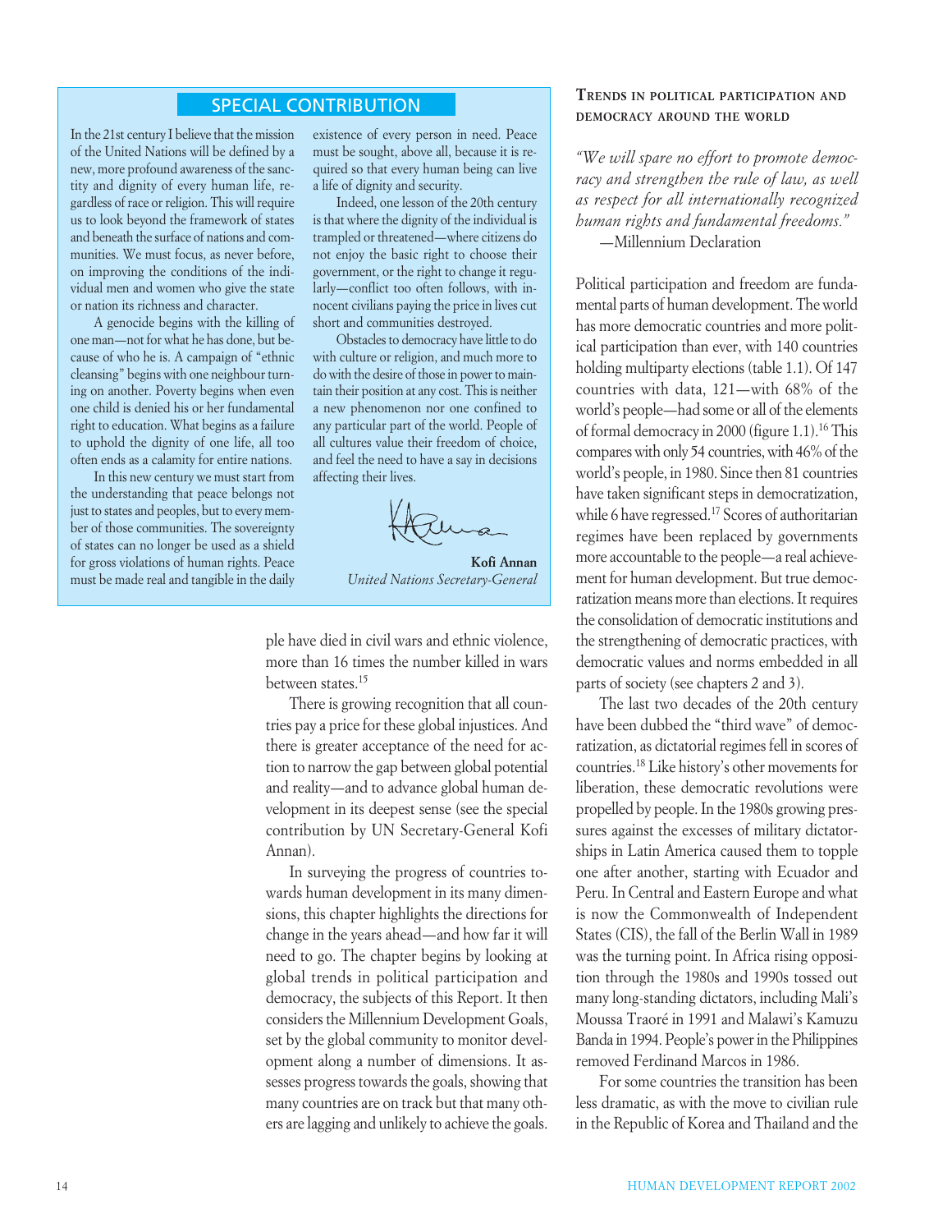## SPECIAL CONTRIBUTION

In the 21st century I believe that the mission of the United Nations will be defined by a new, more profound awareness of the sanctity and dignity of every human life, regardless of race or religion. This will require us to look beyond the framework of states and beneath the surface of nations and communities. We must focus, as never before, on improving the conditions of the individual men and women who give the state or nation its richness and character.

A genocide begins with the killing of one man—not for what he has done, but because of who he is. A campaign of "ethnic cleansing" begins with one neighbour turning on another. Poverty begins when even one child is denied his or her fundamental right to education. What begins as a failure to uphold the dignity of one life, all too often ends as a calamity for entire nations.

In this new century we must start from the understanding that peace belongs not just to states and peoples, but to every member of those communities. The sovereignty of states can no longer be used as a shield for gross violations of human rights. Peace must be made real and tangible in the daily existence of every person in need. Peace must be sought, above all, because it is required so that every human being can live a life of dignity and security.

Indeed, one lesson of the 20th century is that where the dignity of the individual is trampled or threatened—where citizens do not enjoy the basic right to choose their government, or the right to change it regularly—conflict too often follows, with innocent civilians paying the price in lives cut short and communities destroyed.

Obstacles to democracy have little to do with culture or religion, and much more to do with the desire of those in power to maintain their position at any cost. This is neither a new phenomenon nor one confined to any particular part of the world. People of all cultures value their freedom of choice, and feel the need to have a say in decisions affecting their lives.

**Kofi Annan**
*United Nations Secretary-General*

ple have died in civil wars and ethnic violence, more than 16 times the number killed in wars between states.[15]

There is growing recognition that all countries pay a price for these global injustices. And there is greater acceptance of the need for action to narrow the gap between global potential and reality—and to advance global human development in its deepest sense (see the special contribution by UN Secretary-General Kofi Annan).

In surveying the progress of countries towards human development in its many dimensions, this chapter highlights the directions for change in the years ahead—and how far it will need to go. The chapter begins by looking at global trends in political participation and democracy, the subjects of this Report. It then considers the Millennium Development Goals, set by the global community to monitor development along a number of dimensions. It assesses progress towards the goals, showing that many countries are on track but that many others are lagging and unlikely to achieve the goals.

### Trends in political participation and democracy around the world

*"We will spare no effort to promote democracy and strengthen the rule of law, as well as respect for all internationally recognized human rights and fundamental freedoms."*
—Millennium Declaration

Political participation and freedom are fundamental parts of human development. The world has more democratic countries and more political participation than ever, with 140 countries holding multiparty elections (table 1.1). Of 147 countries with data, 121—with 68% of the world's people—had some or all of the elements of formal democracy in 2000 (figure 1.1).[16] This compares with only 54 countries, with 46% of the world's people, in 1980. Since then 81 countries have taken significant steps in democratization, while 6 have regressed.[17] Scores of authoritarian regimes have been replaced by governments more accountable to the people—a real achievement for human development. But true democratization means more than elections. It requires the consolidation of democratic institutions and the strengthening of democratic practices, with democratic values and norms embedded in all parts of society (see chapters 2 and 3).

The last two decades of the 20th century have been dubbed the "third wave" of democratization, as dictatorial regimes fell in scores of countries.[18] Like history's other movements for liberation, these democratic revolutions were propelled by people. In the 1980s growing pressures against the excesses of military dictatorships in Latin America caused them to topple one after another, starting with Ecuador and Peru. In Central and Eastern Europe and what is now the Commonwealth of Independent States (CIS), the fall of the Berlin Wall in 1989 was the turning point. In Africa rising opposition through the 1980s and 1990s tossed out many long-standing dictators, including Mali's Moussa Traoré in 1991 and Malawi's Kamuzu Banda in 1994. People's power in the Philippines removed Ferdinand Marcos in 1986.

For some countries the transition has been less dramatic, as with the move to civilian rule in the Republic of Korea and Thailand and the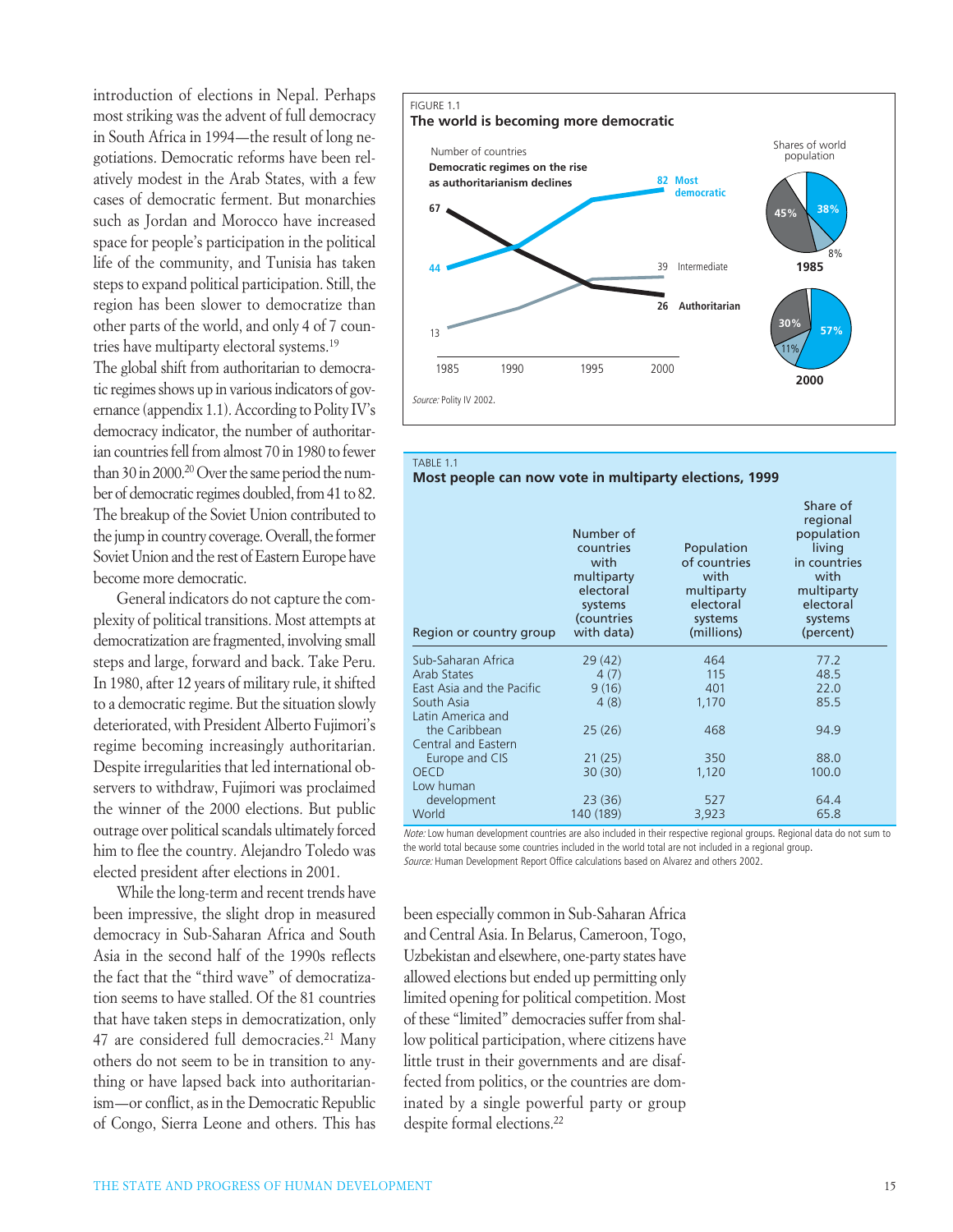introduction of elections in Nepal. Perhaps most striking was the advent of full democracy in South Africa in 1994—the result of long negotiations. Democratic reforms have been relatively modest in the Arab States, with a few cases of democratic ferment. But monarchies such as Jordan and Morocco have increased space for people's participation in the political life of the community, and Tunisia has taken steps to expand political participation. Still, the region has been slower to democratize than other parts of the world, and only 4 of 7 countries have multiparty electoral systems.[19]

The global shift from authoritarian to democratic regimes shows up in various indicators of governance (appendix 1.1). According to Polity IV's democracy indicator, the number of authoritarian countries fell from almost 70 in 1980 to fewer than 30 in 2000.[20] Over the same period the number of democratic regimes doubled, from 41 to 82. The breakup of the Soviet Union contributed to the jump in country coverage. Overall, the former Soviet Union and the rest of Eastern Europe have become more democratic.

General indicators do not capture the complexity of political transitions. Most attempts at democratization are fragmented, involving small steps and large, forward and back. Take Peru. In 1980, after 12 years of military rule, it shifted to a democratic regime. But the situation slowly deteriorated, with President Alberto Fujimori's regime becoming increasingly authoritarian. Despite irregularities that led international observers to withdraw, Fujimori was proclaimed the winner of the 2000 elections. But public outrage over political scandals ultimately forced him to flee the country. Alejandro Toledo was elected president after elections in 2001.

While the long-term and recent trends have been impressive, the slight drop in measured democracy in Sub-Saharan Africa and South Asia in the second half of the 1990s reflects the fact that the "third wave" of democratization seems to have stalled. Of the 81 countries that have taken steps in democratization, only 47 are considered full democracies.[21] Many others do not seem to be in transition to anything or have lapsed back into authoritarianism—or conflict, as in the Democratic Republic of Congo, Sierra Leone and others. This has been especially common in Sub-Saharan Africa and Central Asia. In Belarus, Cameroon, Togo, Uzbekistan and elsewhere, one-party states have allowed elections but ended up permitting only limited opening for political competition. Most of these "limited" democracies suffer from shallow political participation, where citizens have little trust in their governments and are disaffected from politics, or the countries are dominated by a single powerful party or group despite formal elections.[22]

FIGURE 1.1

**The world is becoming more democratic**

Number of countries

**Democratic regimes on the rise as authoritarianism declines**

| Regime | 1985 | 2000 |
|---|---|---|
| Most democratic | 44 | 82 |
| Intermediate | 13 | 39 |
| Authoritarian | 67 | 26 |

Shares of world population

| Regime | 1985 | 2000 |
|---|---|---|
| Most democratic | 38% | 57% |
| Intermediate | 8% | 11% |
| Authoritarian | 45% | 30% |

*Source:* Polity IV 2002.

TABLE 1.1

**Most people can now vote in multiparty elections, 1999**

| Region or country group | Number of countries with multiparty electoral systems (countries with data) | Population of countries with multiparty electoral systems (millions) | Share of regional population living in countries with multiparty electoral systems (percent) |
|---|---|---|---|
| Sub-Saharan Africa | 29 (42) | 464 | 77.2 |
| Arab States | 4 (7) | 115 | 48.5 |
| East Asia and the Pacific | 9 (16) | 401 | 22.0 |
| South Asia | 4 (8) | 1,170 | 85.5 |
| Latin America and the Caribbean | 25 (26) | 468 | 94.9 |
| Central and Eastern Europe and CIS | 21 (25) | 350 | 88.0 |
| OECD | 30 (30) | 1,120 | 100.0 |
| Low human development | 23 (36) | 527 | 64.4 |
| World | 140 (189) | 3,923 | 65.8 |

*Note:* Low human development countries are also included in their respective regional groups. Regional data do not sum to the world total because some countries included in the world total are not included in a regional group.

*Source:* Human Development Report Office calculations based on Alvarez and others 2002.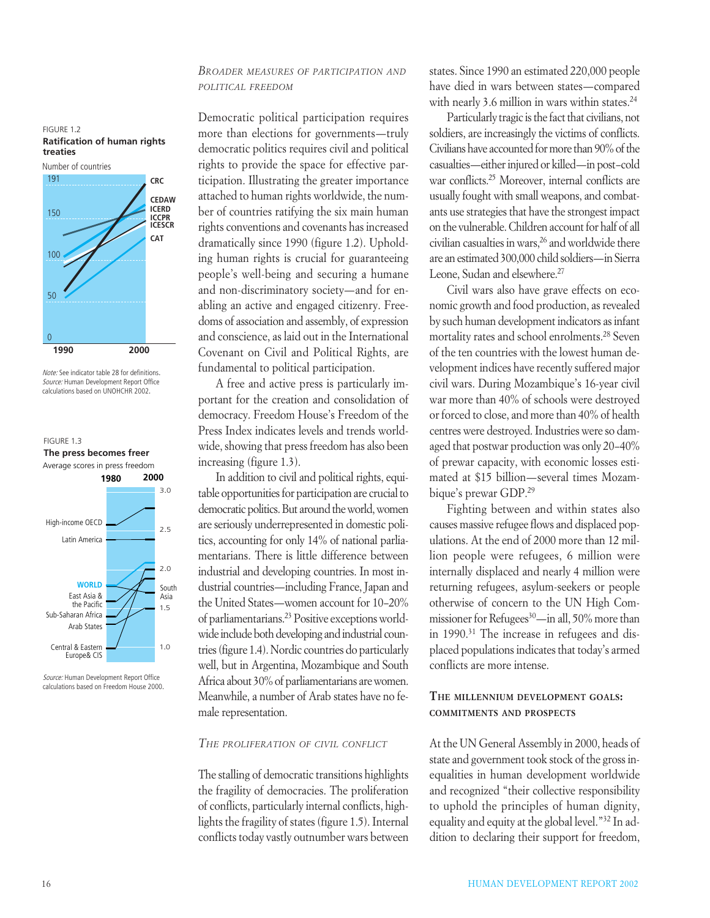FIGURE 1.2
**Ratification of human rights treaties**

Number of countries

191, 150, 100, 50, 0

1990, 2000

CRC, CEDAW, ICERD, ICCPR, ICESCR, CAT

*Note:* See indicator table 28 for definitions.
*Source:* Human Development Report Office calculations based on UNOHCHR 2002.

FIGURE 1.3
**The press becomes freer**

Average scores in press freedom

1980, 2000

3.0, 2.5, 2.0, 1.5, 1.0

High-income OECD, Latin America, WORLD, East Asia & the Pacific, Sub-Saharan Africa, Arab States, Central & Eastern Europe& CIS, South Asia

*Source:* Human Development Report Office calculations based on Freedom House 2000.

### *Broader measures of participation and political freedom*

Democratic political participation requires more than elections for governments—truly democratic politics requires civil and political rights to provide the space for effective participation. Illustrating the greater importance attached to human rights worldwide, the number of countries ratifying the six main human rights conventions and covenants has increased dramatically since 1990 (figure 1.2). Upholding human rights is crucial for guaranteeing people's well-being and securing a humane and non-discriminatory society—and for enabling an active and engaged citizenry. Freedoms of association and assembly, of expression and conscience, as laid out in the International Covenant on Civil and Political Rights, are fundamental to political participation.

A free and active press is particularly important for the creation and consolidation of democracy. Freedom House's Freedom of the Press Index indicates levels and trends worldwide, showing that press freedom has also been increasing (figure 1.3).

In addition to civil and political rights, equitable opportunities for participation are crucial to democratic politics. But around the world, women are seriously underrepresented in domestic politics, accounting for only 14% of national parliamentarians. There is little difference between industrial and developing countries. In most industrial countries—including France, Japan and the United States—women account for 10–20% of parliamentarians.[23] Positive exceptions worldwide include both developing and industrial countries (figure 1.4). Nordic countries do particularly well, but in Argentina, Mozambique and South Africa about 30% of parliamentarians are women. Meanwhile, a number of Arab states have no female representation.

### *The proliferation of civil conflict*

The stalling of democratic transitions highlights the fragility of democracies. The proliferation of conflicts, particularly internal conflicts, highlights the fragility of states (figure 1.5). Internal conflicts today vastly outnumber wars between states. Since 1990 an estimated 220,000 people have died in wars between states—compared with nearly 3.6 million in wars within states.[24]

Particularly tragic is the fact that civilians, not soldiers, are increasingly the victims of conflicts. Civilians have accounted for more than 90% of the casualties—either injured or killed—in post-cold war conflicts.[25] Moreover, internal conflicts are usually fought with small weapons, and combatants use strategies that have the strongest impact on the vulnerable. Children account for half of all civilian casualties in wars,[26] and worldwide there are an estimated 300,000 child soldiers—in Sierra Leone, Sudan and elsewhere.[27]

Civil wars also have grave effects on economic growth and food production, as revealed by such human development indicators as infant mortality rates and school enrolments.[28] Seven of the ten countries with the lowest human development indices have recently suffered major civil wars. During Mozambique's 16-year civil war more than 40% of schools were destroyed or forced to close, and more than 40% of health centres were destroyed. Industries were so damaged that postwar production was only 20–40% of prewar capacity, with economic losses estimated at $15 billion—several times Mozambique's prewar GDP.[29]

Fighting between and within states also causes massive refugee flows and displaced populations. At the end of 2000 more than 12 million people were refugees, 6 million were internally displaced and nearly 4 million were returning refugees, asylum-seekers or people otherwise of concern to the UN High Commissioner for Refugees[30]—in all, 50% more than in 1990.[31] The increase in refugees and displaced populations indicates that today's armed conflicts are more intense.

## The millennium development goals: commitments and prospects

At the UN General Assembly in 2000, heads of state and government took stock of the gross inequalities in human development worldwide and recognized "their collective responsibility to uphold the principles of human dignity, equality and equity at the global level."[32] In addition to declaring their support for freedom,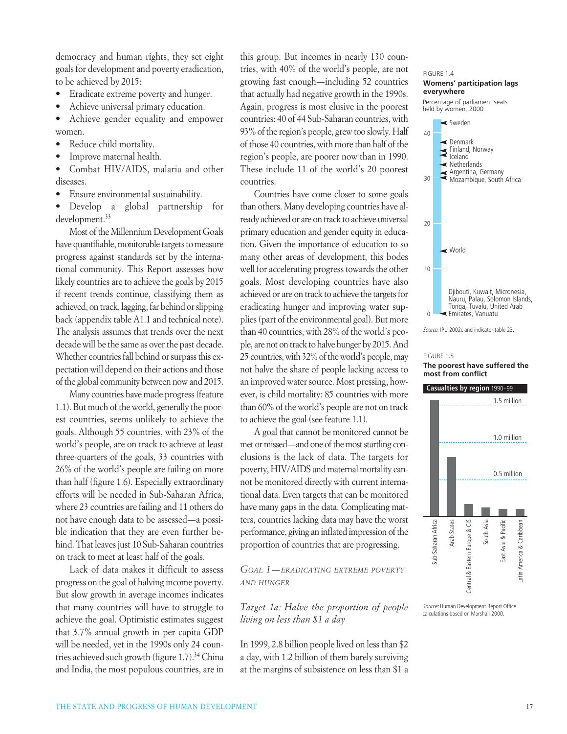democracy and human rights, they set eight goals for development and poverty eradication, to be achieved by 2015:

- Eradicate extreme poverty and hunger.
- Achieve universal primary education.
- Achieve gender equality and empower women.
- Reduce child mortality.
- Improve maternal health.
- Combat HIV/AIDS, malaria and other diseases.
- Ensure environmental sustainability.
- Develop a global partnership for development.[33]

Most of the Millennium Development Goals have quantifiable, monitorable targets to measure progress against standards set by the international community. This Report assesses how likely countries are to achieve the goals by 2015 if recent trends continue, classifying them as achieved, on track, lagging, far behind or slipping back (appendix table A1.1 and technical note). The analysis assumes that trends over the next decade will be the same as over the past decade. Whether countries fall behind or surpass this expectation will depend on their actions and those of the global community between now and 2015.

Many countries have made progress (feature 1.1). But much of the world, generally the poorest countries, seems unlikely to achieve the goals. Although 55 countries, with 23% of the world's people, are on track to achieve at least three-quarters of the goals, 33 countries with 26% of the world's people are failing on more than half (figure 1.6). Especially extraordinary efforts will be needed in Sub-Saharan Africa, where 23 countries are failing and 11 others do not have enough data to be assessed—a possible indication that they are even further behind. That leaves just 10 Sub-Saharan countries on track to meet at least half of the goals.

Lack of data makes it difficult to assess progress on the goal of halving income poverty. But slow growth in average incomes indicates that many countries will have to struggle to achieve the goal. Optimistic estimates suggest that 3.7% annual growth in per capita GDP will be needed, yet in the 1990s only 24 countries achieved such growth (figure 1.7).[34] China and India, the most populous countries, are in this group. But incomes in nearly 130 countries, with 40% of the world's people, are not growing fast enough—including 52 countries that actually had negative growth in the 1990s. Again, progress is most elusive in the poorest countries: 40 of 44 Sub-Saharan countries, with 93% of the region's people, grew too slowly. Half of those 40 countries, with more than half of the region's people, are poorer now than in 1990. These include 11 of the world's 20 poorest countries.

Countries have come closer to some goals than others. Many developing countries have already achieved or are on track to achieve universal primary education and gender equity in education. Given the importance of education to so many other areas of development, this bodes well for accelerating progress towards the other goals. Most developing countries have also achieved or are on track to achieve the targets for eradicating hunger and improving water supplies (part of the environmental goal). But more than 40 countries, with 28% of the world's people, are not on track to halve hunger by 2015. And 25 countries, with 32% of the world's people, may not halve the share of people lacking access to an improved water source. Most pressing, however, is child mortality: 85 countries with more than 60% of the world's people are not on track to achieve the goal (see feature 1.1).

A goal that cannot be monitored cannot be met or missed—and one of the most startling conclusions is the lack of data. The targets for poverty, HIV/AIDS and maternal mortality cannot be monitored directly with current international data. Even targets that can be monitored have many gaps in the data. Complicating matters, countries lacking data may have the worst performance, giving an inflated impression of the proportion of countries that are progressing.

### *Goal 1—Eradicating extreme poverty and hunger*

#### *Target 1a: Halve the proportion of people living on less than $1 a day*

In 1999, 2.8 billion people lived on less than $2 a day, with 1.2 billion of them barely surviving at the margins of subsistence on less than $1 a

FIGURE 1.4
**Womens' participation lags everywhere**
Percentage of parliament seats held by women, 2000

Sweden (above 40); Denmark; Finland, Norway; Iceland; Netherlands; Argentina, Germany; Mozambique, South Africa (about 30); World (about 14); Djibouti, Kuwait, Micronesia, Nauru, Palau, Solomon Islands, Tonga, Tuvalu, United Arab Emirates, Vanuatu (0)

*Source:* IPU 2002c and indicator table 23.

FIGURE 1.5
**The poorest have suffered the most from conflict**
Casualties by region 1990–99

Sub-Saharan Africa; Arab States; Central & Eastern Europe & CIS; South Asia; East Asia & Pacific; Latin America & Caribbean (scale: 0.5 million, 1.0 million, 1.5 million)

*Source:* Human Development Report Office calculations based on Marshall 2000.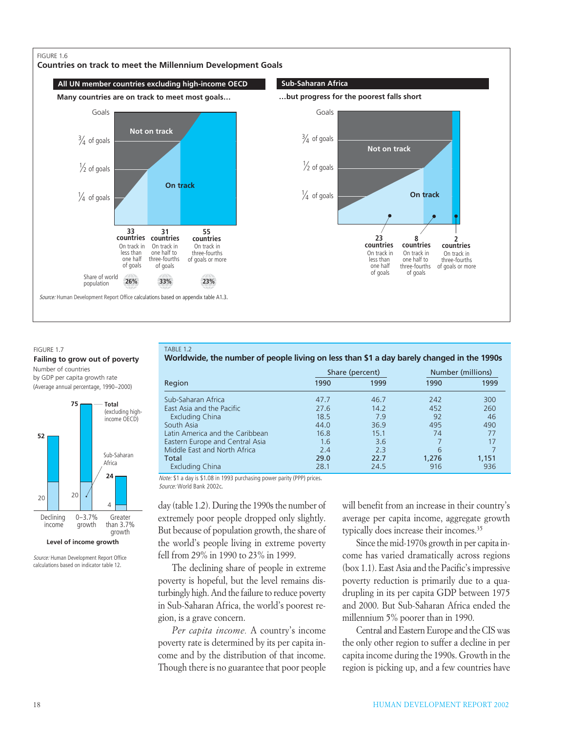FIGURE 1.6

**Countries on track to meet the Millennium Development Goals**

**All UN member countries excluding high-income OECD**

**Many countries are on track to meet most goals…**

Goals: ¾ of goals, ½ of goals, ¼ of goals

Not on track / On track

| | 33 countries | 31 countries | 55 countries |
|---|---|---|---|
| | On track in less than one half of goals | On track in one half to three-fourths of goals | On track in three-fourths of goals or more |
| Share of world population | 26% | 33% | 23% |

**Sub-Saharan Africa**

**…but progress for the poorest falls short**

Goals: ¾ of goals, ½ of goals, ¼ of goals

Not on track / On track

| 23 countries | 8 countries | 2 countries |
|---|---|---|
| On track in less than one half of goals | On track in one half to three-fourths of goals | On track in three-fourths of goals or more |

*Source:* Human Development Report Office calculations based on appendix table A1.3.

FIGURE 1.7

**Failing to grow out of poverty**

Number of countries by GDP per capita growth rate (Average annual percentage, 1990–2000)

| Level of income growth | Total (excluding high-income OECD) | Sub-Saharan Africa |
|---|---|---|
| Declining income | 52 | 20 |
| 0–3.7% growth | 75 | 20 |
| Greater than 3.7% growth | 24 | 4 |

*Source:* Human Development Report Office calculations based on indicator table 12.

TABLE 1.2

**Worldwide, the number of people living on less than $1 a day barely changed in the 1990s**

| Region | Share (percent) 1990 | Share (percent) 1999 | Number (millions) 1990 | Number (millions) 1999 |
|---|---|---|---|---|
| Sub-Saharan Africa | 47.7 | 46.7 | 242 | 300 |
| East Asia and the Pacific | 27.6 | 14.2 | 452 | 260 |
| Excluding China | 18.5 | 7.9 | 92 | 46 |
| South Asia | 44.0 | 36.9 | 495 | 490 |
| Latin America and the Caribbean | 16.8 | 15.1 | 74 | 77 |
| Eastern Europe and Central Asia | 1.6 | 3.6 | 7 | 17 |
| Middle East and North Africa | 2.4 | 2.3 | 6 | 7 |
| **Total** | **29.0** | **22.7** | **1,276** | **1,151** |
| Excluding China | 28.1 | 24.5 | 916 | 936 |

*Note:* $1 a day is $1.08 in 1993 purchasing power parity (PPP) prices.
*Source:* World Bank 2002c.

day (table 1.2). During the 1990s the number of extremely poor people dropped only slightly. But because of population growth, the share of the world's people living in extreme poverty fell from 29% in 1990 to 23% in 1999.

The declining share of people in extreme poverty is hopeful, but the level remains disturbingly high. And the failure to reduce poverty in Sub-Saharan Africa, the world's poorest region, is a grave concern.

*Per capita income.* A country's income poverty rate is determined by its per capita income and by the distribution of that income. Though there is no guarantee that poor people will benefit from an increase in their country's average per capita income, aggregate growth typically does increase their incomes.[35]

Since the mid-1970s growth in per capita income has varied dramatically across regions (box 1.1). East Asia and the Pacific's impressive poverty reduction is primarily due to a quadrupling in its per capita GDP between 1975 and 2000. But Sub-Saharan Africa ended the millennium 5% poorer than in 1990.

Central and Eastern Europe and the CIS was the only other region to suffer a decline in per capita income during the 1990s. Growth in the region is picking up, and a few countries have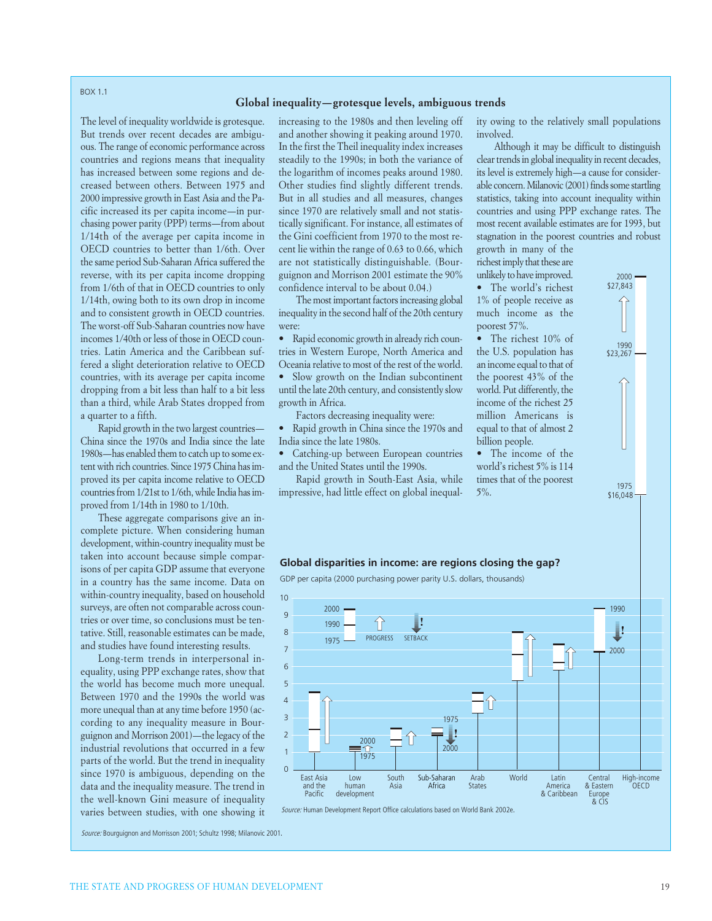BOX 1.1

## Global inequality—grotesque levels, ambiguous trends

The level of inequality worldwide is grotesque. But trends over recent decades are ambiguous. The range of economic performance across countries and regions means that inequality has increased between some regions and decreased between others. Between 1975 and 2000 impressive growth in East Asia and the Pacific increased its per capita income—in purchasing power parity (PPP) terms—from about 1/14th of the average per capita income in OECD countries to better than 1/6th. Over the same period Sub-Saharan Africa suffered the reverse, with its per capita income dropping from 1/6th of that in OECD countries to only 1/14th, owing both to its own drop in income and to consistent growth in OECD countries. The worst-off Sub-Saharan countries now have incomes 1/40th or less of those in OECD countries. Latin America and the Caribbean suffered a slight deterioration relative to OECD countries, with its average per capita income dropping from a bit less than half to a bit less than a third, while Arab States dropped from a quarter to a fifth.

Rapid growth in the two largest countries—China since the 1970s and India since the late 1980s—has enabled them to catch up to some extent with rich countries. Since 1975 China has improved its per capita income relative to OECD countries from 1/21st to 1/6th, while India has improved from 1/14th in 1980 to 1/10th.

These aggregate comparisons give an incomplete picture. When considering human development, within-country inequality must be taken into account because simple comparisons of per capita GDP assume that everyone in a country has the same income. Data on within-country inequality, based on household surveys, are often not comparable across countries or over time, so conclusions must be tentative. Still, reasonable estimates can be made, and studies have found interesting results.

Long-term trends in interpersonal inequality, using PPP exchange rates, show that the world has become much more unequal. Between 1970 and the 1990s the world was more unequal than at any time before 1950 (according to any inequality measure in Bourguignon and Morrison 2001)—the legacy of the industrial revolutions that occurred in a few parts of the world. But the trend in inequality since 1970 is ambiguous, depending on the data and the inequality measure. The trend in the well-known Gini measure of inequality varies between studies, with one showing it increasing to the 1980s and then leveling off and another showing it peaking around 1970. In the first the Theil inequality index increases steadily to the 1990s; in both the variance of the logarithm of incomes peaks around 1980. Other studies find slightly different trends. But in all studies and all measures, changes since 1970 are relatively small and not statistically significant. For instance, all estimates of the Gini coefficient from 1970 to the most recent lie within the range of 0.63 to 0.66, which are not statistically distinguishable. (Bourguignon and Morrison 2001 estimate the 90% confidence interval to be about 0.04.)

The most important factors increasing global inequality in the second half of the 20th century were:

- Rapid economic growth in already rich countries in Western Europe, North America and Oceania relative to the rest of the world.
- Slow growth on the Indian subcontinent until the late 20th century, and consistently slow growth in Africa.

Factors decreasing inequality were:

- Rapid growth in China since the 1970s and India since the late 1980s.
- Catching-up between European countries and the United States until the 1990s.

Rapid growth in South-East Asia, while impressive, had little effect on global inequality owing to the relatively small populations involved.

Although it may be difficult to distinguish clear trends in global inequality in recent decades, its level is extremely high—a cause for considerable concern. Milanovic (2001) finds some startling statistics, taking into account inequality within countries and using PPP exchange rates. The most recent available estimates are for 1993, but stagnation in the poorest countries and robust growth in many of the richest imply that these are unlikely to have improved.

- The world's richest 1% of people receive as much income as the poorest 57%.
- The richest 10% of the U.S. population has an income equal to that of the poorest 43% of the world. Put differently, the income of the richest 25 million Americans is equal to that of almost 2 billion people.
- The income of the world's richest 5% is 114 times that of the poorest 5%.

High-income OECD: 1975 $16,048; 1990 $23,267; 2000 $27,843

### Global disparities in income: are regions closing the gap?

GDP per capita (2000 purchasing power parity U.S. dollars, thousands)

Regions shown: East Asia and the Pacific; Low human development; South Asia; Sub-Saharan Africa; Arab States; World; Latin America & Caribbean; Central & Eastern Europe & CIS; High-income OECD. Legend: 1975, 1990, 2000; PROGRESS; SETBACK.

*Source:* Human Development Report Office calculations based on World Bank 2002e.

*Source:* Bourguignon and Morrisson 2001; Schultz 1998; Milanovic 2001.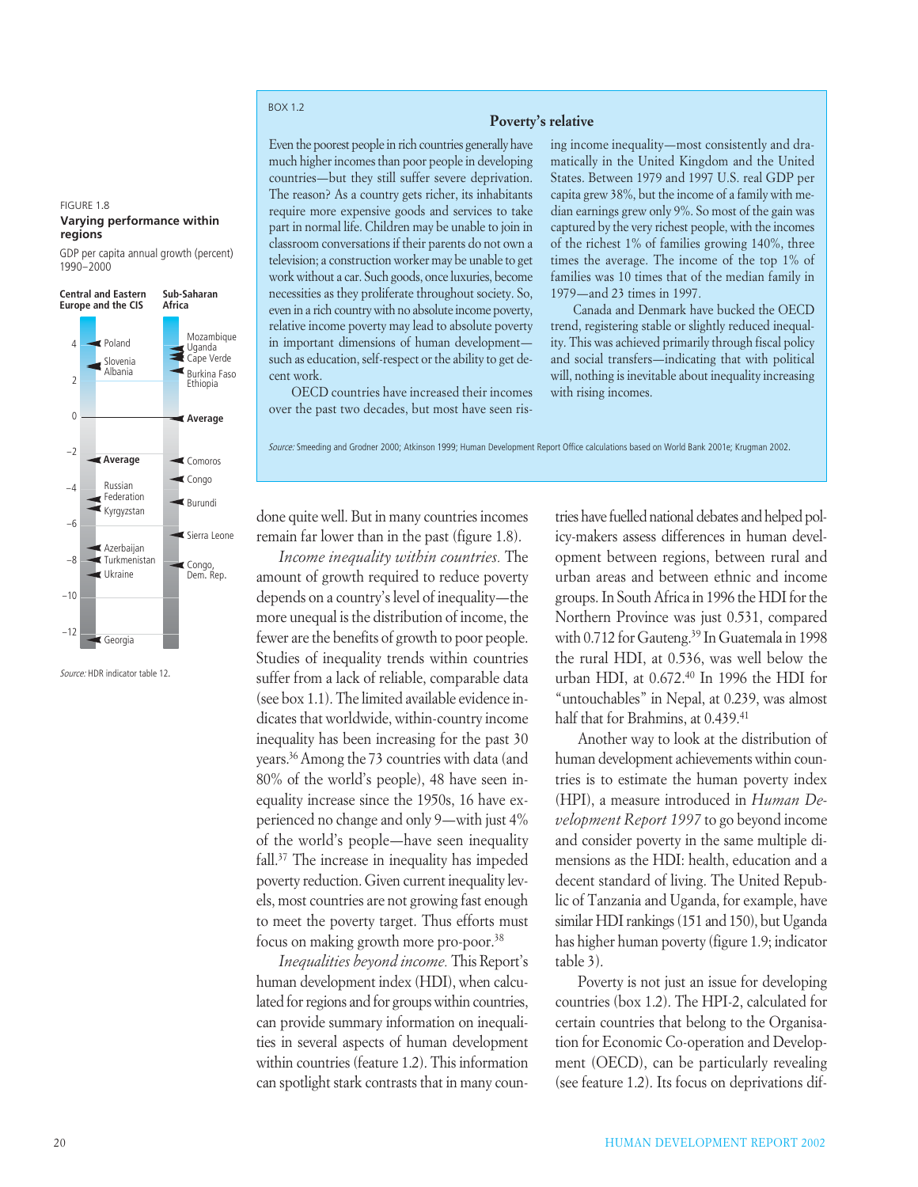FIGURE 1.8

**Varying performance within regions**

GDP per capita annual growth (percent) 1990–2000

| Central and Eastern Europe and the CIS | Sub-Saharan Africa |
|---|---|
| Poland | Mozambique |
| Slovenia | Uganda |
| Albania | Cape Verde |
| **Average** | Burkina Faso |
| Russian Federation | Ethiopia |
| Kyrgyzstan | **Average** |
| Azerbaijan | Comoros |
| Turkmenistan | Congo |
| Ukraine | Burundi |
| Georgia | Sierra Leone |
| | Congo, Dem. Rep. |

*Source:* HDR indicator table 12.

BOX 1.2

### Poverty's relative

Even the poorest people in rich countries generally have much higher incomes than poor people in developing countries—but they still suffer severe deprivation. The reason? As a country gets richer, its inhabitants require more expensive goods and services to take part in normal life. Children may be unable to join in classroom conversations if their parents do not own a television; a construction worker may be unable to get work without a car. Such goods, once luxuries, become necessities as they proliferate throughout society. So, even in a rich country with no absolute income poverty, relative income poverty may lead to absolute poverty in important dimensions of human development—such as education, self-respect or the ability to get decent work.

OECD countries have increased their incomes over the past two decades, but most have seen rising income inequality—most consistently and dramatically in the United Kingdom and the United States. Between 1979 and 1997 U.S. real GDP per capita grew 38%, but the income of a family with median earnings grew only 9%. So most of the gain was captured by the very richest people, with the incomes of the richest 1% of families growing 140%, three times the average. The income of the top 1% of families was 10 times that of the median family in 1979—and 23 times in 1997.

Canada and Denmark have bucked the OECD trend, registering stable or slightly reduced inequality. This was achieved primarily through fiscal policy and social transfers—indicating that with political will, nothing is inevitable about inequality increasing with rising incomes.

*Source:* Smeeding and Grodner 2000; Atkinson 1999; Human Development Report Office calculations based on World Bank 2001e; Krugman 2002.

done quite well. But in many countries incomes remain far lower than in the past (figure 1.8).

*Income inequality within countries.* The amount of growth required to reduce poverty depends on a country's level of inequality—the more unequal is the distribution of income, the fewer are the benefits of growth to poor people. Studies of inequality trends within countries suffer from a lack of reliable, comparable data (see box 1.1). The limited available evidence indicates that worldwide, within-country income inequality has been increasing for the past 30 years.[36] Among the 73 countries with data (and 80% of the world's people), 48 have seen inequality increase since the 1950s, 16 have experienced no change and only 9—with just 4% of the world's people—have seen inequality fall.[37] The increase in inequality has impeded poverty reduction. Given current inequality levels, most countries are not growing fast enough to meet the poverty target. Thus efforts must focus on making growth more pro-poor.[38]

*Inequalities beyond income.* This Report's human development index (HDI), when calculated for regions and for groups within countries, can provide summary information on inequalities in several aspects of human development within countries (feature 1.2). This information can spotlight stark contrasts that in many countries have fuelled national debates and helped policy-makers assess differences in human development between regions, between rural and urban areas and between ethnic and income groups. In South Africa in 1996 the HDI for the Northern Province was just 0.531, compared with 0.712 for Gauteng.[39] In Guatemala in 1998 the rural HDI, at 0.536, was well below the urban HDI, at 0.672.[40] In 1996 the HDI for "untouchables" in Nepal, at 0.239, was almost half that for Brahmins, at 0.439.[41]

Another way to look at the distribution of human development achievements within countries is to estimate the human poverty index (HPI), a measure introduced in *Human Development Report 1997* to go beyond income and consider poverty in the same multiple dimensions as the HDI: health, education and a decent standard of living. The United Republic of Tanzania and Uganda, for example, have similar HDI rankings (151 and 150), but Uganda has higher human poverty (figure 1.9; indicator table 3).

Poverty is not just an issue for developing countries (box 1.2). The HPI-2, calculated for certain countries that belong to the Organisation for Economic Co-operation and Development (OECD), can be particularly revealing (see feature 1.2). Its focus on deprivations dif-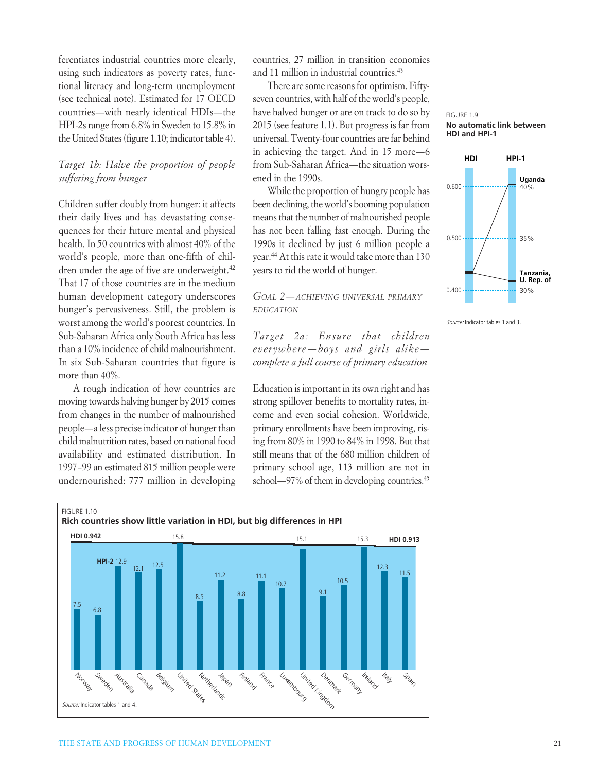ferentiates industrial countries more clearly, using such indicators as poverty rates, functional literacy and long-term unemployment (see technical note). Estimated for 17 OECD countries—with nearly identical HDIs—the HPI-2s range from 6.8% in Sweden to 15.8% in the United States (figure 1.10; indicator table 4).

### *Target 1b: Halve the proportion of people suffering from hunger*

Children suffer doubly from hunger: it affects their daily lives and has devastating consequences for their future mental and physical health. In 50 countries with almost 40% of the world's people, more than one-fifth of children under the age of five are underweight.[42] That 17 of those countries are in the medium human development category underscores hunger's pervasiveness. Still, the problem is worst among the world's poorest countries. In Sub-Saharan Africa only South Africa has less than a 10% incidence of child malnourishment. In six Sub-Saharan countries that figure is more than 40%.

A rough indication of how countries are moving towards halving hunger by 2015 comes from changes in the number of malnourished people—a less precise indicator of hunger than child malnutrition rates, based on national food availability and estimated distribution. In 1997–99 an estimated 815 million people were undernourished: 777 million in developing countries, 27 million in transition economies and 11 million in industrial countries.[43]

There are some reasons for optimism. Fifty-seven countries, with half of the world's people, have halved hunger or are on track to do so by 2015 (see feature 1.1). But progress is far from universal. Twenty-four countries are far behind in achieving the target. And in 15 more—6 from Sub-Saharan Africa—the situation worsened in the 1990s.

While the proportion of hungry people has been declining, the world's booming population means that the number of malnourished people has not been falling fast enough. During the 1990s it declined by just 6 million people a year.[44] At this rate it would take more than 130 years to rid the world of hunger.

## GOAL 2—ACHIEVING UNIVERSAL PRIMARY EDUCATION

### *Target 2a: Ensure that children everywhere—boys and girls alike—complete a full course of primary education*

Education is important in its own right and has strong spillover benefits to mortality rates, income and even social cohesion. Worldwide, primary enrollments have been improving, rising from 80% in 1990 to 84% in 1998. But that still means that of the 680 million children of primary school age, 113 million are not in school—97% of them in developing countries.[45]

FIGURE 1.9
**No automatic link between HDI and HPI-1**

| | HDI | HPI-1 |
|---|---|---|
| Uganda | 0.444 | 40% |
| Tanzania, U. Rep. of | 0.440 | 31% |

*Source:* Indicator tables 1 and 3.

FIGURE 1.10
**Rich countries show little variation in HDI, but big differences in HPI**

HDI ranges from 0.942 (Norway) to 0.913 (Spain).

| Country | HPI-2 |
|---|---|
| Norway | 7.5 |
| Sweden | 6.8 |
| Australia | 12.9 |
| Canada | 12.1 |
| Belgium | 12.5 |
| United States | 15.8 |
| Netherlands | 8.5 |
| Japan | 11.2 |
| Finland | 8.8 |
| France | 11.1 |
| Luxembourg | 10.7 |
| United Kingdom | 15.1 |
| Denmark | 9.1 |
| Germany | 10.5 |
| Ireland | 15.3 |
| Italy | 12.3 |
| Spain | 11.5 |

*Source:* Indicator tables 1 and 4.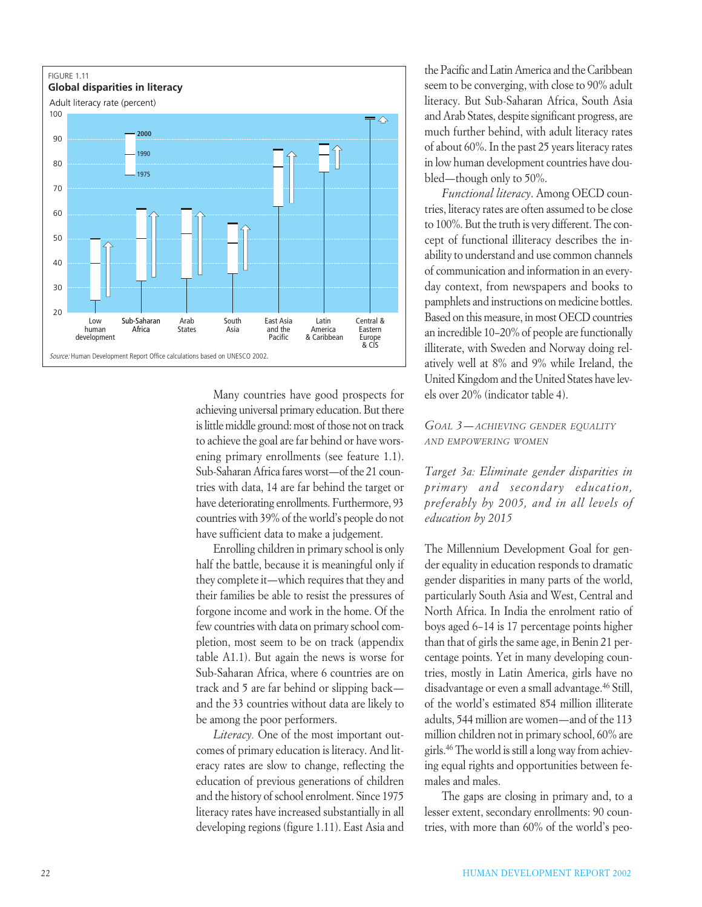FIGURE 1.11
**Global disparities in literacy**

Adult literacy rate (percent)

*Source:* Human Development Report Office calculations based on UNESCO 2002.

Many countries have good prospects for achieving universal primary education. But there is little middle ground: most of those not on track to achieve the goal are far behind or have worsening primary enrollments (see feature 1.1). Sub-Saharan Africa fares worst—of the 21 countries with data, 14 are far behind the target or have deteriorating enrollments. Furthermore, 93 countries with 39% of the world's people do not have sufficient data to make a judgement.

Enrolling children in primary school is only half the battle, because it is meaningful only if they complete it—which requires that they and their families be able to resist the pressures of forgone income and work in the home. Of the few countries with data on primary school completion, most seem to be on track (appendix table A1.1). But again the news is worse for Sub-Saharan Africa, where 6 countries are on track and 5 are far behind or slipping back—and the 33 countries without data are likely to be among the poor performers.

*Literacy.* One of the most important outcomes of primary education is literacy. And literacy rates are slow to change, reflecting the education of previous generations of children and the history of school enrolment. Since 1975 literacy rates have increased substantially in all developing regions (figure 1.11). East Asia and the Pacific and Latin America and the Caribbean seem to be converging, with close to 90% adult literacy. But Sub-Saharan Africa, South Asia and Arab States, despite significant progress, are much further behind, with adult literacy rates of about 60%. In the past 25 years literacy rates in low human development countries have doubled—though only to 50%.

*Functional literacy*. Among OECD countries, literacy rates are often assumed to be close to 100%. But the truth is very different. The concept of functional illiteracy describes the inability to understand and use common channels of communication and information in an everyday context, from newspapers and books to pamphlets and instructions on medicine bottles. Based on this measure, in most OECD countries an incredible 10–20% of people are functionally illiterate, with Sweden and Norway doing relatively well at 8% and 9% while Ireland, the United Kingdom and the United States have levels over 20% (indicator table 4).

### *GOAL 3—ACHIEVING GENDER EQUALITY AND EMPOWERING WOMEN*

*Target 3a: Eliminate gender disparities in primary and secondary education, preferably by 2005, and in all levels of education by 2015*

The Millennium Development Goal for gender equality in education responds to dramatic gender disparities in many parts of the world, particularly South Asia and West, Central and North Africa. In India the enrolment ratio of boys aged 6–14 is 17 percentage points higher than that of girls the same age, in Benin 21 percentage points. Yet in many developing countries, mostly in Latin America, girls have no disadvantage or even a small advantage.[46] Still, of the world's estimated 854 million illiterate adults, 544 million are women—and of the 113 million children not in primary school, 60% are girls.[46] The world is still a long way from achieving equal rights and opportunities between females and males.

The gaps are closing in primary and, to a lesser extent, secondary enrollments: 90 countries, with more than 60% of the world's peo-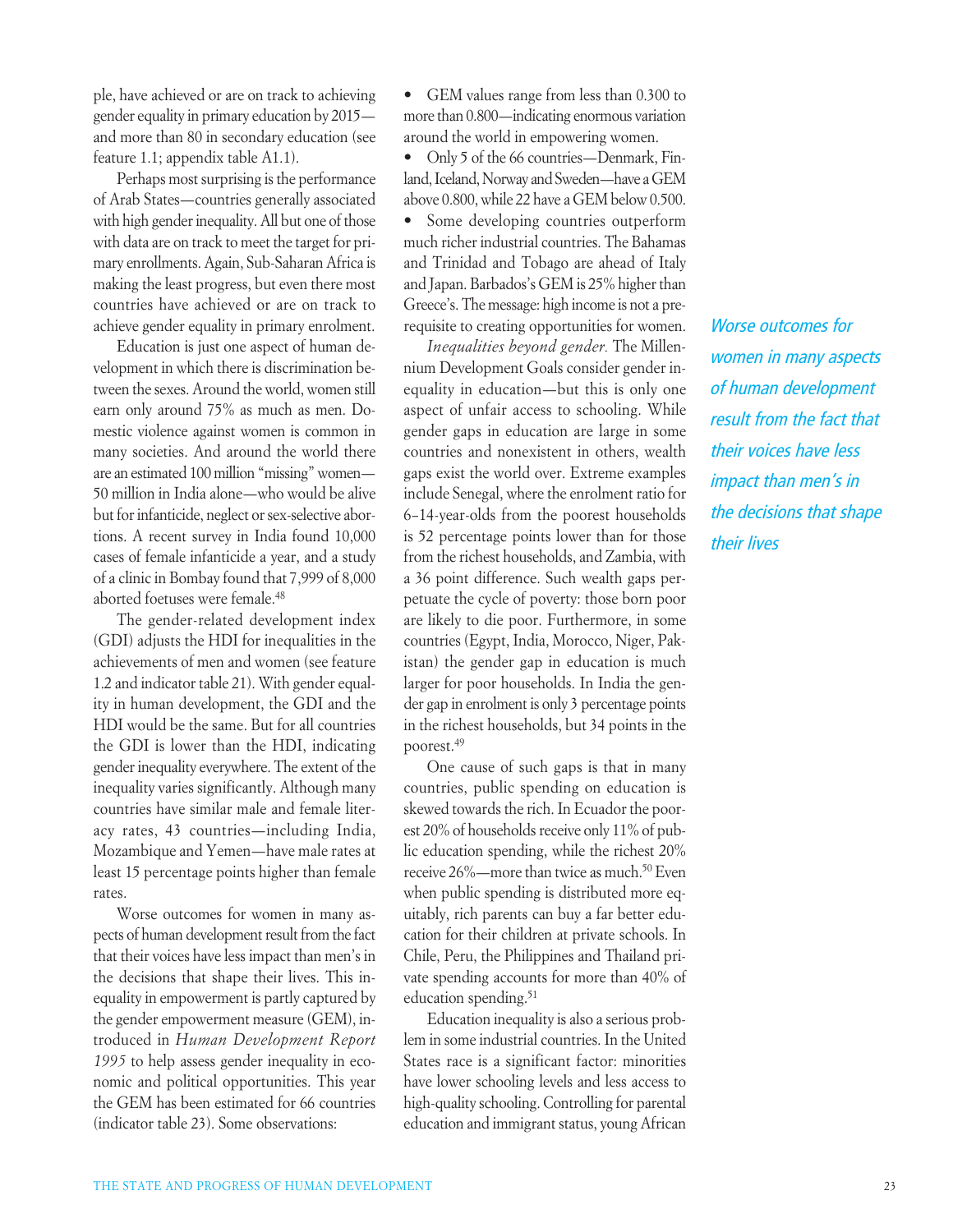ple, have achieved or are on track to achieving gender equality in primary education by 2015—and more than 80 in secondary education (see feature 1.1; appendix table A1.1).

Perhaps most surprising is the performance of Arab States—countries generally associated with high gender inequality. All but one of those with data are on track to meet the target for primary enrollments. Again, Sub-Saharan Africa is making the least progress, but even there most countries have achieved or are on track to achieve gender equality in primary enrolment.

Education is just one aspect of human development in which there is discrimination between the sexes. Around the world, women still earn only around 75% as much as men. Domestic violence against women is common in many societies. And around the world there are an estimated 100 million "missing" women—50 million in India alone—who would be alive but for infanticide, neglect or sex-selective abortions. A recent survey in India found 10,000 cases of female infanticide a year, and a study of a clinic in Bombay found that 7,999 of 8,000 aborted foetuses were female.[48]

The gender-related development index (GDI) adjusts the HDI for inequalities in the achievements of men and women (see feature 1.2 and indicator table 21). With gender equality in human development, the GDI and the HDI would be the same. But for all countries the GDI is lower than the HDI, indicating gender inequality everywhere. The extent of the inequality varies significantly. Although many countries have similar male and female literacy rates, 43 countries—including India, Mozambique and Yemen—have male rates at least 15 percentage points higher than female rates.

Worse outcomes for women in many aspects of human development result from the fact that their voices have less impact than men's in the decisions that shape their lives. This inequality in empowerment is partly captured by the gender empowerment measure (GEM), introduced in *Human Development Report 1995* to help assess gender inequality in economic and political opportunities. This year the GEM has been estimated for 66 countries (indicator table 23). Some observations:

- GEM values range from less than 0.300 to more than 0.800—indicating enormous variation around the world in empowering women.
- Only 5 of the 66 countries—Denmark, Finland, Iceland, Norway and Sweden—have a GEM above 0.800, while 22 have a GEM below 0.500.
- Some developing countries outperform much richer industrial countries. The Bahamas and Trinidad and Tobago are ahead of Italy and Japan. Barbados's GEM is 25% higher than Greece's. The message: high income is not a prerequisite to creating opportunities for women.

*Inequalities beyond gender.* The Millennium Development Goals consider gender inequality in education—but this is only one aspect of unfair access to schooling. While gender gaps in education are large in some countries and nonexistent in others, wealth gaps exist the world over. Extreme examples include Senegal, where the enrolment ratio for 6–14-year-olds from the poorest households is 52 percentage points lower than for those from the richest households, and Zambia, with a 36 point difference. Such wealth gaps perpetuate the cycle of poverty: those born poor are likely to die poor. Furthermore, in some countries (Egypt, India, Morocco, Niger, Pakistan) the gender gap in education is much larger for poor households. In India the gender gap in enrolment is only 3 percentage points in the richest households, but 34 points in the poorest.[49]

One cause of such gaps is that in many countries, public spending on education is skewed towards the rich. In Ecuador the poorest 20% of households receive only 11% of public education spending, while the richest 20% receive 26%—more than twice as much.[50] Even when public spending is distributed more equitably, rich parents can buy a far better education for their children at private schools. In Chile, Peru, the Philippines and Thailand private spending accounts for more than 40% of education spending.[51]

Education inequality is also a serious problem in some industrial countries. In the United States race is a significant factor: minorities have lower schooling levels and less access to high-quality schooling. Controlling for parental education and immigrant status, young African

*Worse outcomes for women in many aspects of human development result from the fact that their voices have less impact than men's in the decisions that shape their lives*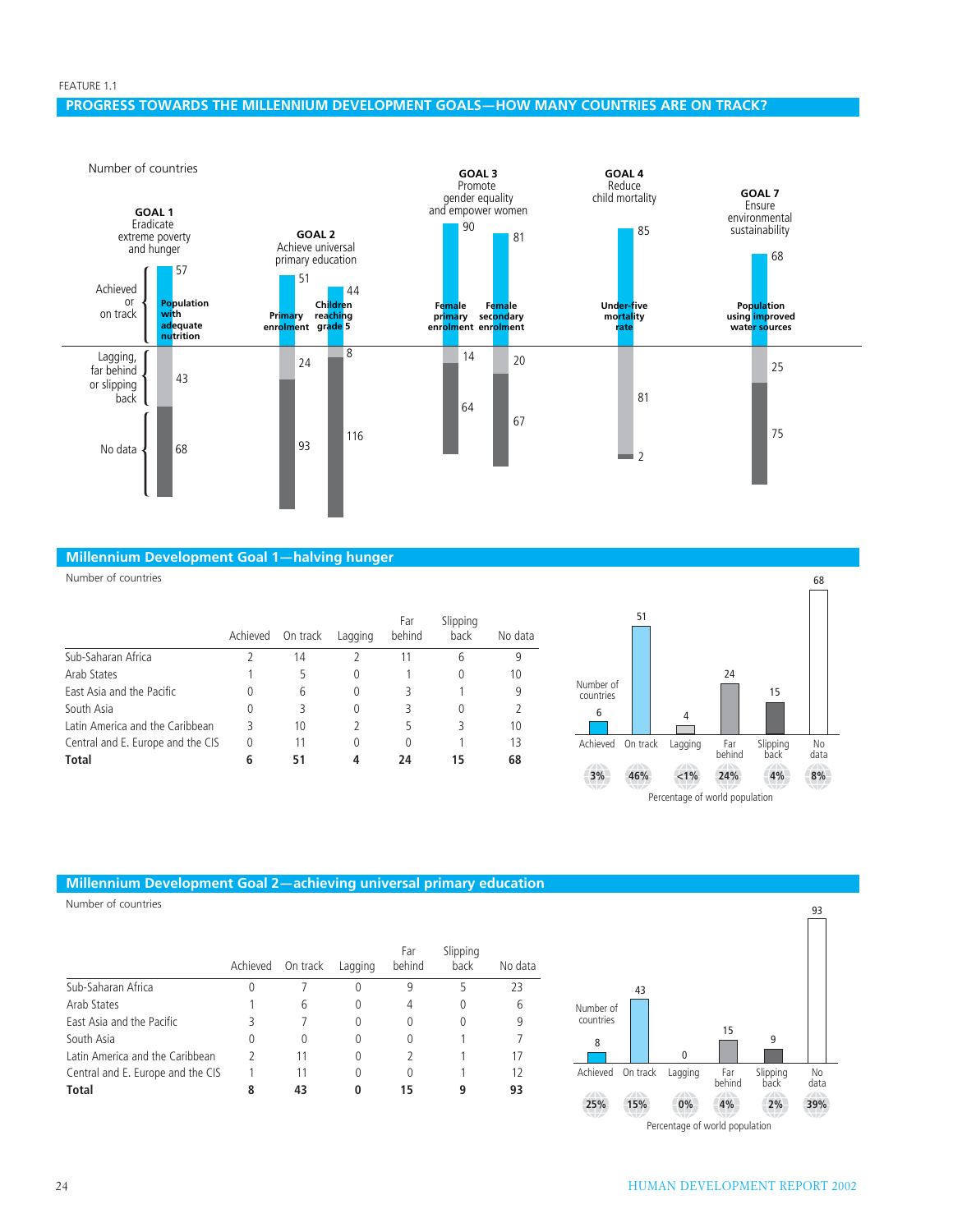FEATURE 1.1

## PROGRESS TOWARDS THE MILLENNIUM DEVELOPMENT GOALS—HOW MANY COUNTRIES ARE ON TRACK?

Number of countries

| | GOAL 1 Eradicate extreme poverty and hunger: Population with adequate nutrition | GOAL 2 Achieve universal primary education: Primary enrolment | GOAL 2: Children reaching grade 5 | GOAL 3 Promote gender equality and empower women: Female primary enrolment | GOAL 3: Female secondary enrolment | GOAL 4 Reduce child mortality: Under-five mortality rate | GOAL 7 Ensure environmental sustainability: Population using improved water sources |
|---|---|---|---|---|---|---|---|
| Achieved or on track | 57 | 51 | 44 | 90 | 81 | 85 | 68 |
| Lagging, far behind or slipping back | 43 | 24 | 8 | 14 | 20 | 81 | 25 |
| No data | 68 | 93 | 116 | 64 | 67 | 2 | 75 |

## Millennium Development Goal 1—halving hunger

Number of countries

| | Achieved | On track | Lagging | Far behind | Slipping back | No data |
|---|---|---|---|---|---|---|
| Sub-Saharan Africa | 2 | 14 | 2 | 11 | 6 | 9 |
| Arab States | 1 | 5 | 0 | 1 | 0 | 10 |
| East Asia and the Pacific | 0 | 6 | 0 | 3 | 1 | 9 |
| South Asia | 0 | 3 | 0 | 3 | 0 | 2 |
| Latin America and the Caribbean | 3 | 10 | 2 | 5 | 3 | 10 |
| Central and E. Europe and the CIS | 0 | 11 | 0 | 0 | 1 | 13 |
| **Total** | **6** | **51** | **4** | **24** | **15** | **68** |

| | Achieved | On track | Lagging | Far behind | Slipping back | No data |
|---|---|---|---|---|---|---|
| Number of countries | 6 | 51 | 4 | 24 | 15 | 68 |
| Percentage of world population | 3% | 46% | <1% | 24% | 4% | 8% |

## Millennium Development Goal 2—achieving universal primary education

Number of countries

| | Achieved | On track | Lagging | Far behind | Slipping back | No data |
|---|---|---|---|---|---|---|
| Sub-Saharan Africa | 0 | 7 | 0 | 9 | 5 | 23 |
| Arab States | 1 | 6 | 0 | 4 | 0 | 6 |
| East Asia and the Pacific | 3 | 7 | 0 | 0 | 0 | 9 |
| South Asia | 0 | 0 | 0 | 0 | 1 | 7 |
| Latin America and the Caribbean | 2 | 11 | 0 | 2 | 1 | 17 |
| Central and E. Europe and the CIS | 1 | 11 | 0 | 0 | 1 | 12 |
| **Total** | **8** | **43** | **0** | **15** | **9** | **93** |

| | Achieved | On track | Lagging | Far behind | Slipping back | No data |
|---|---|---|---|---|---|---|
| Number of countries | 8 | 43 | 0 | 15 | 9 | 93 |
| Percentage of world population | 25% | 15% | 0% | 4% | 2% | 39% |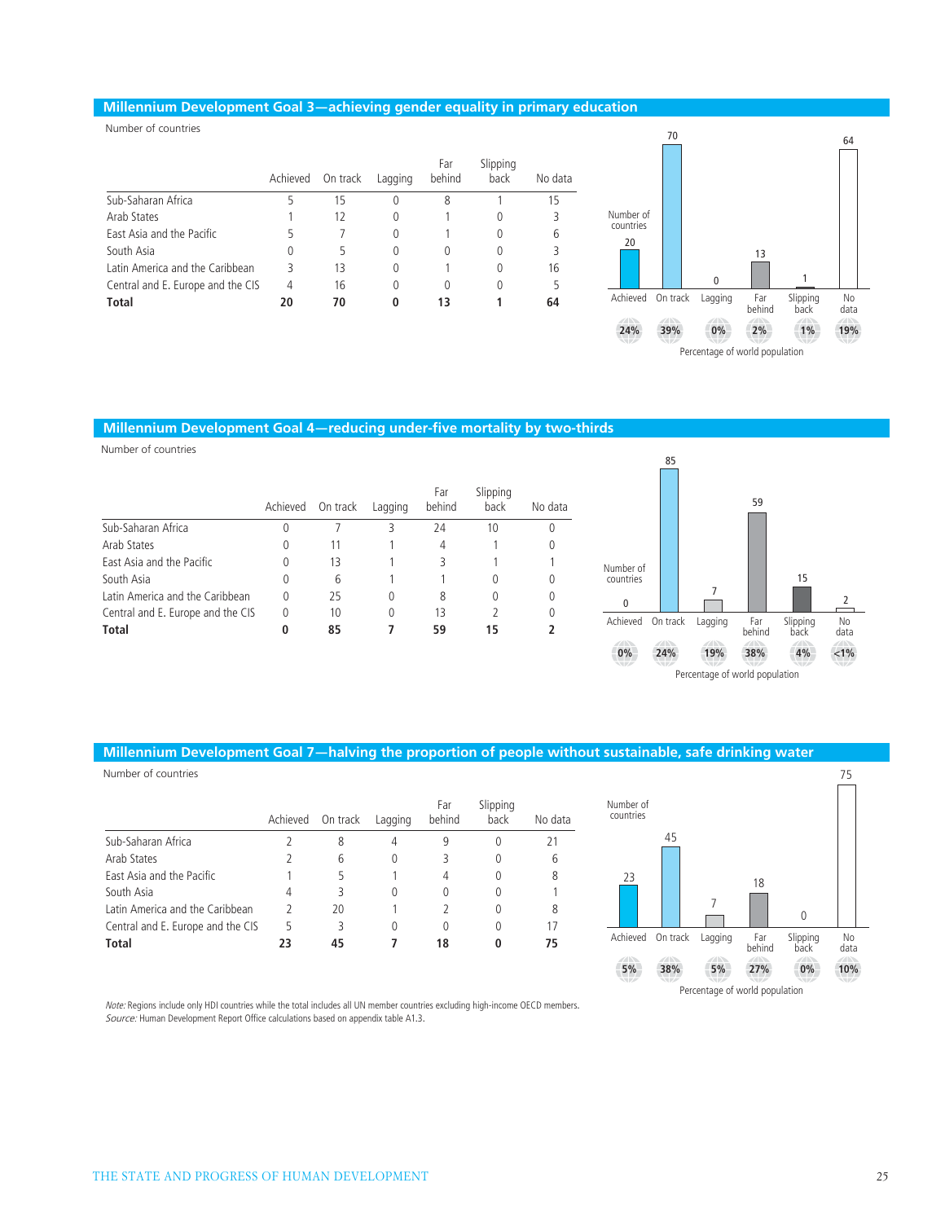## Millennium Development Goal 3—achieving gender equality in primary education

Number of countries

| | Achieved | On track | Lagging | Far behind | Slipping back | No data |
|---|---|---|---|---|---|---|
| Sub-Saharan Africa | 5 | 15 | 0 | 8 | 1 | 15 |
| Arab States | 1 | 12 | 0 | 1 | 0 | 3 |
| East Asia and the Pacific | 5 | 7 | 0 | 1 | 0 | 6 |
| South Asia | 0 | 5 | 0 | 0 | 0 | 3 |
| Latin America and the Caribbean | 3 | 13 | 0 | 1 | 0 | 16 |
| Central and E. Europe and the CIS | 4 | 16 | 0 | 0 | 0 | 5 |
| **Total** | **20** | **70** | **0** | **13** | **1** | **64** |

| | Achieved | On track | Lagging | Far behind | Slipping back | No data |
|---|---|---|---|---|---|---|
| Number of countries | 20 | 70 | 0 | 13 | 1 | 64 |
| Percentage of world population | 24% | 39% | 0% | 2% | 1% | 19% |

## Millennium Development Goal 4—reducing under-five mortality by two-thirds

Number of countries

| | Achieved | On track | Lagging | Far behind | Slipping back | No data |
|---|---|---|---|---|---|---|
| Sub-Saharan Africa | 0 | 7 | 3 | 24 | 10 | 0 |
| Arab States | 0 | 11 | 1 | 4 | 1 | 0 |
| East Asia and the Pacific | 0 | 13 | 1 | 3 | 1 | 1 |
| South Asia | 0 | 6 | 1 | 1 | 0 | 0 |
| Latin America and the Caribbean | 0 | 25 | 0 | 8 | 0 | 0 |
| Central and E. Europe and the CIS | 0 | 10 | 0 | 13 | 2 | 0 |
| **Total** | **0** | **85** | **7** | **59** | **15** | **2** |

| | Achieved | On track | Lagging | Far behind | Slipping back | No data |
|---|---|---|---|---|---|---|
| Number of countries | 0 | 85 | 7 | 59 | 15 | 2 |
| Percentage of world population | 0% | 24% | 19% | 38% | 4% | <1% |

## Millennium Development Goal 7—halving the proportion of people without sustainable, safe drinking water

Number of countries

| | Achieved | On track | Lagging | Far behind | Slipping back | No data |
|---|---|---|---|---|---|---|
| Sub-Saharan Africa | 2 | 8 | 4 | 9 | 0 | 21 |
| Arab States | 2 | 6 | 0 | 3 | 0 | 6 |
| East Asia and the Pacific | 1 | 5 | 1 | 4 | 0 | 8 |
| South Asia | 4 | 3 | 0 | 0 | 0 | 1 |
| Latin America and the Caribbean | 2 | 20 | 1 | 2 | 0 | 8 |
| Central and E. Europe and the CIS | 5 | 3 | 0 | 0 | 0 | 17 |
| **Total** | **23** | **45** | **7** | **18** | **0** | **75** |

| | Achieved | On track | Lagging | Far behind | Slipping back | No data |
|---|---|---|---|---|---|---|
| Number of countries | 23 | 45 | 7 | 18 | 0 | 75 |
| Percentage of world population | 5% | 38% | 5% | 27% | 0% | 10% |

*Note:* Regions include only HDI countries while the total includes all UN member countries excluding high-income OECD members.
*Source:* Human Development Report Office calculations based on appendix table A1.3.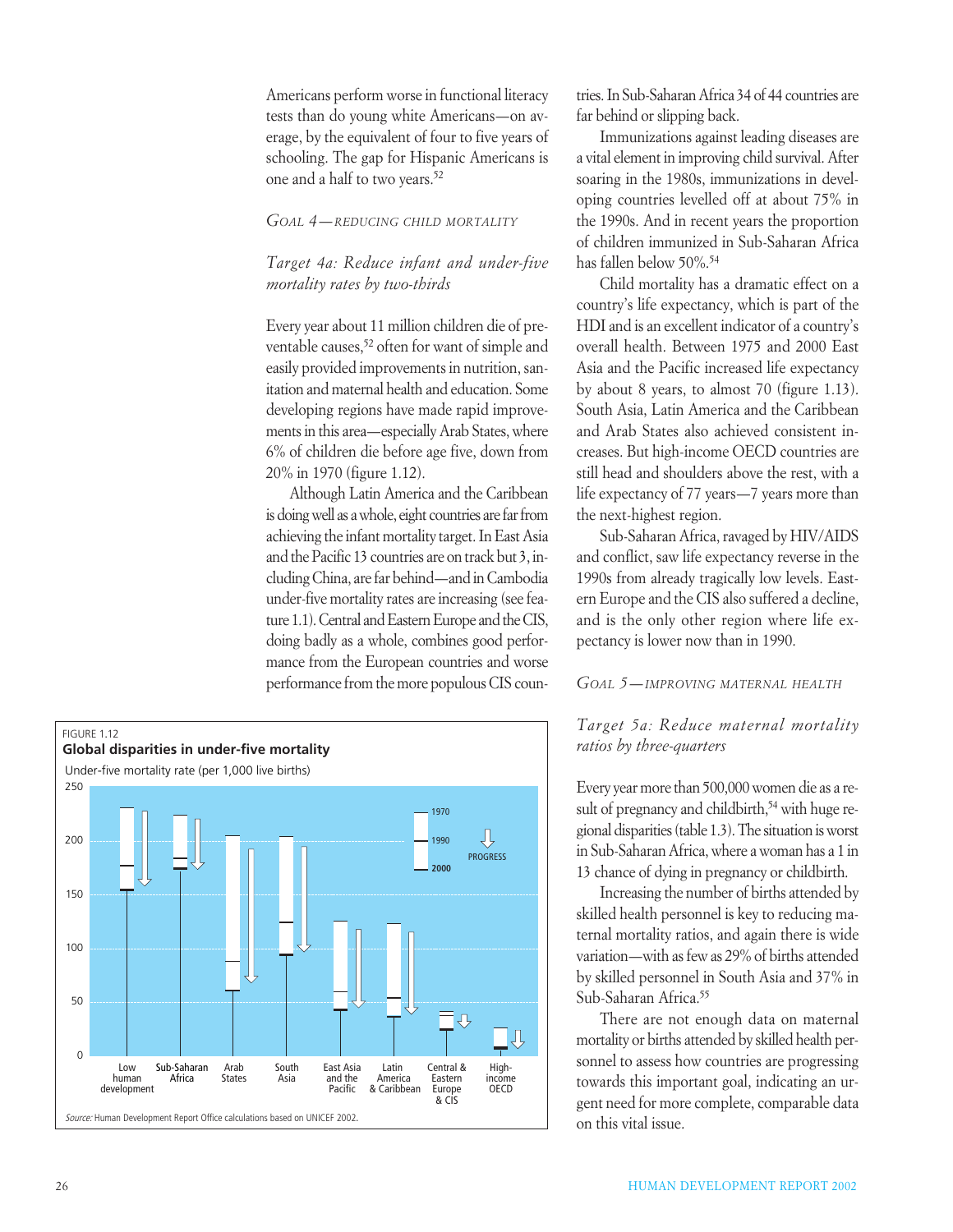Americans perform worse in functional literacy tests than do young white Americans—on average, by the equivalent of four to five years of schooling. The gap for Hispanic Americans is one and a half to two years.[52]

### *GOAL 4—REDUCING CHILD MORTALITY*

#### *Target 4a: Reduce infant and under-five mortality rates by two-thirds*

Every year about 11 million children die of preventable causes,[52] often for want of simple and easily provided improvements in nutrition, sanitation and maternal health and education. Some developing regions have made rapid improvements in this area—especially Arab States, where 6% of children die before age five, down from 20% in 1970 (figure 1.12).

Although Latin America and the Caribbean is doing well as a whole, eight countries are far from achieving the infant mortality target. In East Asia and the Pacific 13 countries are on track but 3, including China, are far behind—and in Cambodia under-five mortality rates are increasing (see feature 1.1). Central and Eastern Europe and the CIS, doing badly as a whole, combines good performance from the European countries and worse performance from the more populous CIS countries. In Sub-Saharan Africa 34 of 44 countries are far behind or slipping back.

Immunizations against leading diseases are a vital element in improving child survival. After soaring in the 1980s, immunizations in developing countries levelled off at about 75% in the 1990s. And in recent years the proportion of children immunized in Sub-Saharan Africa has fallen below 50%.[54]

Child mortality has a dramatic effect on a country's life expectancy, which is part of the HDI and is an excellent indicator of a country's overall health. Between 1975 and 2000 East Asia and the Pacific increased life expectancy by about 8 years, to almost 70 (figure 1.13). South Asia, Latin America and the Caribbean and Arab States also achieved consistent increases. But high-income OECD countries are still head and shoulders above the rest, with a life expectancy of 77 years—7 years more than the next-highest region.

Sub-Saharan Africa, ravaged by HIV/AIDS and conflict, saw life expectancy reverse in the 1990s from already tragically low levels. Eastern Europe and the CIS also suffered a decline, and is the only other region where life expectancy is lower now than in 1990.

FIGURE 1.12
**Global disparities in under-five mortality**

Under-five mortality rate (per 1,000 live births)

| Region | 1970 | 1990 | 2000 |
|---|---|---|---|
| Low human development | ~231 | ~178 | ~155 |
| Sub-Saharan Africa | ~223 | ~184 | ~175 |
| Arab States | ~204 | ~89 | ~61 |
| South Asia | ~203 | ~124 | ~95 |
| East Asia and the Pacific | ~125 | ~59 | ~44 |
| Latin America & Caribbean | ~123 | ~54 | ~37 |
| Central & Eastern Europe & CIS | ~41 | ~34 | ~25 |
| High-income OECD | ~25 | ~8 | ~6 |

*Source:* Human Development Report Office calculations based on UNICEF 2002.

### *GOAL 5—IMPROVING MATERNAL HEALTH*

#### *Target 5a: Reduce maternal mortality ratios by three-quarters*

Every year more than 500,000 women die as a result of pregnancy and childbirth,[54] with huge regional disparities (table 1.3). The situation is worst in Sub-Saharan Africa, where a woman has a 1 in 13 chance of dying in pregnancy or childbirth.

Increasing the number of births attended by skilled health personnel is key to reducing maternal mortality ratios, and again there is wide variation—with as few as 29% of births attended by skilled personnel in South Asia and 37% in Sub-Saharan Africa.[55]

There are not enough data on maternal mortality or births attended by skilled health personnel to assess how countries are progressing towards this important goal, indicating an urgent need for more complete, comparable data on this vital issue.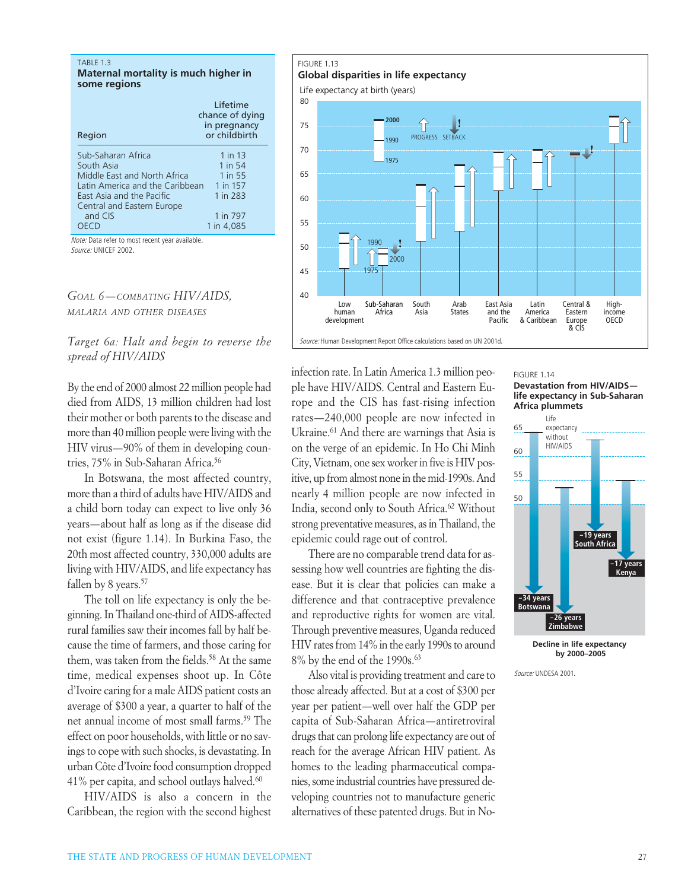TABLE 1.3

**Maternal mortality is much higher in some regions**

| Region | Lifetime chance of dying in pregnancy or childbirth |
|---|---|
| Sub-Saharan Africa | 1 in 13 |
| South Asia | 1 in 54 |
| Middle East and North Africa | 1 in 55 |
| Latin America and the Caribbean | 1 in 157 |
| East Asia and the Pacific | 1 in 283 |
| Central and Eastern Europe and CIS | 1 in 797 |
| OECD | 1 in 4,085 |

*Note:* Data refer to most recent year available.
*Source:* UNICEF 2002.

FIGURE 1.13

**Global disparities in life expectancy**

Life expectancy at birth (years)

*Source:* Human Development Report Office calculations based on UN 2001d.

## *Goal 6—combating HIV/AIDS, malaria and other diseases*

### *Target 6a: Halt and begin to reverse the spread of HIV/AIDS*

By the end of 2000 almost 22 million people had died from AIDS, 13 million children had lost their mother or both parents to the disease and more than 40 million people were living with the HIV virus—90% of them in developing countries, 75% in Sub-Saharan Africa.[56]

In Botswana, the most affected country, more than a third of adults have HIV/AIDS and a child born today can expect to live only 36 years—about half as long as if the disease did not exist (figure 1.14). In Burkina Faso, the 20th most affected country, 330,000 adults are living with HIV/AIDS, and life expectancy has fallen by 8 years.[57]

The toll on life expectancy is only the beginning. In Thailand one-third of AIDS-affected rural families saw their incomes fall by half because the time of farmers, and those caring for them, was taken from the fields.[58] At the same time, medical expenses shoot up. In Côte d'Ivoire caring for a male AIDS patient costs an average of $300 a year, a quarter to half of the net annual income of most small farms.[59] The effect on poor households, with little or no savings to cope with such shocks, is devastating. In urban Côte d'Ivoire food consumption dropped 41% per capita, and school outlays halved.[60]

HIV/AIDS is also a concern in the Caribbean, the region with the second highest infection rate. In Latin America 1.3 million people have HIV/AIDS. Central and Eastern Europe and the CIS has fast-rising infection rates—240,000 people are now infected in Ukraine.[61] And there are warnings that Asia is on the verge of an epidemic. In Ho Chi Minh City, Vietnam, one sex worker in five is HIV positive, up from almost none in the mid-1990s. And nearly 4 million people are now infected in India, second only to South Africa.[62] Without strong preventative measures, as in Thailand, the epidemic could rage out of control.

There are no comparable trend data for assessing how well countries are fighting the disease. But it is clear that policies can make a difference and that contraceptive prevalence and reproductive rights for women are vital. Through preventive measures, Uganda reduced HIV rates from 14% in the early 1990s to around 8% by the end of the 1990s.[63]

Also vital is providing treatment and care to those already affected. But at a cost of $300 per year per patient—well over half the GDP per capita of Sub-Saharan Africa—antiretroviral drugs that can prolong life expectancy are out of reach for the average African HIV patient. As homes to the leading pharmaceutical companies, some industrial countries have pressured developing countries not to manufacture generic alternatives of these patented drugs. But in No-

FIGURE 1.14

**Devastation from HIV/AIDS—life expectancy in Sub-Saharan Africa plummets**

Decline in life expectancy by 2000–2005

*Source:* UNDESA 2001.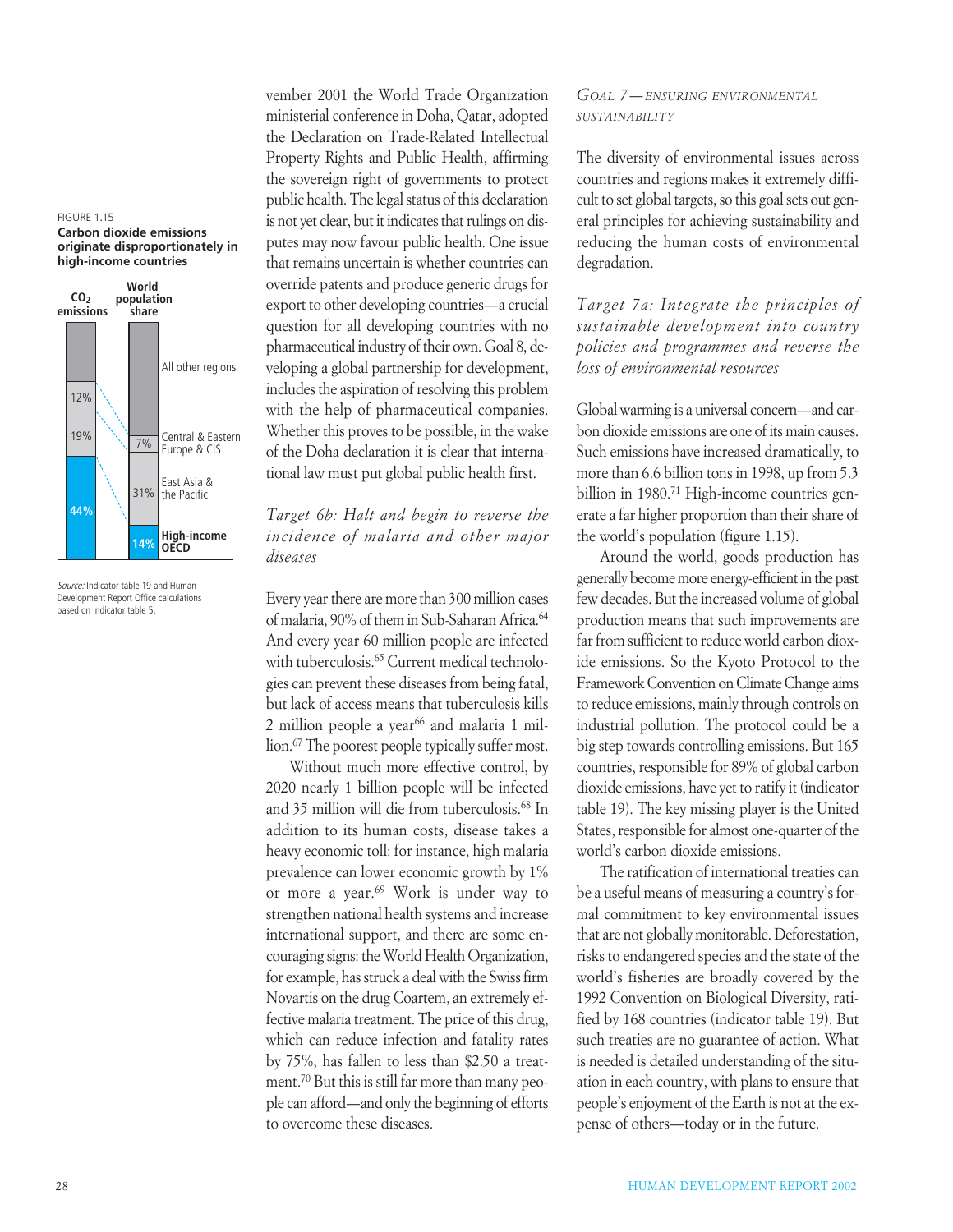FIGURE 1.15

**Carbon dioxide emissions originate disproportionately in high-income countries**

| | $CO_2$ emissions | World population share |
|---|---|---|
| All other regions | | |
| Central & Eastern Europe & CIS | 12% | 7% |
| East Asia & the Pacific | 19% | 31% |
| **High-income OECD** | **44%** | **14%** |

*Source:* Indicator table 19 and Human Development Report Office calculations based on indicator table 5.

vember 2001 the World Trade Organization ministerial conference in Doha, Qatar, adopted the Declaration on Trade-Related Intellectual Property Rights and Public Health, affirming the sovereign right of governments to protect public health. The legal status of this declaration is not yet clear, but it indicates that rulings on disputes may now favour public health. One issue that remains uncertain is whether countries can override patents and produce generic drugs for export to other developing countries—a crucial question for all developing countries with no pharmaceutical industry of their own. Goal 8, developing a global partnership for development, includes the aspiration of resolving this problem with the help of pharmaceutical companies. Whether this proves to be possible, in the wake of the Doha declaration it is clear that international law must put global public health first.

*Target 6b: Halt and begin to reverse the incidence of malaria and other major diseases*

Every year there are more than 300 million cases of malaria, 90% of them in Sub-Saharan Africa.[64] And every year 60 million people are infected with tuberculosis.[65] Current medical technologies can prevent these diseases from being fatal, but lack of access means that tuberculosis kills 2 million people a year[66] and malaria 1 million.[67] The poorest people typically suffer most.

Without much more effective control, by 2020 nearly 1 billion people will be infected and 35 million will die from tuberculosis.[68] In addition to its human costs, disease takes a heavy economic toll: for instance, high malaria prevalence can lower economic growth by 1% or more a year.[69] Work is under way to strengthen national health systems and increase international support, and there are some encouraging signs: the World Health Organization, for example, has struck a deal with the Swiss firm Novartis on the drug Coartem, an extremely effective malaria treatment. The price of this drug, which can reduce infection and fatality rates by 75%, has fallen to less than $2.50 a treatment.[70] But this is still far more than many people can afford—and only the beginning of efforts to overcome these diseases.

### *Goal 7—Ensuring environmental sustainability*

The diversity of environmental issues across countries and regions makes it extremely difficult to set global targets, so this goal sets out general principles for achieving sustainability and reducing the human costs of environmental degradation.

*Target 7a: Integrate the principles of sustainable development into country policies and programmes and reverse the loss of environmental resources*

Global warming is a universal concern—and carbon dioxide emissions are one of its main causes. Such emissions have increased dramatically, to more than 6.6 billion tons in 1998, up from 5.3 billion in 1980.[71] High-income countries generate a far higher proportion than their share of the world's population (figure 1.15).

Around the world, goods production has generally become more energy-efficient in the past few decades. But the increased volume of global production means that such improvements are far from sufficient to reduce world carbon dioxide emissions. So the Kyoto Protocol to the Framework Convention on Climate Change aims to reduce emissions, mainly through controls on industrial pollution. The protocol could be a big step towards controlling emissions. But 165 countries, responsible for 89% of global carbon dioxide emissions, have yet to ratify it (indicator table 19). The key missing player is the United States, responsible for almost one-quarter of the world's carbon dioxide emissions.

The ratification of international treaties can be a useful means of measuring a country's formal commitment to key environmental issues that are not globally monitorable. Deforestation, risks to endangered species and the state of the world's fisheries are broadly covered by the 1992 Convention on Biological Diversity, ratified by 168 countries (indicator table 19). But such treaties are no guarantee of action. What is needed is detailed understanding of the situation in each country, with plans to ensure that people's enjoyment of the Earth is not at the expense of others—today or in the future.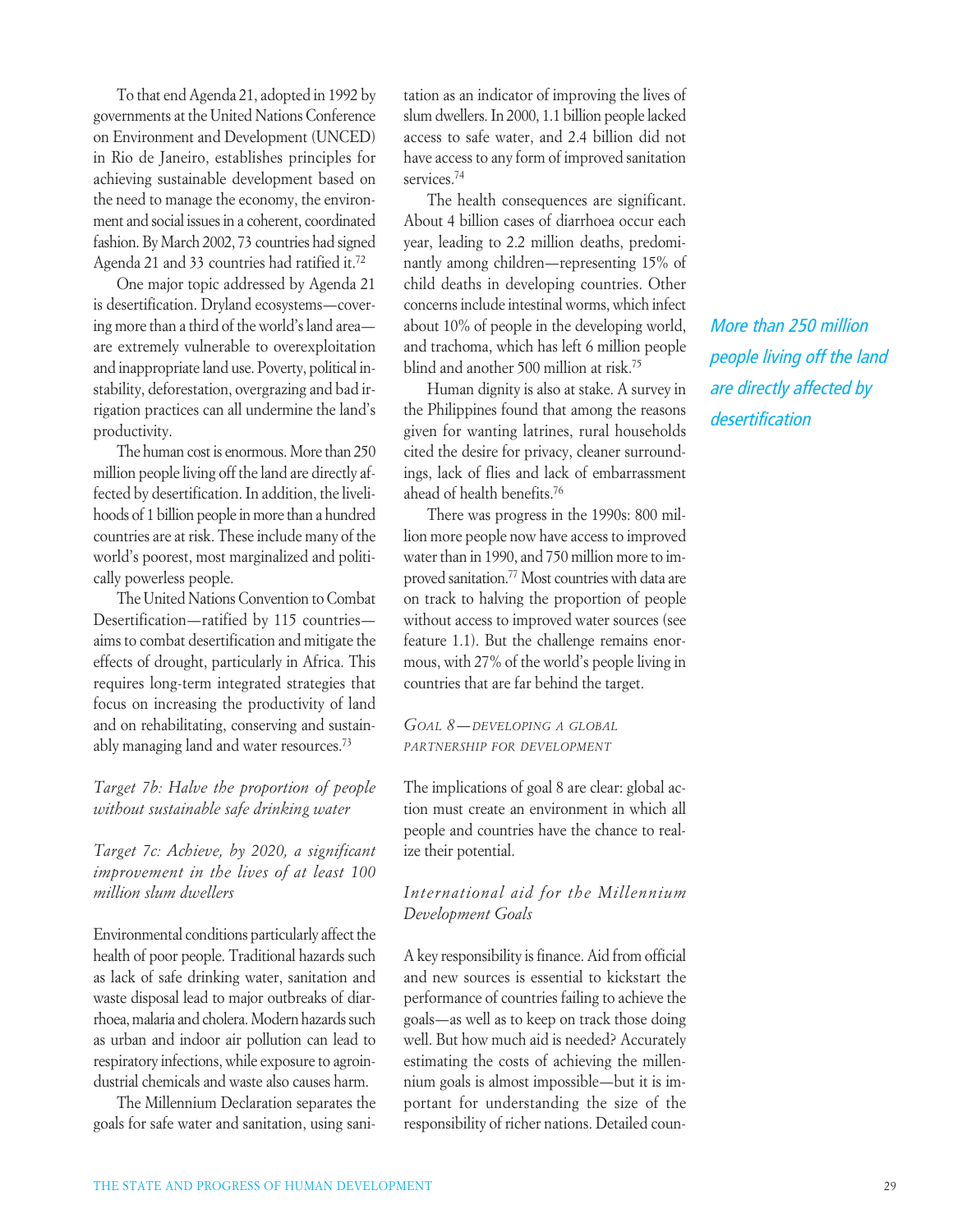To that end Agenda 21, adopted in 1992 by governments at the United Nations Conference on Environment and Development (UNCED) in Rio de Janeiro, establishes principles for achieving sustainable development based on the need to manage the economy, the environment and social issues in a coherent, coordinated fashion. By March 2002, 73 countries had signed Agenda 21 and 33 countries had ratified it.[72]

One major topic addressed by Agenda 21 is desertification. Dryland ecosystems—covering more than a third of the world's land area—are extremely vulnerable to overexploitation and inappropriate land use. Poverty, political instability, deforestation, overgrazing and bad irrigation practices can all undermine the land's productivity.

The human cost is enormous. More than 250 million people living off the land are directly affected by desertification. In addition, the livelihoods of 1 billion people in more than a hundred countries are at risk. These include many of the world's poorest, most marginalized and politically powerless people.

The United Nations Convention to Combat Desertification—ratified by 115 countries—aims to combat desertification and mitigate the effects of drought, particularly in Africa. This requires long-term integrated strategies that focus on increasing the productivity of land and on rehabilitating, conserving and sustainably managing land and water resources.[73]

*Target 7b: Halve the proportion of people without sustainable safe drinking water*

*Target 7c: Achieve, by 2020, a significant improvement in the lives of at least 100 million slum dwellers*

Environmental conditions particularly affect the health of poor people. Traditional hazards such as lack of safe drinking water, sanitation and waste disposal lead to major outbreaks of diarrhoea, malaria and cholera. Modern hazards such as urban and indoor air pollution can lead to respiratory infections, while exposure to agroindustrial chemicals and waste also causes harm.

The Millennium Declaration separates the goals for safe water and sanitation, using sanitation as an indicator of improving the lives of slum dwellers. In 2000, 1.1 billion people lacked access to safe water, and 2.4 billion did not have access to any form of improved sanitation services.[74]

The health consequences are significant. About 4 billion cases of diarrhoea occur each year, leading to 2.2 million deaths, predominantly among children—representing 15% of child deaths in developing countries. Other concerns include intestinal worms, which infect about 10% of people in the developing world, and trachoma, which has left 6 million people blind and another 500 million at risk.[75]

Human dignity is also at stake. A survey in the Philippines found that among the reasons given for wanting latrines, rural households cited the desire for privacy, cleaner surroundings, lack of flies and lack of embarrassment ahead of health benefits.[76]

There was progress in the 1990s: 800 million more people now have access to improved water than in 1990, and 750 million more to improved sanitation.[77] Most countries with data are on track to halving the proportion of people without access to improved water sources (see feature 1.1). But the challenge remains enormous, with 27% of the world's people living in countries that are far behind the target.

*More than 250 million people living off the land are directly affected by desertification*

### *Goal 8—Developing a global partnership for development*

The implications of goal 8 are clear: global action must create an environment in which all people and countries have the chance to realize their potential.

#### *International aid for the Millennium Development Goals*

A key responsibility is finance. Aid from official and new sources is essential to kickstart the performance of countries failing to achieve the goals—as well as to keep on track those doing well. But how much aid is needed? Accurately estimating the costs of achieving the millennium goals is almost impossible—but it is important for understanding the size of the responsibility of richer nations. Detailed coun-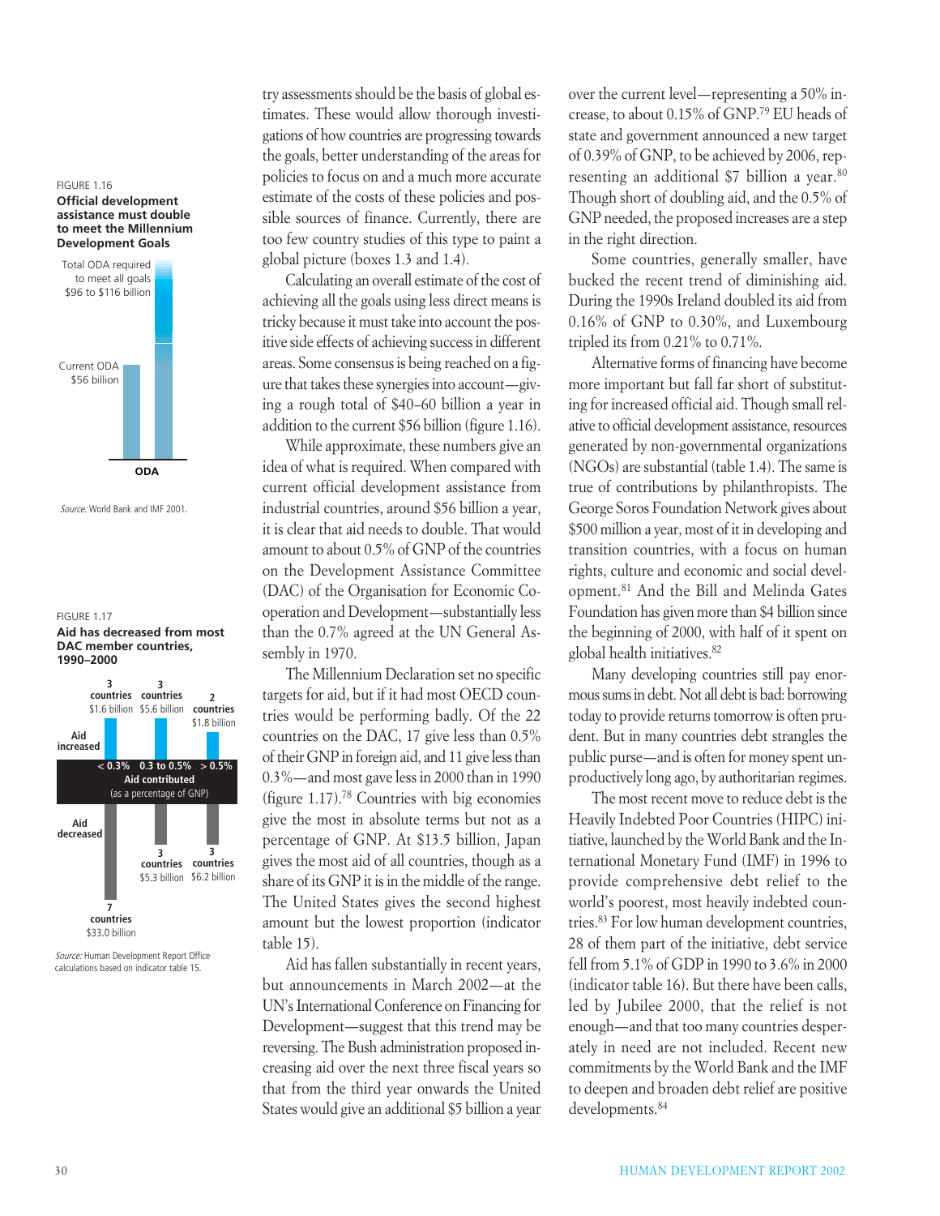FIGURE 1.16

**Official development assistance must double to meet the Millennium Development Goals**

Total ODA required to meet all goals $96 to $116 billion

Current ODA $56 billion

ODA

*Source:* World Bank and IMF 2001.

FIGURE 1.17

**Aid has decreased from most DAC member countries, 1990–2000**

| | < 0.3% | 0.3 to 0.5% | > 0.5% |
|---|---|---|---|
| Aid increased | 3 countries $1.6 billion | 3 countries $5.6 billion | 2 countries $1.8 billion |
| Aid decreased | 7 countries $33.0 billion | 3 countries $5.3 billion | 3 countries $6.2 billion |

Aid contributed (as a percentage of GNP)

*Source:* Human Development Report Office calculations based on indicator table 15.

try assessments should be the basis of global estimates. These would allow thorough investigations of how countries are progressing towards the goals, better understanding of the areas for policies to focus on and a much more accurate estimate of the costs of these policies and possible sources of finance. Currently, there are too few country studies of this type to paint a global picture (boxes 1.3 and 1.4).

Calculating an overall estimate of the cost of achieving all the goals using less direct means is tricky because it must take into account the positive side effects of achieving success in different areas. Some consensus is being reached on a figure that takes these synergies into account—giving a rough total of $40–60 billion a year in addition to the current $56 billion (figure 1.16).

While approximate, these numbers give an idea of what is required. When compared with current official development assistance from industrial countries, around $56 billion a year, it is clear that aid needs to double. That would amount to about 0.5% of GNP of the countries on the Development Assistance Committee (DAC) of the Organisation for Economic Co-operation and Development—substantially less than the 0.7% agreed at the UN General Assembly in 1970.

The Millennium Declaration set no specific targets for aid, but if it had most OECD countries would be performing badly. Of the 22 countries on the DAC, 17 give less than 0.5% of their GNP in foreign aid, and 11 give less than 0.3%—and most gave less in 2000 than in 1990 (figure 1.17).[78] Countries with big economies give the most in absolute terms but not as a percentage of GNP. At $13.5 billion, Japan gives the most aid of all countries, though as a share of its GNP it is in the middle of the range. The United States gives the second highest amount but the lowest proportion (indicator table 15).

Aid has fallen substantially in recent years, but announcements in March 2002—at the UN's International Conference on Financing for Development—suggest that this trend may be reversing. The Bush administration proposed increasing aid over the next three fiscal years so that from the third year onwards the United States would give an additional $5 billion a year over the current level—representing a 50% increase, to about 0.15% of GNP.[79] EU heads of state and government announced a new target of 0.39% of GNP, to be achieved by 2006, representing an additional $7 billion a year.[80] Though short of doubling aid, and the 0.5% of GNP needed, the proposed increases are a step in the right direction.

Some countries, generally smaller, have bucked the recent trend of diminishing aid. During the 1990s Ireland doubled its aid from 0.16% of GNP to 0.30%, and Luxembourg tripled its from 0.21% to 0.71%.

Alternative forms of financing have become more important but fall far short of substituting for increased official aid. Though small relative to official development assistance, resources generated by non-governmental organizations (NGOs) are substantial (table 1.4). The same is true of contributions by philanthropists. The George Soros Foundation Network gives about $500 million a year, most of it in developing and transition countries, with a focus on human rights, culture and economic and social development.[81] And the Bill and Melinda Gates Foundation has given more than $4 billion since the beginning of 2000, with half of it spent on global health initiatives.[82]

Many developing countries still pay enormous sums in debt. Not all debt is bad: borrowing today to provide returns tomorrow is often prudent. But in many countries debt strangles the public purse—and is often for money spent unproductively long ago, by authoritarian regimes.

The most recent move to reduce debt is the Heavily Indebted Poor Countries (HIPC) initiative, launched by the World Bank and the International Monetary Fund (IMF) in 1996 to provide comprehensive debt relief to the world's poorest, most heavily indebted countries.[83] For low human development countries, 28 of them part of the initiative, debt service fell from 5.1% of GDP in 1990 to 3.6% in 2000 (indicator table 16). But there have been calls, led by Jubilee 2000, that the relief is not enough—and that too many countries desperately in need are not included. Recent new commitments by the World Bank and the IMF to deepen and broaden debt relief are positive developments.[84]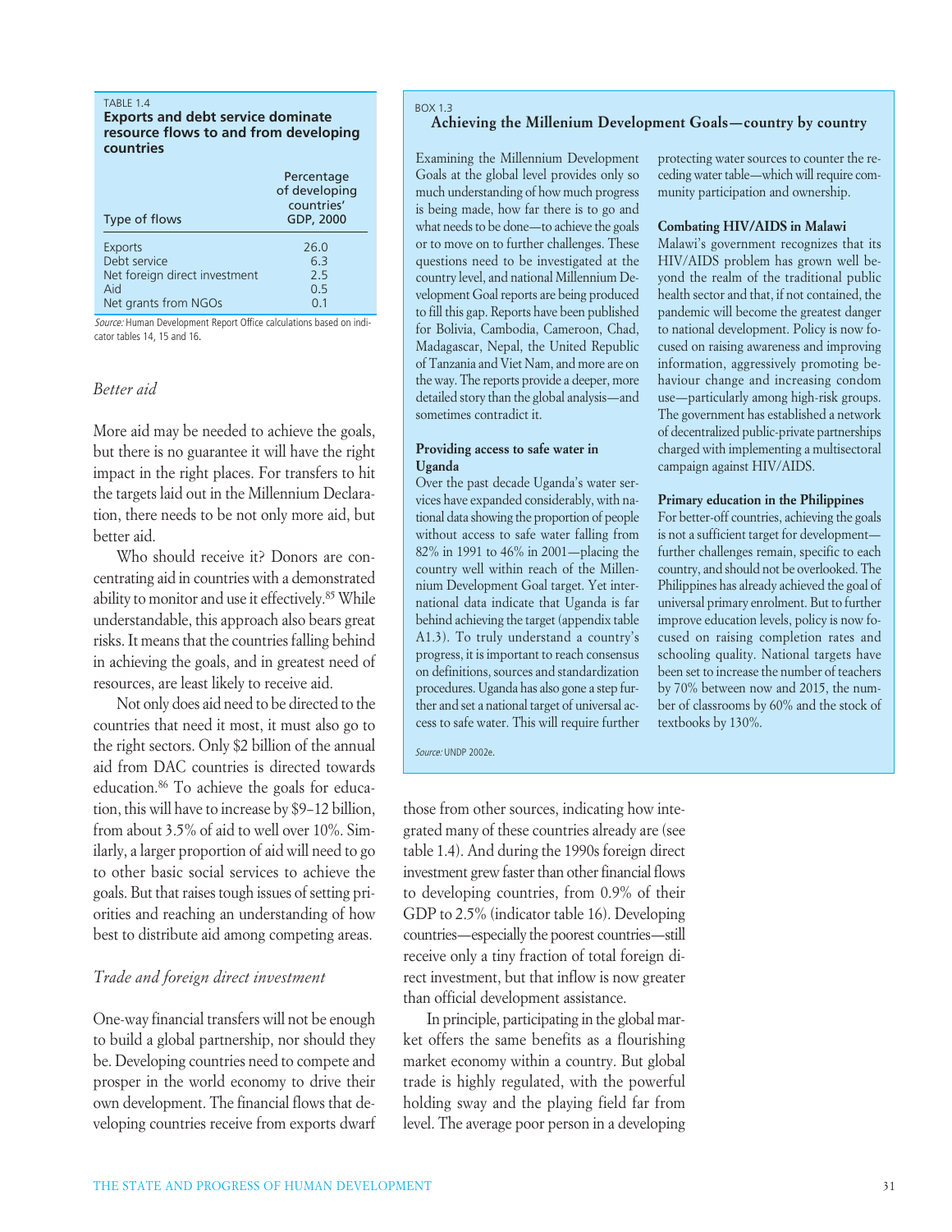TABLE 1.4

**Exports and debt service dominate resource flows to and from developing countries**

| Type of flows | Percentage of developing countries' GDP, 2000 |
|---|---|
| Exports | 26.0 |
| Debt service | 6.3 |
| Net foreign direct investment | 2.5 |
| Aid | 0.5 |
| Net grants from NGOs | 0.1 |

*Source:* Human Development Report Office calculations based on indicator tables 14, 15 and 16.

### *Better aid*

More aid may be needed to achieve the goals, but there is no guarantee it will have the right impact in the right places. For transfers to hit the targets laid out in the Millennium Declaration, there needs to be not only more aid, but better aid.

Who should receive it? Donors are concentrating aid in countries with a demonstrated ability to monitor and use it effectively.[85] While understandable, this approach also bears great risks. It means that the countries falling behind in achieving the goals, and in greatest need of resources, are least likely to receive aid.

Not only does aid need to be directed to the countries that need it most, it must also go to the right sectors. Only $2 billion of the annual aid from DAC countries is directed towards education.[86] To achieve the goals for education, this will have to increase by $9–12 billion, from about 3.5% of aid to well over 10%. Similarly, a larger proportion of aid will need to go to other basic social services to achieve the goals. But that raises tough issues of setting priorities and reaching an understanding of how best to distribute aid among competing areas.

### *Trade and foreign direct investment*

One-way financial transfers will not be enough to build a global partnership, nor should they be. Developing countries need to compete and prosper in the world economy to drive their own development. The financial flows that developing countries receive from exports dwarf those from other sources, indicating how integrated many of these countries already are (see table 1.4). And during the 1990s foreign direct investment grew faster than other financial flows to developing countries, from 0.9% of their GDP to 2.5% (indicator table 16). Developing countries—especially the poorest countries—still receive only a tiny fraction of total foreign direct investment, but that inflow is now greater than official development assistance.

In principle, participating in the global market offers the same benefits as a flourishing market economy within a country. But global trade is highly regulated, with the powerful holding sway and the playing field far from level. The average poor person in a developing

---

BOX 1.3

**Achieving the Millenium Development Goals—country by country**

Examining the Millennium Development Goals at the global level provides only so much understanding of how much progress is being made, how far there is to go and what needs to be done—to achieve the goals or to move on to further challenges. These questions need to be investigated at the country level, and national Millennium Development Goal reports are being produced to fill this gap. Reports have been published for Bolivia, Cambodia, Cameroon, Chad, Madagascar, Nepal, the United Republic of Tanzania and Viet Nam, and more are on the way. The reports provide a deeper, more detailed story than the global analysis—and sometimes contradict it.

**Providing access to safe water in Uganda**

Over the past decade Uganda's water services have expanded considerably, with national data showing the proportion of people without access to safe water falling from 82% in 1991 to 46% in 2001—placing the country well within reach of the Millennium Development Goal target. Yet international data indicate that Uganda is far behind achieving the target (appendix table A1.3). To truly understand a country's progress, it is important to reach consensus on definitions, sources and standardization procedures. Uganda has also gone a step further and set a national target of universal access to safe water. This will require further protecting water sources to counter the receding water table—which will require community participation and ownership.

**Combating HIV/AIDS in Malawi**

Malawi's government recognizes that its HIV/AIDS problem has grown well beyond the realm of the traditional public health sector and that, if not contained, the pandemic will become the greatest danger to national development. Policy is now focused on raising awareness and improving information, aggressively promoting behaviour change and increasing condom use—particularly among high-risk groups. The government has established a network of decentralized public-private partnerships charged with implementing a multisectoral campaign against HIV/AIDS.

**Primary education in the Philippines**

For better-off countries, achieving the goals is not a sufficient target for development—further challenges remain, specific to each country, and should not be overlooked. The Philippines has already achieved the goal of universal primary enrolment. But to further improve education levels, policy is now focused on raising completion rates and schooling quality. National targets have been set to increase the number of teachers by 70% between now and 2015, the number of classrooms by 60% and the stock of textbooks by 130%.

*Source:* UNDP 2002e.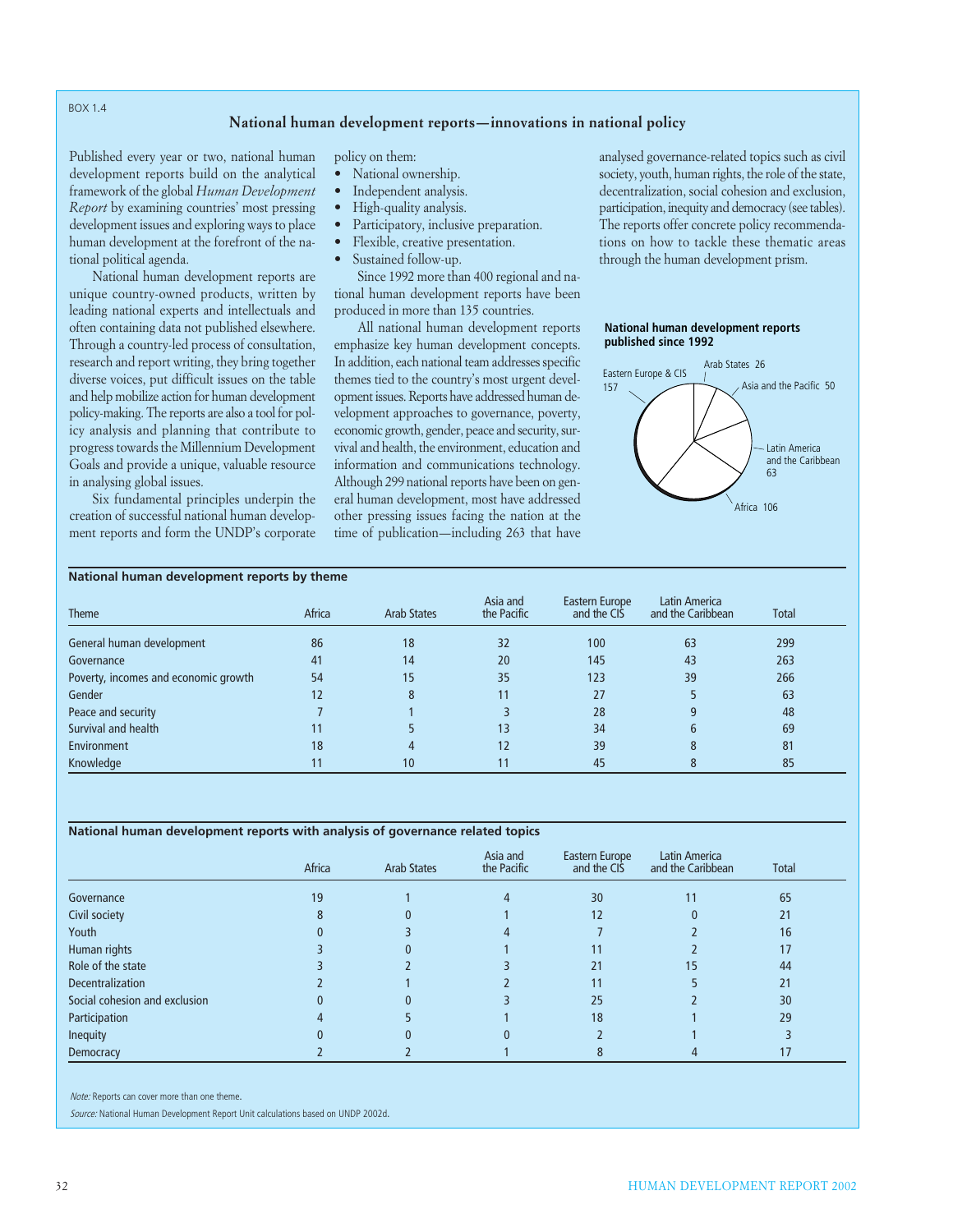BOX 1.4

## National human development reports—innovations in national policy

Published every year or two, national human development reports build on the analytical framework of the global *Human Development Report* by examining countries' most pressing development issues and exploring ways to place human development at the forefront of the national political agenda.

National human development reports are unique country-owned products, written by leading national experts and intellectuals and often containing data not published elsewhere. Through a country-led process of consultation, research and report writing, they bring together diverse voices, put difficult issues on the table and help mobilize action for human development policy-making. The reports are also a tool for policy analysis and planning that contribute to progress towards the Millennium Development Goals and provide a unique, valuable resource in analysing global issues.

Six fundamental principles underpin the creation of successful national human development reports and form the UNDP's corporate policy on them:

- National ownership.
- Independent analysis.
- High-quality analysis.
- Participatory, inclusive preparation.
- Flexible, creative presentation.
- Sustained follow-up.

Since 1992 more than 400 regional and national human development reports have been produced in more than 135 countries.

All national human development reports emphasize key human development concepts. In addition, each national team addresses specific themes tied to the country's most urgent development issues. Reports have addressed human development approaches to governance, poverty, economic growth, gender, peace and security, survival and health, the environment, education and information and communications technology. Although 299 national reports have been on general human development, most have addressed other pressing issues facing the nation at the time of publication—including 263 that have analysed governance-related topics such as civil society, youth, human rights, the role of the state, decentralization, social cohesion and exclusion, participation, inequity and democracy (see tables). The reports offer concrete policy recommendations on how to tackle these thematic areas through the human development prism.

**National human development reports published since 1992**

| Region | Reports |
|---|---|
| Eastern Europe & CIS | 157 |
| Arab States | 26 |
| Asia and the Pacific | 50 |
| Latin America and the Caribbean | 63 |
| Africa | 106 |

**National human development reports by theme**

| Theme | Africa | Arab States | Asia and the Pacific | Eastern Europe and the CIS | Latin America and the Caribbean | Total |
|---|---|---|---|---|---|---|
| General human development | 86 | 18 | 32 | 100 | 63 | 299 |
| Governance | 41 | 14 | 20 | 145 | 43 | 263 |
| Poverty, incomes and economic growth | 54 | 15 | 35 | 123 | 39 | 266 |
| Gender | 12 | 8 | 11 | 27 | 5 | 63 |
| Peace and security | 7 | 1 | 3 | 28 | 9 | 48 |
| Survival and health | 11 | 5 | 13 | 34 | 6 | 69 |
| Environment | 18 | 4 | 12 | 39 | 8 | 81 |
| Knowledge | 11 | 10 | 11 | 45 | 8 | 85 |

**National human development reports with analysis of governance related topics**

| | Africa | Arab States | Asia and the Pacific | Eastern Europe and the CIS | Latin America and the Caribbean | Total |
|---|---|---|---|---|---|---|
| Governance | 19 | 1 | 4 | 30 | 11 | 65 |
| Civil society | 8 | 0 | 1 | 12 | 0 | 21 |
| Youth | 0 | 3 | 4 | 7 | 2 | 16 |
| Human rights | 3 | 0 | 1 | 11 | 2 | 17 |
| Role of the state | 3 | 2 | 3 | 21 | 15 | 44 |
| Decentralization | 2 | 1 | 2 | 11 | 5 | 21 |
| Social cohesion and exclusion | 0 | 0 | 3 | 25 | 2 | 30 |
| Participation | 4 | 5 | 1 | 18 | 1 | 29 |
| Inequity | 0 | 0 | 0 | 2 | 1 | 3 |
| Democracy | 2 | 2 | 1 | 8 | 4 | 17 |

*Note:* Reports can cover more than one theme.

*Source:* National Human Development Report Unit calculations based on UNDP 2002d.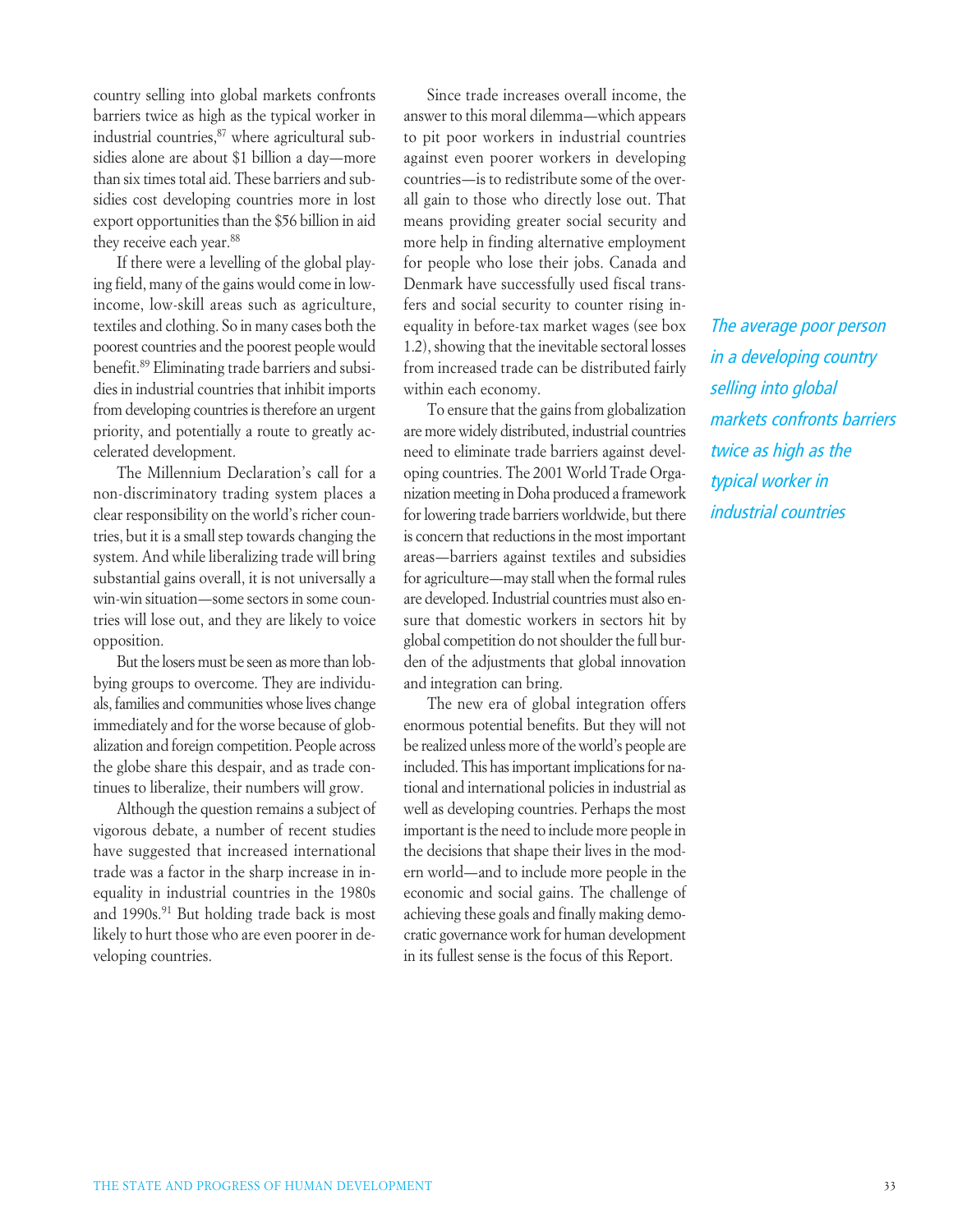country selling into global markets confronts barriers twice as high as the typical worker in industrial countries,[87] where agricultural subsidies alone are about $1 billion a day—more than six times total aid. These barriers and subsidies cost developing countries more in lost export opportunities than the $56 billion in aid they receive each year.[88]

If there were a levelling of the global playing field, many of the gains would come in low-income, low-skill areas such as agriculture, textiles and clothing. So in many cases both the poorest countries and the poorest people would benefit.[89] Eliminating trade barriers and subsidies in industrial countries that inhibit imports from developing countries is therefore an urgent priority, and potentially a route to greatly accelerated development.

The Millennium Declaration's call for a non-discriminatory trading system places a clear responsibility on the world's richer countries, but it is a small step towards changing the system. And while liberalizing trade will bring substantial gains overall, it is not universally a win-win situation—some sectors in some countries will lose out, and they are likely to voice opposition.

But the losers must be seen as more than lobbying groups to overcome. They are individuals, families and communities whose lives change immediately and for the worse because of globalization and foreign competition. People across the globe share this despair, and as trade continues to liberalize, their numbers will grow.

Although the question remains a subject of vigorous debate, a number of recent studies have suggested that increased international trade was a factor in the sharp increase in inequality in industrial countries in the 1980s and 1990s.[91] But holding trade back is most likely to hurt those who are even poorer in developing countries.

Since trade increases overall income, the answer to this moral dilemma—which appears to pit poor workers in industrial countries against even poorer workers in developing countries—is to redistribute some of the overall gain to those who directly lose out. That means providing greater social security and more help in finding alternative employment for people who lose their jobs. Canada and Denmark have successfully used fiscal transfers and social security to counter rising inequality in before-tax market wages (see box 1.2), showing that the inevitable sectoral losses from increased trade can be distributed fairly within each economy.

To ensure that the gains from globalization are more widely distributed, industrial countries need to eliminate trade barriers against developing countries. The 2001 World Trade Organization meeting in Doha produced a framework for lowering trade barriers worldwide, but there is concern that reductions in the most important areas—barriers against textiles and subsidies for agriculture—may stall when the formal rules are developed. Industrial countries must also ensure that domestic workers in sectors hit by global competition do not shoulder the full burden of the adjustments that global innovation and integration can bring.

The new era of global integration offers enormous potential benefits. But they will not be realized unless more of the world's people are included. This has important implications for national and international policies in industrial as well as developing countries. Perhaps the most important is the need to include more people in the decisions that shape their lives in the modern world—and to include more people in the economic and social gains. The challenge of achieving these goals and finally making democratic governance work for human development in its fullest sense is the focus of this Report.

*The average poor person in a developing country selling into global markets confronts barriers twice as high as the typical worker in industrial countries*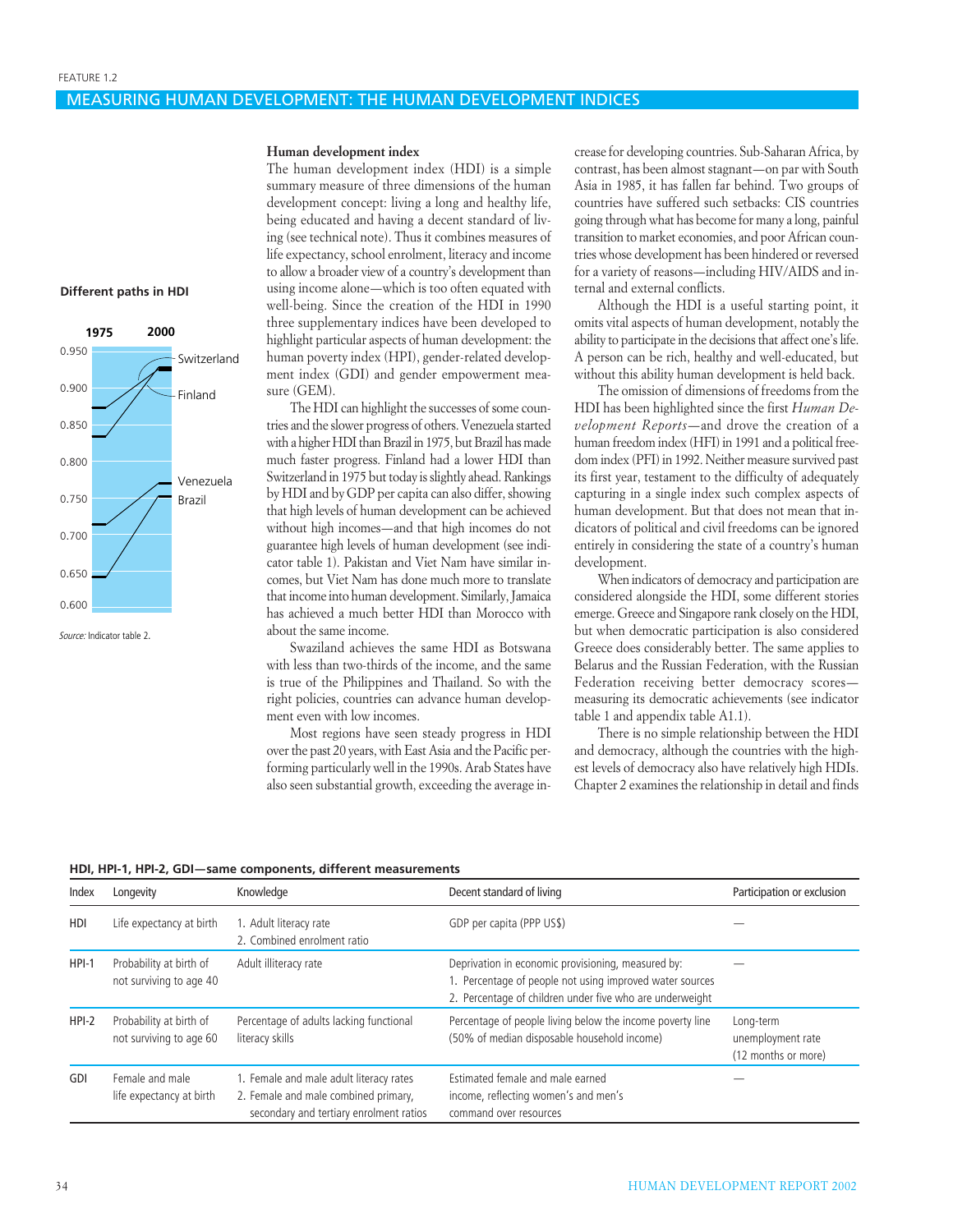FEATURE 1.2

## MEASURING HUMAN DEVELOPMENT: THE HUMAN DEVELOPMENT INDICES

**Different paths in HDI**

Source: Indicator table 2.

### Human development index

The human development index (HDI) is a simple summary measure of three dimensions of the human development concept: living a long and healthy life, being educated and having a decent standard of living (see technical note). Thus it combines measures of life expectancy, school enrolment, literacy and income to allow a broader view of a country's development than using income alone—which is too often equated with well-being. Since the creation of the HDI in 1990 three supplementary indices have been developed to highlight particular aspects of human development: the human poverty index (HPI), gender-related development index (GDI) and gender empowerment measure (GEM).

The HDI can highlight the successes of some countries and the slower progress of others. Venezuela started with a higher HDI than Brazil in 1975, but Brazil has made much faster progress. Finland had a lower HDI than Switzerland in 1975 but today is slightly ahead. Rankings by HDI and by GDP per capita can also differ, showing that high levels of human development can be achieved without high incomes—and that high incomes do not guarantee high levels of human development (see indicator table 1). Pakistan and Viet Nam have similar incomes, but Viet Nam has done much more to translate that income into human development. Similarly, Jamaica has achieved a much better HDI than Morocco with about the same income.

Swaziland achieves the same HDI as Botswana with less than two-thirds of the income, and the same is true of the Philippines and Thailand. So with the right policies, countries can advance human development even with low incomes.

Most regions have seen steady progress in HDI over the past 20 years, with East Asia and the Pacific performing particularly well in the 1990s. Arab States have also seen substantial growth, exceeding the average increase for developing countries. Sub-Saharan Africa, by contrast, has been almost stagnant—on par with South Asia in 1985, it has fallen far behind. Two groups of countries have suffered such setbacks: CIS countries going through what has become for many a long, painful transition to market economies, and poor African countries whose development has been hindered or reversed for a variety of reasons—including HIV/AIDS and internal and external conflicts.

Although the HDI is a useful starting point, it omits vital aspects of human development, notably the ability to participate in the decisions that affect one's life. A person can be rich, healthy and well-educated, but without this ability human development is held back.

The omission of dimensions of freedoms from the HDI has been highlighted since the first *Human Development Reports*—and drove the creation of a human freedom index (HFI) in 1991 and a political freedom index (PFI) in 1992. Neither measure survived past its first year, testament to the difficulty of adequately capturing in a single index such complex aspects of human development. But that does not mean that indicators of political and civil freedoms can be ignored entirely in considering the state of a country's human development.

When indicators of democracy and participation are considered alongside the HDI, some different stories emerge. Greece and Singapore rank closely on the HDI, but when democratic participation is also considered Greece does considerably better. The same applies to Belarus and the Russian Federation, with the Russian Federation receiving better democracy scores—measuring its democratic achievements (see indicator table 1 and appendix table A1.1).

There is no simple relationship between the HDI and democracy, although the countries with the highest levels of democracy also have relatively high HDIs. Chapter 2 examines the relationship in detail and finds

**HDI, HPI-1, HPI-2, GDI—same components, different measurements**

| Index | Longevity | Knowledge | Decent standard of living | Participation or exclusion |
|---|---|---|---|---|
| HDI | Life expectancy at birth | 1. Adult literacy rate<br>2. Combined enrolment ratio | GDP per capita (PPP US$) | — |
| HPI-1 | Probability at birth of not surviving to age 40 | Adult illiteracy rate | Deprivation in economic provisioning, measured by:<br>1. Percentage of people not using improved water sources<br>2. Percentage of children under five who are underweight | — |
| HPI-2 | Probability at birth of not surviving to age 60 | Percentage of adults lacking functional literacy skills | Percentage of people living below the income poverty line (50% of median disposable household income) | Long-term unemployment rate (12 months or more) |
| GDI | Female and male life expectancy at birth | 1. Female and male adult literacy rates<br>2. Female and male combined primary, secondary and tertiary enrolment ratios | Estimated female and male earned income, reflecting women's and men's command over resources | — |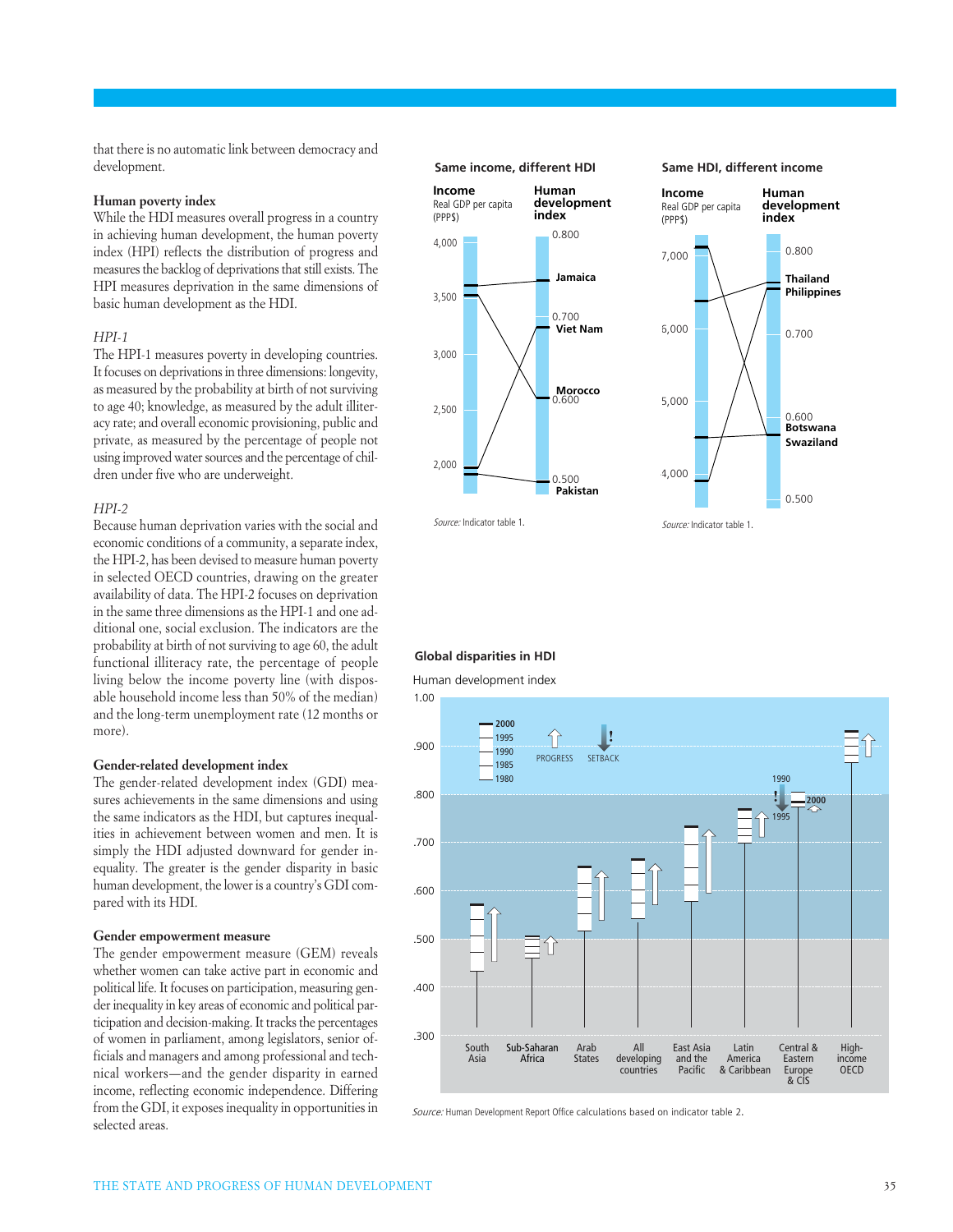that there is no automatic link between democracy and development.

### Human poverty index

While the HDI measures overall progress in a country in achieving human development, the human poverty index (HPI) reflects the distribution of progress and measures the backlog of deprivations that still exists. The HPI measures deprivation in the same dimensions of basic human development as the HDI.

*HPI-1*

The HPI-1 measures poverty in developing countries. It focuses on deprivations in three dimensions: longevity, as measured by the probability at birth of not surviving to age 40; knowledge, as measured by the adult illiteracy rate; and overall economic provisioning, public and private, as measured by the percentage of people not using improved water sources and the percentage of children under five who are underweight.

*HPI-2*

Because human deprivation varies with the social and economic conditions of a community, a separate index, the HPI-2, has been devised to measure human poverty in selected OECD countries, drawing on the greater availability of data. The HPI-2 focuses on deprivation in the same three dimensions as the HPI-1 and one additional one, social exclusion. The indicators are the probability at birth of not surviving to age 60, the adult functional illiteracy rate, the percentage of people living below the income poverty line (with disposable household income less than 50% of the median) and the long-term unemployment rate (12 months or more).

### Gender-related development index

The gender-related development index (GDI) measures achievements in the same dimensions and using the same indicators as the HDI, but captures inequalities in achievement between women and men. It is simply the HDI adjusted downward for gender inequality. The greater is the gender disparity in basic human development, the lower is a country's GDI compared with its HDI.

### Gender empowerment measure

The gender empowerment measure (GEM) reveals whether women can take active part in economic and political life. It focuses on participation, measuring gender inequality in key areas of economic and political participation and decision-making. It tracks the percentages of women in parliament, among legislators, senior officials and managers and among professional and technical workers—and the gender disparity in earned income, reflecting economic independence. Differing from the GDI, it exposes inequality in opportunities in selected areas.

**Same income, different HDI**

Income: Real GDP per capita (PPP$) — Human development index: Jamaica, Viet Nam, Morocco, Pakistan

Source: Indicator table 1.

**Same HDI, different income**

Income: Real GDP per capita (PPP$) — Human development index: Thailand, Philippines, Botswana, Swaziland

Source: Indicator table 1.

**Global disparities in HDI**

Human development index (1980, 1985, 1990, 1995, 2000; Progress / Setback): South Asia, Sub-Saharan Africa, Arab States, All developing countries, East Asia and the Pacific, Latin America & Caribbean, Central & Eastern Europe & CIS, High-income OECD

Source: Human Development Report Office calculations based on indicator table 2.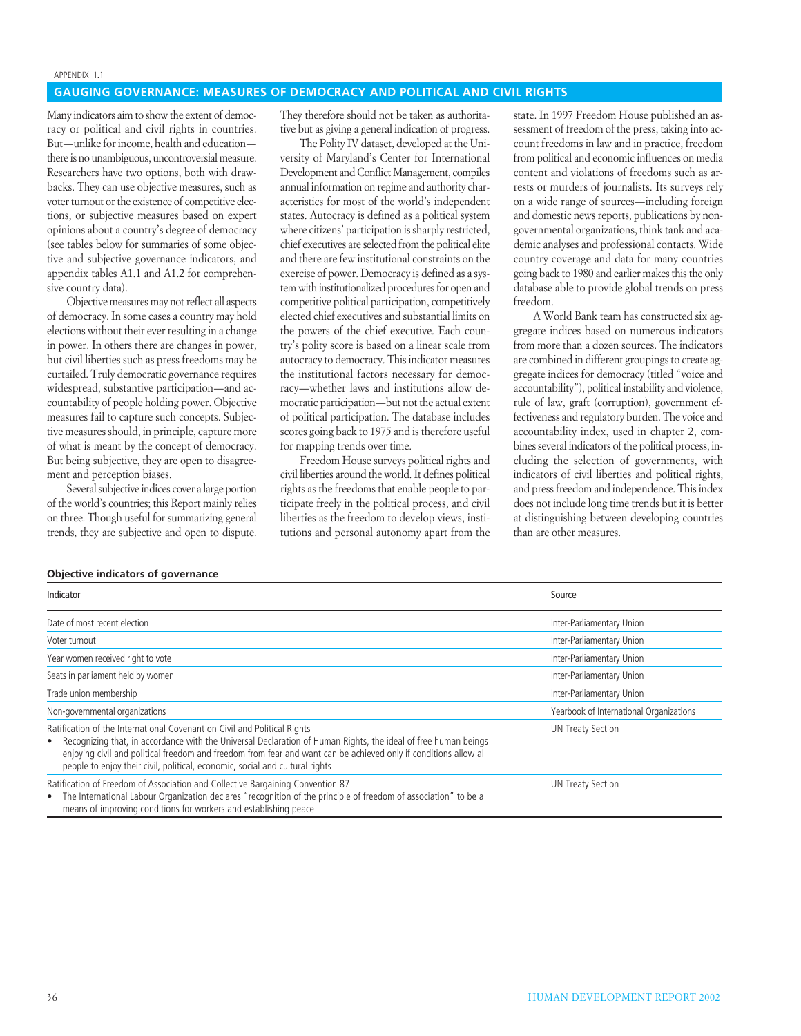APPENDIX 1.1

## GAUGING GOVERNANCE: MEASURES OF DEMOCRACY AND POLITICAL AND CIVIL RIGHTS

Many indicators aim to show the extent of democracy or political and civil rights in countries. But—unlike for income, health and education—there is no unambiguous, uncontroversial measure. Researchers have two options, both with drawbacks. They can use objective measures, such as voter turnout or the existence of competitive elections, or subjective measures based on expert opinions about a country's degree of democracy (see tables below for summaries of some objective and subjective governance indicators, and appendix tables A1.1 and A1.2 for comprehensive country data).

Objective measures may not reflect all aspects of democracy. In some cases a country may hold elections without their ever resulting in a change in power. In others there are changes in power, but civil liberties such as press freedoms may be curtailed. Truly democratic governance requires widespread, substantive participation—and accountability of people holding power. Objective measures fail to capture such concepts. Subjective measures should, in principle, capture more of what is meant by the concept of democracy. But being subjective, they are open to disagreement and perception biases.

Several subjective indices cover a large portion of the world's countries; this Report mainly relies on three. Though useful for summarizing general trends, they are subjective and open to dispute. They therefore should not be taken as authoritative but as giving a general indication of progress.

The Polity IV dataset, developed at the University of Maryland's Center for International Development and Conflict Management, compiles annual information on regime and authority characteristics for most of the world's independent states. Autocracy is defined as a political system where citizens' participation is sharply restricted, chief executives are selected from the political elite and there are few institutional constraints on the exercise of power. Democracy is defined as a system with institutionalized procedures for open and competitive political participation, competitively elected chief executives and substantial limits on the powers of the chief executive. Each country's polity score is based on a linear scale from autocracy to democracy. This indicator measures the institutional factors necessary for democracy—whether laws and institutions allow democratic participation—but not the actual extent of political participation. The database includes scores going back to 1975 and is therefore useful for mapping trends over time.

Freedom House surveys political rights and civil liberties around the world. It defines political rights as the freedoms that enable people to participate freely in the political process, and civil liberties as the freedom to develop views, institutions and personal autonomy apart from the state. In 1997 Freedom House published an assessment of freedom of the press, taking into account freedoms in law and in practice, freedom from political and economic influences on media content and violations of freedoms such as arrests or murders of journalists. Its surveys rely on a wide range of sources—including foreign and domestic news reports, publications by non-governmental organizations, think tank and academic analyses and professional contacts. Wide country coverage and data for many countries going back to 1980 and earlier makes this the only database able to provide global trends on press freedom.

A World Bank team has constructed six aggregate indices based on numerous indicators from more than a dozen sources. The indicators are combined in different groupings to create aggregate indices for democracy (titled "voice and accountability"), political instability and violence, rule of law, graft (corruption), government effectiveness and regulatory burden. The voice and accountability index, used in chapter 2, combines several indicators of the political process, including the selection of governments, with indicators of civil liberties and political rights, and press freedom and independence. This index does not include long time trends but it is better at distinguishing between developing countries than are other measures.

**Objective indicators of governance**

| Indicator | Source |
|---|---|
| Date of most recent election | Inter-Parliamentary Union |
| Voter turnout | Inter-Parliamentary Union |
| Year women received right to vote | Inter-Parliamentary Union |
| Seats in parliament held by women | Inter-Parliamentary Union |
| Trade union membership | Inter-Parliamentary Union |
| Non-governmental organizations | Yearbook of International Organizations |
| Ratification of the International Covenant on Civil and Political Rights<br>• Recognizing that, in accordance with the Universal Declaration of Human Rights, the ideal of free human beings enjoying civil and political freedom and freedom from fear and want can be achieved only if conditions allow all people to enjoy their civil, political, economic, social and cultural rights | UN Treaty Section |
| Ratification of Freedom of Association and Collective Bargaining Convention 87<br>• The International Labour Organization declares "recognition of the principle of freedom of association" to be a means of improving conditions for workers and establishing peace | UN Treaty Section |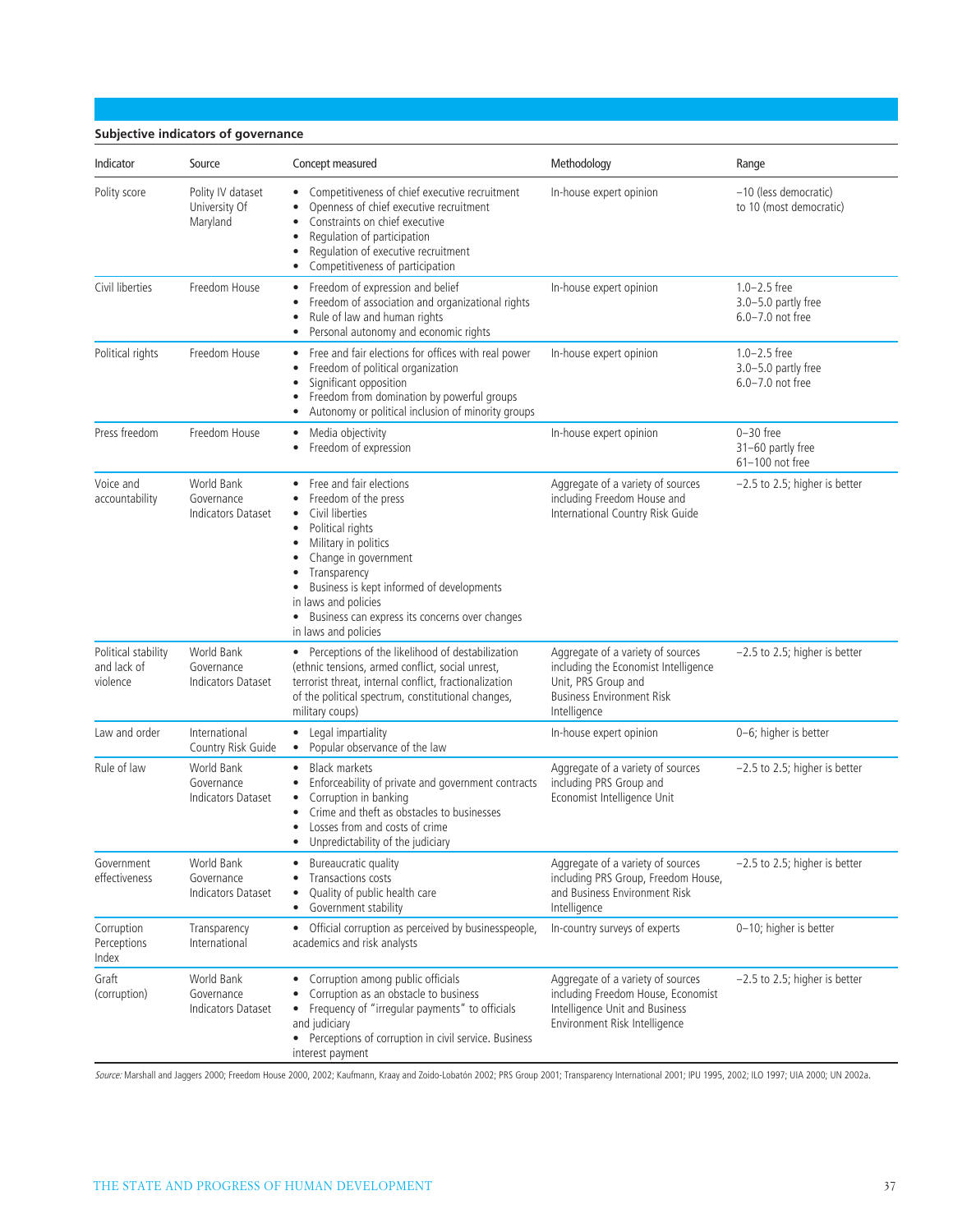**Subjective indicators of governance**

| Indicator | Source | Concept measured | Methodology | Range |
|---|---|---|---|---|
| Polity score | Polity IV dataset University Of Maryland | • Competitiveness of chief executive recruitment<br>• Openness of chief executive recruitment<br>• Constraints on chief executive<br>• Regulation of participation<br>• Regulation of executive recruitment<br>• Competitiveness of participation | In-house expert opinion | –10 (less democratic) to 10 (most democratic) |
| Civil liberties | Freedom House | • Freedom of expression and belief<br>• Freedom of association and organizational rights<br>• Rule of law and human rights<br>• Personal autonomy and economic rights | In-house expert opinion | 1.0–2.5 free<br>3.0–5.0 partly free<br>6.0–7.0 not free |
| Political rights | Freedom House | • Free and fair elections for offices with real power<br>• Freedom of political organization<br>• Significant opposition<br>• Freedom from domination by powerful groups<br>• Autonomy or political inclusion of minority groups | In-house expert opinion | 1.0–2.5 free<br>3.0–5.0 partly free<br>6.0–7.0 not free |
| Press freedom | Freedom House | • Media objectivity<br>• Freedom of expression | In-house expert opinion | 0–30 free<br>31–60 partly free<br>61–100 not free |
| Voice and accountability | World Bank Governance Indicators Dataset | • Free and fair elections<br>• Freedom of the press<br>• Civil liberties<br>• Political rights<br>• Military in politics<br>• Change in government<br>• Transparency<br>• Business is kept informed of developments in laws and policies<br>• Business can express its concerns over changes in laws and policies | Aggregate of a variety of sources including Freedom House and International Country Risk Guide | –2.5 to 2.5; higher is better |
| Political stability and lack of violence | World Bank Governance Indicators Dataset | • Perceptions of the likelihood of destabilization (ethnic tensions, armed conflict, social unrest, terrorist threat, internal conflict, fractionalization of the political spectrum, constitutional changes, military coups) | Aggregate of a variety of sources including the Economist Intelligence Unit, PRS Group and Business Environment Risk Intelligence | –2.5 to 2.5; higher is better |
| Law and order | International Country Risk Guide | • Legal impartiality<br>• Popular observance of the law | In-house expert opinion | 0–6; higher is better |
| Rule of law | World Bank Governance Indicators Dataset | • Black markets<br>• Enforceability of private and government contracts<br>• Corruption in banking<br>• Crime and theft as obstacles to businesses<br>• Losses from and costs of crime<br>• Unpredictability of the judiciary | Aggregate of a variety of sources including PRS Group and Economist Intelligence Unit | –2.5 to 2.5; higher is better |
| Government effectiveness | World Bank Governance Indicators Dataset | • Bureaucratic quality<br>• Transactions costs<br>• Quality of public health care<br>• Government stability | Aggregate of a variety of sources including PRS Group, Freedom House, and Business Environment Risk Intelligence | –2.5 to 2.5; higher is better |
| Corruption Perceptions Index | Transparency International | • Official corruption as perceived by businesspeople, academics and risk analysts | In-country surveys of experts | 0–10; higher is better |
| Graft (corruption) | World Bank Governance Indicators Dataset | • Corruption among public officials<br>• Corruption as an obstacle to business<br>• Frequency of "irregular payments" to officials and judiciary<br>• Perceptions of corruption in civil service. Business interest payment | Aggregate of a variety of sources including Freedom House, Economist Intelligence Unit and Business Environment Risk Intelligence | –2.5 to 2.5; higher is better |

*Source:* Marshall and Jaggers 2000; Freedom House 2000, 2002; Kaufmann, Kraay and Zoido-Lobatón 2002; PRS Group 2001; Transparency International 2001; IPU 1995, 2002; ILO 1997; UIA 2000; UN 2002a.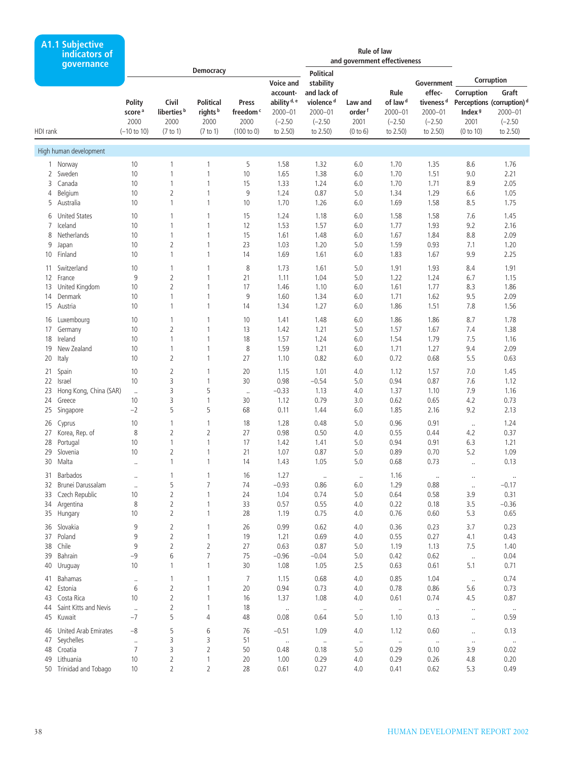## A1.1 Subjective indicators of governance

| HDI rank | | Democracy | | | | | Rule of law and government effectiveness | | | | Corruption | |
|---|---|---|---|---|---|---|---|---|---|---|---|---|
| | | Polity score [a] 2000 (–10 to 10) | Civil liberties [b] 2000 (7 to 1) | Political rights [b] 2000 (7 to 1) | Press freedom [c] 2000 (100 to 0) | Voice and accountability [d, e] 2000–01 (–2.50 to 2.50) | Political stability and lack of violence [d] 2000–01 (–2.50 to 2.50) | Law and order [f] 2001 (0 to 6) | Rule of law [d] 2000–01 (–2.50 to 2.50) | Government effectiveness [d] 2000–01 (–2.50 to 2.50) | Corruption Perceptions Index [g] 2001 (0 to 10) | Graft (corruption) [d] 2000–01 (–2.50 to 2.50) |
| **High human development** | | | | | | | | | | | | |
| 1 | Norway | 10 | 1 | 1 | 5 | 1.58 | 1.32 | 6.0 | 1.70 | 1.35 | 8.6 | 1.76 |
| 2 | Sweden | 10 | 1 | 1 | 10 | 1.65 | 1.38 | 6.0 | 1.70 | 1.51 | 9.0 | 2.21 |
| 3 | Canada | 10 | 1 | 1 | 15 | 1.33 | 1.24 | 6.0 | 1.70 | 1.71 | 8.9 | 2.05 |
| 4 | Belgium | 10 | 2 | 1 | 9 | 1.24 | 0.87 | 5.0 | 1.34 | 1.29 | 6.6 | 1.05 |
| 5 | Australia | 10 | 1 | 1 | 10 | 1.70 | 1.26 | 6.0 | 1.69 | 1.58 | 8.5 | 1.75 |
| 6 | United States | 10 | 1 | 1 | 15 | 1.24 | 1.18 | 6.0 | 1.58 | 1.58 | 7.6 | 1.45 |
| 7 | Iceland | 10 | 1 | 1 | 12 | 1.53 | 1.57 | 6.0 | 1.77 | 1.93 | 9.2 | 2.16 |
| 8 | Netherlands | 10 | 1 | 1 | 15 | 1.61 | 1.48 | 6.0 | 1.67 | 1.84 | 8.8 | 2.09 |
| 9 | Japan | 10 | 2 | 1 | 23 | 1.03 | 1.20 | 5.0 | 1.59 | 0.93 | 7.1 | 1.20 |
| 10 | Finland | 10 | 1 | 1 | 14 | 1.69 | 1.61 | 6.0 | 1.83 | 1.67 | 9.9 | 2.25 |
| 11 | Switzerland | 10 | 1 | 1 | 8 | 1.73 | 1.61 | 5.0 | 1.91 | 1.93 | 8.4 | 1.91 |
| 12 | France | 9 | 2 | 1 | 21 | 1.11 | 1.04 | 5.0 | 1.22 | 1.24 | 6.7 | 1.15 |
| 13 | United Kingdom | 10 | 2 | 1 | 17 | 1.46 | 1.10 | 6.0 | 1.61 | 1.77 | 8.3 | 1.86 |
| 14 | Denmark | 10 | 1 | 1 | 9 | 1.60 | 1.34 | 6.0 | 1.71 | 1.62 | 9.5 | 2.09 |
| 15 | Austria | 10 | 1 | 1 | 14 | 1.34 | 1.27 | 6.0 | 1.86 | 1.51 | 7.8 | 1.56 |
| 16 | Luxembourg | 10 | 1 | 1 | 10 | 1.41 | 1.48 | 6.0 | 1.86 | 1.86 | 8.7 | 1.78 |
| 17 | Germany | 10 | 2 | 1 | 13 | 1.42 | 1.21 | 5.0 | 1.57 | 1.67 | 7.4 | 1.38 |
| 18 | Ireland | 10 | 1 | 1 | 18 | 1.57 | 1.24 | 6.0 | 1.54 | 1.79 | 7.5 | 1.16 |
| 19 | New Zealand | 10 | 1 | 1 | 8 | 1.59 | 1.21 | 6.0 | 1.71 | 1.27 | 9.4 | 2.09 |
| 20 | Italy | 10 | 2 | 1 | 27 | 1.10 | 0.82 | 6.0 | 0.72 | 0.68 | 5.5 | 0.63 |
| 21 | Spain | 10 | 2 | 1 | 20 | 1.15 | 1.01 | 4.0 | 1.12 | 1.57 | 7.0 | 1.45 |
| 22 | Israel | 10 | 3 | 1 | 30 | 0.98 | –0.54 | 5.0 | 0.94 | 0.87 | 7.6 | 1.12 |
| 23 | Hong Kong, China (SAR) | .. | 3 | 5 | .. | –0.33 | 1.13 | 4.0 | 1.37 | 1.10 | 7.9 | 1.16 |
| 24 | Greece | 10 | 3 | 1 | 30 | 1.12 | 0.79 | 3.0 | 0.62 | 0.65 | 4.2 | 0.73 |
| 25 | Singapore | –2 | 5 | 5 | 68 | 0.11 | 1.44 | 6.0 | 1.85 | 2.16 | 9.2 | 2.13 |
| 26 | Cyprus | 10 | 1 | 1 | 18 | 1.28 | 0.48 | 5.0 | 0.96 | 0.91 | .. | 1.24 |
| 27 | Korea, Rep. of | 8 | 2 | 2 | 27 | 0.98 | 0.50 | 4.0 | 0.55 | 0.44 | 4.2 | 0.37 |
| 28 | Portugal | 10 | 1 | 1 | 17 | 1.42 | 1.41 | 5.0 | 0.94 | 0.91 | 6.3 | 1.21 |
| 29 | Slovenia | 10 | 2 | 1 | 21 | 1.07 | 0.87 | 5.0 | 0.89 | 0.70 | 5.2 | 1.09 |
| 30 | Malta | .. | 1 | 1 | 14 | 1.43 | 1.05 | 5.0 | 0.68 | 0.73 | .. | 0.13 |
| 31 | Barbados | .. | 1 | 1 | 16 | 1.27 | .. | .. | 1.16 | .. | .. | .. |
| 32 | Brunei Darussalam | .. | 5 | 7 | 74 | –0.93 | 0.86 | 6.0 | 1.29 | 0.88 | .. | –0.17 |
| 33 | Czech Republic | 10 | 2 | 1 | 24 | 1.04 | 0.74 | 5.0 | 0.64 | 0.58 | 3.9 | 0.31 |
| 34 | Argentina | 8 | 2 | 1 | 33 | 0.57 | 0.55 | 4.0 | 0.22 | 0.18 | 3.5 | –0.36 |
| 35 | Hungary | 10 | 2 | 1 | 28 | 1.19 | 0.75 | 4.0 | 0.76 | 0.60 | 5.3 | 0.65 |
| 36 | Slovakia | 9 | 2 | 1 | 26 | 0.99 | 0.62 | 4.0 | 0.36 | 0.23 | 3.7 | 0.23 |
| 37 | Poland | 9 | 2 | 1 | 19 | 1.21 | 0.69 | 4.0 | 0.55 | 0.27 | 4.1 | 0.43 |
| 38 | Chile | 9 | 2 | 2 | 27 | 0.63 | 0.87 | 5.0 | 1.19 | 1.13 | 7.5 | 1.40 |
| 39 | Bahrain | –9 | 6 | 7 | 75 | –0.96 | –0.04 | 5.0 | 0.42 | 0.62 | .. | 0.04 |
| 40 | Uruguay | 10 | 1 | 1 | 30 | 1.08 | 1.05 | 2.5 | 0.63 | 0.61 | 5.1 | 0.71 |
| 41 | Bahamas | .. | 1 | 1 | 7 | 1.15 | 0.68 | 4.0 | 0.85 | 1.04 | .. | 0.74 |
| 42 | Estonia | 6 | 2 | 1 | 20 | 0.94 | 0.73 | 4.0 | 0.78 | 0.86 | 5.6 | 0.73 |
| 43 | Costa Rica | 10 | 2 | 1 | 16 | 1.37 | 1.08 | 4.0 | 0.61 | 0.74 | 4.5 | 0.87 |
| 44 | Saint Kitts and Nevis | .. | 2 | 1 | 18 | .. | .. | .. | .. | .. | .. | .. |
| 45 | Kuwait | –7 | 5 | 4 | 48 | 0.08 | 0.64 | 5.0 | 1.10 | 0.13 | .. | 0.59 |
| 46 | United Arab Emirates | –8 | 5 | 6 | 76 | –0.51 | 1.09 | 4.0 | 1.12 | 0.60 | .. | 0.13 |
| 47 | Seychelles | .. | 3 | 3 | 51 | .. | .. | .. | .. | .. | .. | .. |
| 48 | Croatia | 7 | 3 | 2 | 50 | 0.48 | 0.18 | 5.0 | 0.29 | 0.10 | 3.9 | 0.02 |
| 49 | Lithuania | 10 | 2 | 1 | 20 | 1.00 | 0.29 | 4.0 | 0.29 | 0.26 | 4.8 | 0.20 |
| 50 | Trinidad and Tobago | 10 | 2 | 2 | 28 | 0.61 | 0.27 | 4.0 | 0.41 | 0.62 | 5.3 | 0.49 |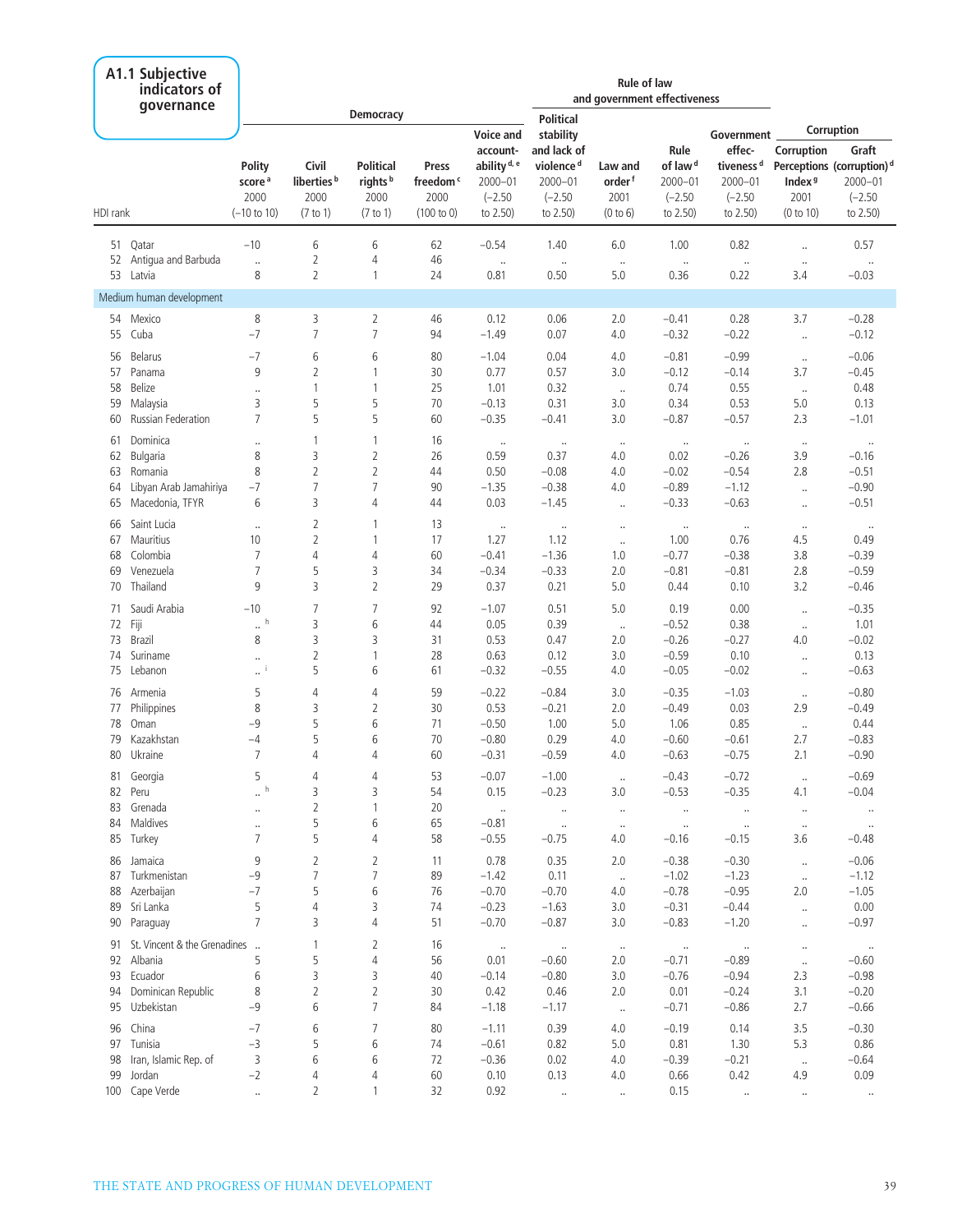## A1.1 Subjective indicators of governance

| HDI rank | | Democracy | | | | | Rule of law and government effectiveness | | | | Corruption | |
|---|---|---|---|---|---|---|---|---|---|---|---|---|
| | | Polity score[a] 2000 (–10 to 10) | Civil liberties[b] 2000 (7 to 1) | Political rights[b] 2000 (7 to 1) | Press freedom[c] 2000 (100 to 0) | Voice and accountability[d, e] 2000–01 (–2.50 to 2.50) | Political stability and lack of violence[d] 2000–01 (–2.50 to 2.50) | Law and order[f] 2001 (0 to 6) | Rule of law[d] 2000–01 (–2.50 to 2.50) | Government effectiveness[d] 2000–01 (–2.50 to 2.50) | Corruption Perceptions Index[g] 2001 (0 to 10) | Graft (corruption)[d] 2000–01 (–2.50 to 2.50) |
| 51 | Qatar | –10 | 6 | 6 | 62 | –0.54 | 1.40 | 6.0 | 1.00 | 0.82 | .. | 0.57 |
| 52 | Antigua and Barbuda | .. | 2 | 4 | 46 | .. | .. | .. | .. | .. | .. | .. |
| 53 | Latvia | 8 | 2 | 1 | 24 | 0.81 | 0.50 | 5.0 | 0.36 | 0.22 | 3.4 | –0.03 |
| **Medium human development** | | | | | | | | | | | | |
| 54 | Mexico | 8 | 3 | 2 | 46 | 0.12 | 0.06 | 2.0 | –0.41 | 0.28 | 3.7 | –0.28 |
| 55 | Cuba | –7 | 7 | 7 | 94 | –1.49 | 0.07 | 4.0 | –0.32 | –0.22 | .. | –0.12 |
| 56 | Belarus | –7 | 6 | 6 | 80 | –1.04 | 0.04 | 4.0 | –0.81 | –0.99 | .. | –0.06 |
| 57 | Panama | 9 | 2 | 1 | 30 | 0.77 | 0.57 | 3.0 | –0.12 | –0.14 | 3.7 | –0.45 |
| 58 | Belize | .. | 1 | 1 | 25 | 1.01 | 0.32 | .. | 0.74 | 0.55 | .. | 0.48 |
| 59 | Malaysia | 3 | 5 | 5 | 70 | –0.13 | 0.31 | 3.0 | 0.34 | 0.53 | 5.0 | 0.13 |
| 60 | Russian Federation | 7 | 5 | 5 | 60 | –0.35 | –0.41 | 3.0 | –0.87 | –0.57 | 2.3 | –1.01 |
| 61 | Dominica | .. | 1 | 1 | 16 | .. | .. | .. | .. | .. | .. | .. |
| 62 | Bulgaria | 8 | 3 | 2 | 26 | 0.59 | 0.37 | 4.0 | 0.02 | –0.26 | 3.9 | –0.16 |
| 63 | Romania | 8 | 2 | 2 | 44 | 0.50 | –0.08 | 4.0 | –0.02 | –0.54 | 2.8 | –0.51 |
| 64 | Libyan Arab Jamahiriya | –7 | 7 | 7 | 90 | –1.35 | –0.38 | 4.0 | –0.89 | –1.12 | .. | –0.90 |
| 65 | Macedonia, TFYR | 6 | 3 | 4 | 44 | 0.03 | –1.45 | .. | –0.33 | –0.63 | .. | –0.51 |
| 66 | Saint Lucia | .. | 2 | 1 | 13 | .. | .. | .. | .. | .. | .. | .. |
| 67 | Mauritius | 10 | 2 | 1 | 17 | 1.27 | 1.12 | .. | 1.00 | 0.76 | 4.5 | 0.49 |
| 68 | Colombia | 7 | 4 | 4 | 60 | –0.41 | –1.36 | 1.0 | –0.77 | –0.38 | 3.8 | –0.39 |
| 69 | Venezuela | 7 | 5 | 3 | 34 | –0.34 | –0.33 | 2.0 | –0.81 | –0.81 | 2.8 | –0.59 |
| 70 | Thailand | 9 | 3 | 2 | 29 | 0.37 | 0.21 | 5.0 | 0.44 | 0.10 | 3.2 | –0.46 |
| 71 | Saudi Arabia | –10 | 7 | 7 | 92 | –1.07 | 0.51 | 5.0 | 0.19 | 0.00 | .. | –0.35 |
| 72 | Fiji | .. [h] | 3 | 6 | 44 | 0.05 | 0.39 | .. | –0.52 | 0.38 | .. | 1.01 |
| 73 | Brazil | 8 | 3 | 3 | 31 | 0.53 | 0.47 | 2.0 | –0.26 | –0.27 | 4.0 | –0.02 |
| 74 | Suriname | .. | 2 | 1 | 28 | 0.63 | 0.12 | 3.0 | –0.59 | 0.10 | .. | 0.13 |
| 75 | Lebanon | .. [i] | 5 | 6 | 61 | –0.32 | –0.55 | 4.0 | –0.05 | –0.02 | .. | –0.63 |
| 76 | Armenia | 5 | 4 | 4 | 59 | –0.22 | –0.84 | 3.0 | –0.35 | –1.03 | .. | –0.80 |
| 77 | Philippines | 8 | 3 | 2 | 30 | 0.53 | –0.21 | 2.0 | –0.49 | 0.03 | 2.9 | –0.49 |
| 78 | Oman | –9 | 5 | 6 | 71 | –0.50 | 1.00 | 5.0 | 1.06 | 0.85 | .. | 0.44 |
| 79 | Kazakhstan | –4 | 5 | 6 | 70 | –0.80 | 0.29 | 4.0 | –0.60 | –0.61 | 2.7 | –0.83 |
| 80 | Ukraine | 7 | 4 | 4 | 60 | –0.31 | –0.59 | 4.0 | –0.63 | –0.75 | 2.1 | –0.90 |
| 81 | Georgia | 5 | 4 | 4 | 53 | –0.07 | –1.00 | .. | –0.43 | –0.72 | .. | –0.69 |
| 82 | Peru | .. [h] | 3 | 3 | 54 | 0.15 | –0.23 | 3.0 | –0.53 | –0.35 | 4.1 | –0.04 |
| 83 | Grenada | .. | 2 | 1 | 20 | .. | .. | .. | .. | .. | .. | .. |
| 84 | Maldives | .. | 5 | 6 | 65 | –0.81 | .. | .. | .. | .. | .. | .. |
| 85 | Turkey | 7 | 5 | 4 | 58 | –0.55 | –0.75 | 4.0 | –0.16 | –0.15 | 3.6 | –0.48 |
| 86 | Jamaica | 9 | 2 | 2 | 11 | 0.78 | 0.35 | 2.0 | –0.38 | –0.30 | .. | –0.06 |
| 87 | Turkmenistan | –9 | 7 | 7 | 89 | –1.42 | 0.11 | .. | –1.02 | –1.23 | .. | –1.12 |
| 88 | Azerbaijan | –7 | 5 | 6 | 76 | –0.70 | –0.70 | 4.0 | –0.78 | –0.95 | 2.0 | –1.05 |
| 89 | Sri Lanka | 5 | 4 | 3 | 74 | –0.23 | –1.63 | 3.0 | –0.31 | –0.44 | .. | 0.00 |
| 90 | Paraguay | 7 | 3 | 4 | 51 | –0.70 | –0.87 | 3.0 | –0.83 | –1.20 | .. | –0.97 |
| 91 | St. Vincent & the Grenadines | .. | 1 | 2 | 16 | .. | .. | .. | .. | .. | .. | .. |
| 92 | Albania | 5 | 5 | 4 | 56 | 0.01 | –0.60 | 2.0 | –0.71 | –0.89 | .. | –0.60 |
| 93 | Ecuador | 6 | 3 | 3 | 40 | –0.14 | –0.80 | 3.0 | –0.76 | –0.94 | 2.3 | –0.98 |
| 94 | Dominican Republic | 8 | 2 | 2 | 30 | 0.42 | 0.46 | 2.0 | 0.01 | –0.24 | 3.1 | –0.20 |
| 95 | Uzbekistan | –9 | 6 | 7 | 84 | –1.18 | –1.17 | .. | –0.71 | –0.86 | 2.7 | –0.66 |
| 96 | China | –7 | 6 | 7 | 80 | –1.11 | 0.39 | 4.0 | –0.19 | 0.14 | 3.5 | –0.30 |
| 97 | Tunisia | –3 | 5 | 6 | 74 | –0.61 | 0.82 | 5.0 | 0.81 | 1.30 | 5.3 | 0.86 |
| 98 | Iran, Islamic Rep. of | 3 | 6 | 6 | 72 | –0.36 | 0.02 | 4.0 | –0.39 | –0.21 | .. | –0.64 |
| 99 | Jordan | –2 | 4 | 4 | 60 | 0.10 | 0.13 | 4.0 | 0.66 | 0.42 | 4.9 | 0.09 |
| 100 | Cape Verde | .. | 2 | 1 | 32 | 0.92 | .. | .. | 0.15 | .. | .. | .. |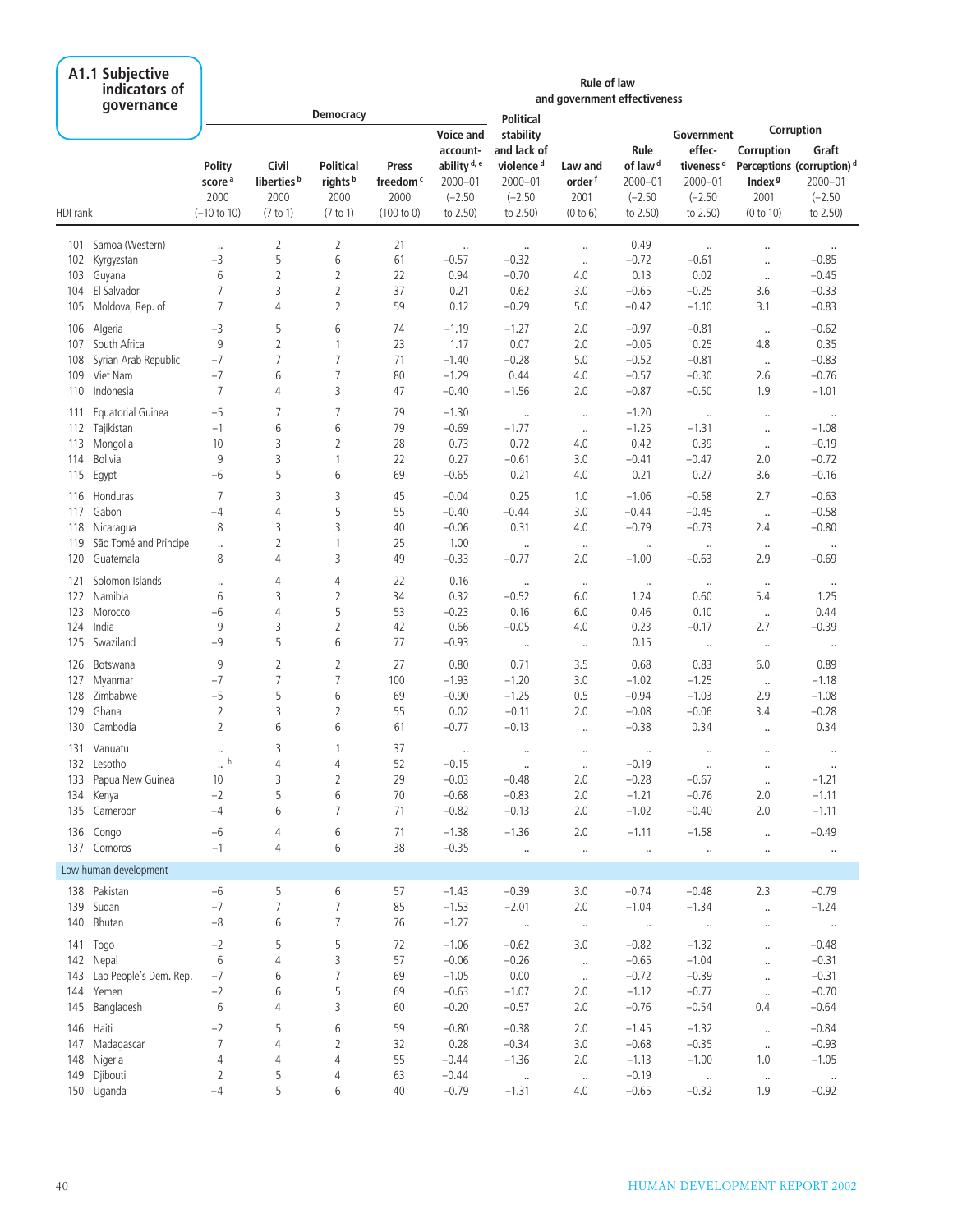## A1.1 Subjective indicators of governance

| HDI rank | | Democracy | | | | | Rule of law and government effectiveness | | | | Corruption | |
|---|---|---|---|---|---|---|---|---|---|---|---|---|
| | | Polity score [a] 2000 (–10 to 10) | Civil liberties [b] 2000 (7 to 1) | Political rights [b] 2000 (7 to 1) | Press freedom [c] 2000 (100 to 0) | Voice and accountability [d, e] 2000–01 (–2.50 to 2.50) | Political stability and lack of violence [d] 2000–01 (–2.50 to 2.50) | Law and order [f] 2001 (0 to 6) | Rule of law [d] 2000–01 (–2.50 to 2.50) | Government effectiveness [d] 2000–01 (–2.50 to 2.50) | Corruption Perceptions Index [g] 2001 (0 to 10) | Graft (corruption) [d] 2000–01 (–2.50 to 2.50) |
| 101 | Samoa (Western) | .. | 2 | 2 | 21 | .. | .. | .. | 0.49 | .. | .. | .. |
| 102 | Kyrgyzstan | –3 | 5 | 6 | 61 | –0.57 | –0.32 | .. | –0.72 | –0.61 | .. | –0.85 |
| 103 | Guyana | 6 | 2 | 2 | 22 | 0.94 | –0.70 | 4.0 | 0.13 | 0.02 | .. | –0.45 |
| 104 | El Salvador | 7 | 3 | 2 | 37 | 0.21 | 0.62 | 3.0 | –0.65 | –0.25 | 3.6 | –0.33 |
| 105 | Moldova, Rep. of | 7 | 4 | 2 | 59 | 0.12 | –0.29 | 5.0 | –0.42 | –1.10 | 3.1 | –0.83 |
| 106 | Algeria | –3 | 5 | 6 | 74 | –1.19 | –1.27 | 2.0 | –0.97 | –0.81 | .. | –0.62 |
| 107 | South Africa | 9 | 2 | 1 | 23 | 1.17 | 0.07 | 2.0 | –0.05 | 0.25 | 4.8 | 0.35 |
| 108 | Syrian Arab Republic | –7 | 7 | 7 | 71 | –1.40 | –0.28 | 5.0 | –0.52 | –0.81 | .. | –0.83 |
| 109 | Viet Nam | –7 | 6 | 7 | 80 | –1.29 | 0.44 | 4.0 | –0.57 | –0.30 | 2.6 | –0.76 |
| 110 | Indonesia | 7 | 4 | 3 | 47 | –0.40 | –1.56 | 2.0 | –0.87 | –0.50 | 1.9 | –1.01 |
| 111 | Equatorial Guinea | –5 | 7 | 7 | 79 | –1.30 | .. | .. | –1.20 | .. | .. | .. |
| 112 | Tajikistan | –1 | 6 | 6 | 79 | –0.69 | –1.77 | .. | –1.25 | –1.31 | .. | –1.08 |
| 113 | Mongolia | 10 | 3 | 2 | 28 | 0.73 | 0.72 | 4.0 | 0.42 | 0.39 | .. | –0.19 |
| 114 | Bolivia | 9 | 3 | 1 | 22 | 0.27 | –0.61 | 3.0 | –0.41 | –0.47 | 2.0 | –0.72 |
| 115 | Egypt | –6 | 5 | 6 | 69 | –0.65 | 0.21 | 4.0 | 0.21 | 0.27 | 3.6 | –0.16 |
| 116 | Honduras | 7 | 3 | 3 | 45 | –0.04 | 0.25 | 1.0 | –1.06 | –0.58 | 2.7 | –0.63 |
| 117 | Gabon | –4 | 4 | 5 | 55 | –0.40 | –0.44 | 3.0 | –0.44 | –0.45 | .. | –0.58 |
| 118 | Nicaragua | 8 | 3 | 3 | 40 | –0.06 | 0.31 | 4.0 | –0.79 | –0.73 | 2.4 | –0.80 |
| 119 | São Tomé and Principe | .. | 2 | 1 | 25 | 1.00 | .. | .. | .. | .. | .. | .. |
| 120 | Guatemala | 8 | 4 | 3 | 49 | –0.33 | –0.77 | 2.0 | –1.00 | –0.63 | 2.9 | –0.69 |
| 121 | Solomon Islands | .. | 4 | 4 | 22 | 0.16 | .. | .. | .. | .. | .. | .. |
| 122 | Namibia | 6 | 3 | 2 | 34 | 0.32 | –0.52 | 6.0 | 1.24 | 0.60 | 5.4 | 1.25 |
| 123 | Morocco | –6 | 4 | 5 | 53 | –0.23 | 0.16 | 6.0 | 0.46 | 0.10 | .. | 0.44 |
| 124 | India | 9 | 3 | 2 | 42 | 0.66 | –0.05 | 4.0 | 0.23 | –0.17 | 2.7 | –0.39 |
| 125 | Swaziland | –9 | 5 | 6 | 77 | –0.93 | .. | .. | 0.15 | .. | .. | .. |
| 126 | Botswana | 9 | 2 | 2 | 27 | 0.80 | 0.71 | 3.5 | 0.68 | 0.83 | 6.0 | 0.89 |
| 127 | Myanmar | –7 | 7 | 7 | 100 | –1.93 | –1.20 | 3.0 | –1.02 | –1.25 | .. | –1.18 |
| 128 | Zimbabwe | –5 | 5 | 6 | 69 | –0.90 | –1.25 | 0.5 | –0.94 | –1.03 | 2.9 | –1.08 |
| 129 | Ghana | 2 | 3 | 2 | 55 | 0.02 | –0.11 | 2.0 | –0.08 | –0.06 | 3.4 | –0.28 |
| 130 | Cambodia | 2 | 6 | 6 | 61 | –0.77 | –0.13 | .. | –0.38 | 0.34 | .. | 0.34 |
| 131 | Vanuatu | .. | 3 | 1 | 37 | .. | .. | .. | .. | .. | .. | .. |
| 132 | Lesotho | .. [h] | 4 | 4 | 52 | –0.15 | .. | .. | –0.19 | .. | .. | .. |
| 133 | Papua New Guinea | 10 | 3 | 2 | 29 | –0.03 | –0.48 | 2.0 | –0.28 | –0.67 | .. | –1.21 |
| 134 | Kenya | –2 | 5 | 6 | 70 | –0.68 | –0.83 | 2.0 | –1.21 | –0.76 | 2.0 | –1.11 |
| 135 | Cameroon | –4 | 6 | 7 | 71 | –0.82 | –0.13 | 2.0 | –1.02 | –0.40 | 2.0 | –1.11 |
| 136 | Congo | –6 | 4 | 6 | 71 | –1.38 | –1.36 | 2.0 | –1.11 | –1.58 | .. | –0.49 |
| 137 | Comoros | –1 | 4 | 6 | 38 | –0.35 | .. | .. | .. | .. | .. | .. |
| **Low human development** | | | | | | | | | | | | |
| 138 | Pakistan | –6 | 5 | 6 | 57 | –1.43 | –0.39 | 3.0 | –0.74 | –0.48 | 2.3 | –0.79 |
| 139 | Sudan | –7 | 7 | 7 | 85 | –1.53 | –2.01 | 2.0 | –1.04 | –1.34 | .. | –1.24 |
| 140 | Bhutan | –8 | 6 | 7 | 76 | –1.27 | .. | .. | .. | .. | .. | .. |
| 141 | Togo | –2 | 5 | 5 | 72 | –1.06 | –0.62 | 3.0 | –0.82 | –1.32 | .. | –0.48 |
| 142 | Nepal | 6 | 4 | 3 | 57 | –0.06 | –0.26 | .. | –0.65 | –1.04 | .. | –0.31 |
| 143 | Lao People's Dem. Rep. | –7 | 6 | 7 | 69 | –1.05 | 0.00 | .. | –0.72 | –0.39 | .. | –0.31 |
| 144 | Yemen | –2 | 6 | 5 | 69 | –0.63 | –1.07 | 2.0 | –1.12 | –0.77 | .. | –0.70 |
| 145 | Bangladesh | 6 | 4 | 3 | 60 | –0.20 | –0.57 | 2.0 | –0.76 | –0.54 | 0.4 | –0.64 |
| 146 | Haiti | –2 | 5 | 6 | 59 | –0.80 | –0.38 | 2.0 | –1.45 | –1.32 | .. | –0.84 |
| 147 | Madagascar | 7 | 4 | 2 | 32 | 0.28 | –0.34 | 3.0 | –0.68 | –0.35 | .. | –0.93 |
| 148 | Nigeria | 4 | 4 | 4 | 55 | –0.44 | –1.36 | 2.0 | –1.13 | –1.00 | 1.0 | –1.05 |
| 149 | Djibouti | 2 | 5 | 4 | 63 | –0.44 | .. | .. | –0.19 | .. | .. | .. |
| 150 | Uganda | –4 | 5 | 6 | 40 | –0.79 | –1.31 | 4.0 | –0.65 | –0.32 | 1.9 | –0.92 |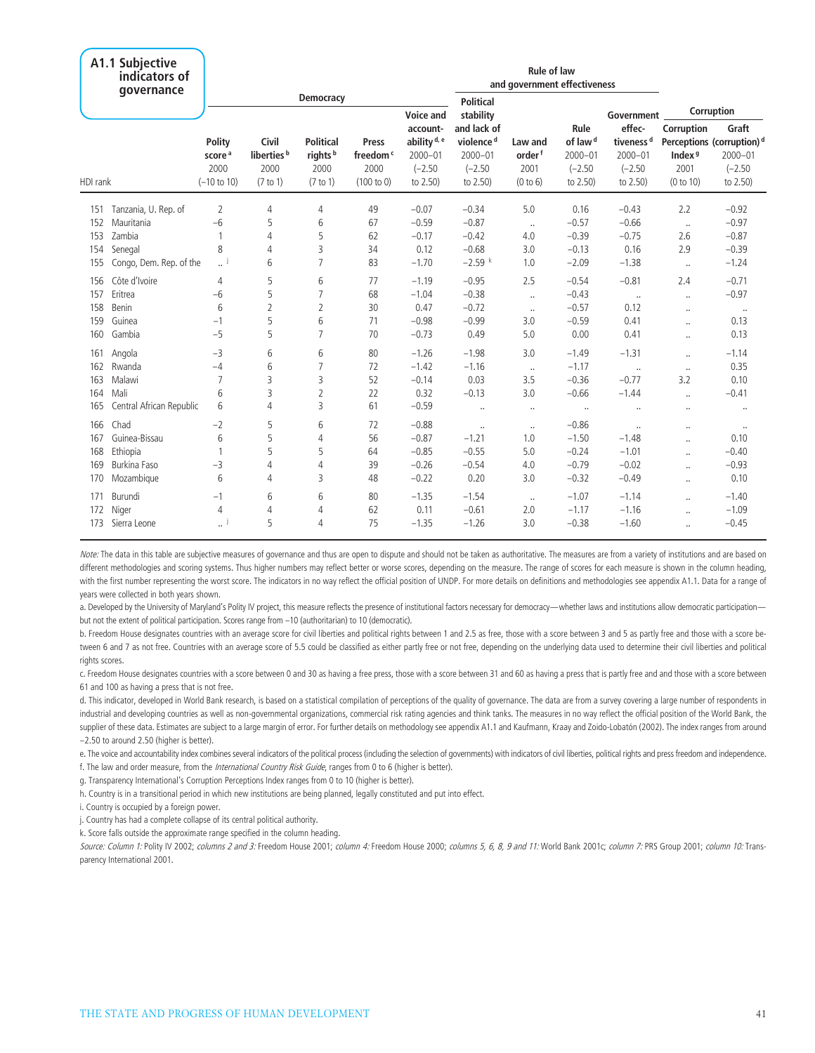## A1.1 Subjective indicators of governance

| HDI rank | | Democracy | | | | | Rule of law and government effectiveness | | | | Corruption | |
|---|---|---|---|---|---|---|---|---|---|---|---|---|
| | | Polity score [a] 2000 (−10 to 10) | Civil liberties [b] 2000 (7 to 1) | Political rights [b] 2000 (7 to 1) | Press freedom [c] 2000 (100 to 0) | Voice and accountability [d, e] 2000–01 (−2.50 to 2.50) | Political stability and lack of violence [d] 2000–01 (−2.50 to 2.50) | Law and order [f] 2001 (0 to 6) | Rule of law [d] 2000–01 (−2.50 to 2.50) | Government effectiveness [d] 2000–01 (−2.50 to 2.50) | Corruption Perceptions Index [g] 2001 (0 to 10) | Graft (corruption) [d] 2000–01 (−2.50 to 2.50) |
| 151 | Tanzania, U. Rep. of | 2 | 4 | 4 | 49 | −0.07 | −0.34 | 5.0 | 0.16 | −0.43 | 2.2 | −0.92 |
| 152 | Mauritania | −6 | 5 | 6 | 67 | −0.59 | −0.87 | .. | −0.57 | −0.66 | .. | −0.97 |
| 153 | Zambia | 1 | 4 | 5 | 62 | −0.17 | −0.42 | 4.0 | −0.39 | −0.75 | 2.6 | −0.87 |
| 154 | Senegal | 8 | 4 | 3 | 34 | 0.12 | −0.68 | 3.0 | −0.13 | 0.16 | 2.9 | −0.39 |
| 155 | Congo, Dem. Rep. of the | .. [j] | 6 | 7 | 83 | −1.70 | −2.59 [k] | 1.0 | −2.09 | −1.38 | .. | −1.24 |
| 156 | Côte d'Ivoire | 4 | 5 | 6 | 77 | −1.19 | −0.95 | 2.5 | −0.54 | −0.81 | 2.4 | −0.71 |
| 157 | Eritrea | −6 | 5 | 7 | 68 | −1.04 | −0.38 | .. | −0.43 | .. | .. | −0.97 |
| 158 | Benin | 6 | 2 | 2 | 30 | 0.47 | −0.72 | .. | −0.57 | 0.12 | .. | .. |
| 159 | Guinea | −1 | 5 | 6 | 71 | −0.98 | −0.99 | 3.0 | −0.59 | 0.41 | .. | 0.13 |
| 160 | Gambia | −5 | 5 | 7 | 70 | −0.73 | 0.49 | 5.0 | 0.00 | 0.41 | .. | 0.13 |
| 161 | Angola | −3 | 6 | 6 | 80 | −1.26 | −1.98 | 3.0 | −1.49 | −1.31 | .. | −1.14 |
| 162 | Rwanda | −4 | 6 | 7 | 72 | −1.42 | −1.16 | .. | −1.17 | .. | .. | 0.35 |
| 163 | Malawi | 7 | 3 | 3 | 52 | −0.14 | 0.03 | 3.5 | −0.36 | −0.77 | 3.2 | 0.10 |
| 164 | Mali | 6 | 3 | 2 | 22 | 0.32 | −0.13 | 3.0 | −0.66 | −1.44 | .. | −0.41 |
| 165 | Central African Republic | 6 | 4 | 3 | 61 | −0.59 | .. | .. | .. | .. | .. | .. |
| 166 | Chad | −2 | 5 | 6 | 72 | −0.88 | .. | .. | −0.86 | .. | .. | .. |
| 167 | Guinea-Bissau | 6 | 5 | 4 | 56 | −0.87 | −1.21 | 1.0 | −1.50 | −1.48 | .. | 0.10 |
| 168 | Ethiopia | 1 | 5 | 5 | 64 | −0.85 | −0.55 | 5.0 | −0.24 | −1.01 | .. | −0.40 |
| 169 | Burkina Faso | −3 | 4 | 4 | 39 | −0.26 | −0.54 | 4.0 | −0.79 | −0.02 | .. | −0.93 |
| 170 | Mozambique | 6 | 4 | 3 | 48 | −0.22 | 0.20 | 3.0 | −0.32 | −0.49 | .. | 0.10 |
| 171 | Burundi | −1 | 6 | 6 | 80 | −1.35 | −1.54 | .. | −1.07 | −1.14 | .. | −1.40 |
| 172 | Niger | 4 | 4 | 4 | 62 | 0.11 | −0.61 | 2.0 | −1.17 | −1.16 | .. | −1.09 |
| 173 | Sierra Leone | .. [j] | 5 | 4 | 75 | −1.35 | −1.26 | 3.0 | −0.38 | −1.60 | .. | −0.45 |

*Note:* The data in this table are subjective measures of governance and thus are open to dispute and should not be taken as authoritative. The measures are from a variety of institutions and are based on different methodologies and scoring systems. Thus higher numbers may reflect better or worse scores, depending on the measure. The range of scores for each measure is shown in the column heading, with the first number representing the worst score. The indicators in no way reflect the official position of UNDP. For more details on definitions and methodologies see appendix A1.1. Data for a range of years were collected in both years shown.

a. Developed by the University of Maryland's Polity IV project, this measure reflects the presence of institutional factors necessary for democracy—whether laws and institutions allow democratic participation—but not the extent of political participation. Scores range from –10 (authoritarian) to 10 (democratic).

b. Freedom House designates countries with an average score for civil liberties and political rights between 1 and 2.5 as free, those with a score between 3 and 5 as partly free and those with a score between 6 and 7 as not free. Countries with an average score of 5.5 could be classified as either partly free or not free, depending on the underlying data used to determine their civil liberties and political rights scores.

c. Freedom House designates countries with a score between 0 and 30 as having a free press, those with a score between 31 and 60 as having a press that is partly free and and those with a score between 61 and 100 as having a press that is not free.

d. This indicator, developed in World Bank research, is based on a statistical compilation of perceptions of the quality of governance. The data are from a survey covering a large number of respondents in industrial and developing countries as well as non-governmental organizations, commercial risk rating agencies and think tanks. The measures in no way reflect the official position of the World Bank, the supplier of these data. Estimates are subject to a large margin of error. For further details on methodology see appendix A1.1 and Kaufmann, Kraay and Zoido-Lobatón (2002). The index ranges from around −2.50 to around 2.50 (higher is better).

e. The voice and accountability index combines several indicators of the political process (including the selection of governments) with indicators of civil liberties, political rights and press freedom and independence.

f. The law and order measure, from the *International Country Risk Guide*, ranges from 0 to 6 (higher is better).

g. Transparency International's Corruption Perceptions Index ranges from 0 to 10 (higher is better).

h. Country is in a transitional period in which new institutions are being planned, legally constituted and put into effect.

i. Country is occupied by a foreign power.

j. Country has had a complete collapse of its central political authority.

k. Score falls outside the approximate range specified in the column heading.

*Source: Column 1:* Polity IV 2002; *columns 2 and 3:* Freedom House 2001; *column 4:* Freedom House 2000; *columns 5, 6, 8, 9 and 11:* World Bank 2001c; *column 7:* PRS Group 2001; *column 10:* Transparency International 2001.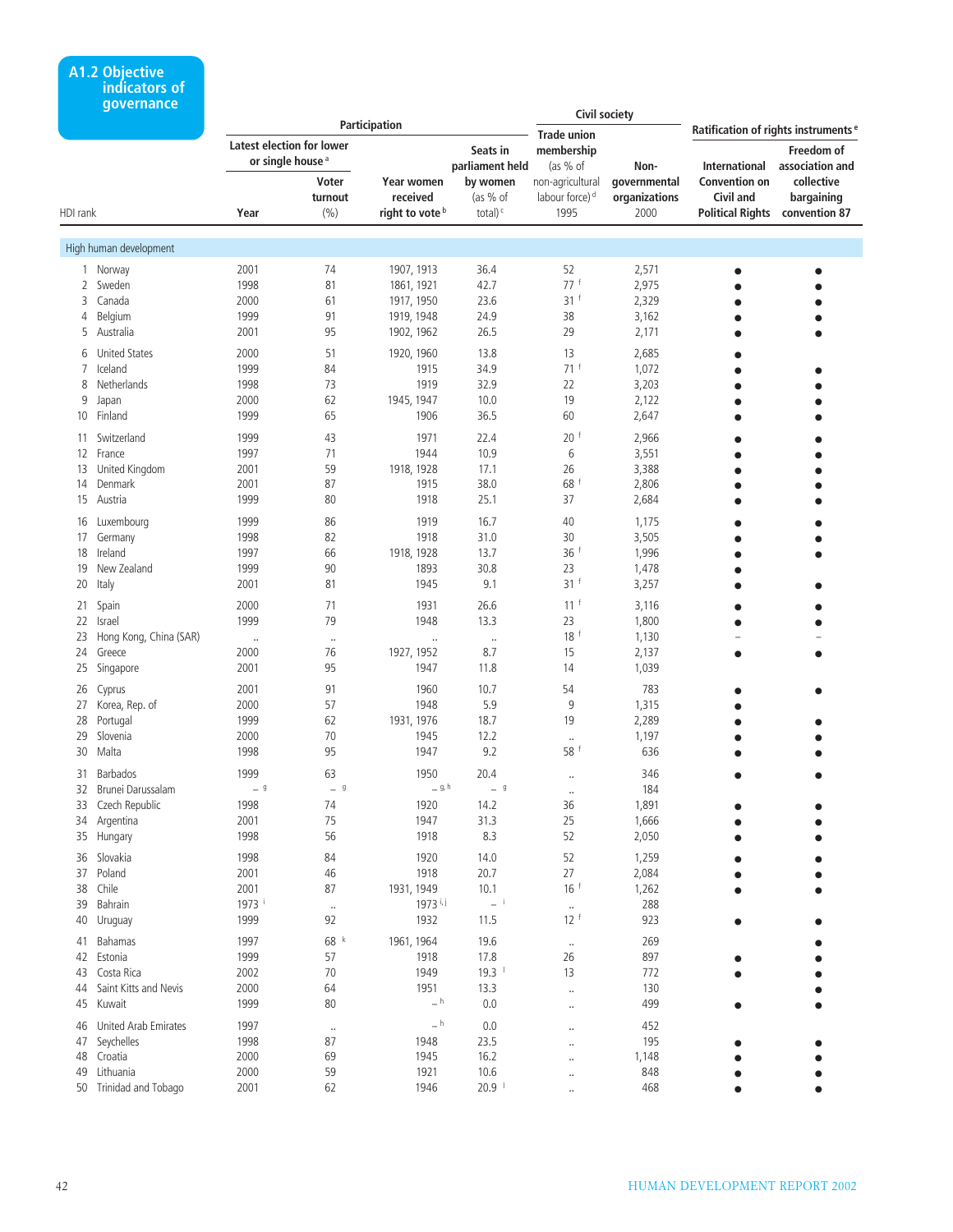# A1.2 Objective indicators of governance

| HDI rank | Participation | | | | Civil society | | Ratification of rights instruments [e] | |
|---|---|---|---|---|---|---|---|---|
| | Latest election for lower or single house [a] | | | | | | | |
| | Year | Voter turnout (%) | Year women received right to vote [b] | Seats in parliament held by women (as % of total) [c] | Trade union membership (as % of non-agricultural labour force) [d] 1995 | Non-governmental organizations 2000 | International Convention on Civil and Political Rights | Freedom of association and collective bargaining convention 87 |
| **High human development** | | | | | | | | |
| 1 Norway | 2001 | 74 | 1907, 1913 | 36.4 | 52 | 2,571 | ● | ● |
| 2 Sweden | 1998 | 81 | 1861, 1921 | 42.7 | 77 [f] | 2,975 | ● | ● |
| 3 Canada | 2000 | 61 | 1917, 1950 | 23.6 | 31 [f] | 2,329 | ● | ● |
| 4 Belgium | 1999 | 91 | 1919, 1948 | 24.9 | 38 | 3,162 | ● | ● |
| 5 Australia | 2001 | 95 | 1902, 1962 | 26.5 | 29 | 2,171 | ● | ● |
| 6 United States | 2000 | 51 | 1920, 1960 | 13.8 | 13 | 2,685 | ● | |
| 7 Iceland | 1999 | 84 | 1915 | 34.9 | 71 [f] | 1,072 | ● | ● |
| 8 Netherlands | 1998 | 73 | 1919 | 32.9 | 22 | 3,203 | ● | ● |
| 9 Japan | 2000 | 62 | 1945, 1947 | 10.0 | 19 | 2,122 | ● | ● |
| 10 Finland | 1999 | 65 | 1906 | 36.5 | 60 | 2,647 | ● | ● |
| 11 Switzerland | 1999 | 43 | 1971 | 22.4 | 20 [f] | 2,966 | ● | ● |
| 12 France | 1997 | 71 | 1944 | 10.9 | 6 | 3,551 | ● | ● |
| 13 United Kingdom | 2001 | 59 | 1918, 1928 | 17.1 | 26 | 3,388 | ● | ● |
| 14 Denmark | 2001 | 87 | 1915 | 38.0 | 68 [f] | 2,806 | ● | ● |
| 15 Austria | 1999 | 80 | 1918 | 25.1 | 37 | 2,684 | ● | ● |
| 16 Luxembourg | 1999 | 86 | 1919 | 16.7 | 40 | 1,175 | ● | ● |
| 17 Germany | 1998 | 82 | 1918 | 31.0 | 30 | 3,505 | ● | ● |
| 18 Ireland | 1997 | 66 | 1918, 1928 | 13.7 | 36 [f] | 1,996 | ● | ● |
| 19 New Zealand | 1999 | 90 | 1893 | 30.8 | 23 | 1,478 | ● | |
| 20 Italy | 2001 | 81 | 1945 | 9.1 | 31 [f] | 3,257 | ● | ● |
| 21 Spain | 2000 | 71 | 1931 | 26.6 | 11 [f] | 3,116 | ● | ● |
| 22 Israel | 1999 | 79 | 1948 | 13.3 | 23 | 1,800 | ● | ● |
| 23 Hong Kong, China (SAR) | .. | .. | .. | .. | 18 [f] | 1,130 | – | – |
| 24 Greece | 2000 | 76 | 1927, 1952 | 8.7 | 15 | 2,137 | ● | ● |
| 25 Singapore | 2001 | 95 | 1947 | 11.8 | 14 | 1,039 | | |
| 26 Cyprus | 2001 | 91 | 1960 | 10.7 | 54 | 783 | ● | ● |
| 27 Korea, Rep. of | 2000 | 57 | 1948 | 5.9 | 9 | 1,315 | ● | |
| 28 Portugal | 1999 | 62 | 1931, 1976 | 18.7 | 19 | 2,289 | ● | ● |
| 29 Slovenia | 2000 | 70 | 1945 | 12.2 | .. | 1,197 | ● | ● |
| 30 Malta | 1998 | 95 | 1947 | 9.2 | 58 [f] | 636 | ● | ● |
| 31 Barbados | 1999 | 63 | 1950 | 20.4 | .. | 346 | ● | ● |
| 32 Brunei Darussalam | – [g] | – [g] | – [g, h] | – [g] | .. | 184 | | |
| 33 Czech Republic | 1998 | 74 | 1920 | 14.2 | 36 | 1,891 | ● | ● |
| 34 Argentina | 2001 | 75 | 1947 | 31.3 | 25 | 1,666 | ● | ● |
| 35 Hungary | 1998 | 56 | 1918 | 8.3 | 52 | 2,050 | ● | ● |
| 36 Slovakia | 1998 | 84 | 1920 | 14.0 | 52 | 1,259 | ● | ● |
| 37 Poland | 2001 | 46 | 1918 | 20.7 | 27 | 2,084 | ● | ● |
| 38 Chile | 2001 | 87 | 1931, 1949 | 10.1 | 16 [f] | 1,262 | ● | ● |
| 39 Bahrain | 1973 [i] | .. | 1973 [i, j] | – [i] | .. | 288 | | |
| 40 Uruguay | 1999 | 92 | 1932 | 11.5 | 12 [f] | 923 | ● | ● |
| 41 Bahamas | 1997 | 68 [k] | 1961, 1964 | 19.6 | .. | 269 | | ● |
| 42 Estonia | 1999 | 57 | 1918 | 17.8 | 26 | 897 | ● | ● |
| 43 Costa Rica | 2002 | 70 | 1949 | 19.3 [l] | 13 | 772 | ● | ● |
| 44 Saint Kitts and Nevis | 2000 | 64 | 1951 | 13.3 | .. | 130 | | ● |
| 45 Kuwait | 1999 | 80 | – [h] | 0.0 | .. | 499 | ● | ● |
| 46 United Arab Emirates | 1997 | .. | – [h] | 0.0 | .. | 452 | | |
| 47 Seychelles | 1998 | 87 | 1948 | 23.5 | .. | 195 | ● | ● |
| 48 Croatia | 2000 | 69 | 1945 | 16.2 | .. | 1,148 | ● | ● |
| 49 Lithuania | 2000 | 59 | 1921 | 10.6 | .. | 848 | ● | ● |
| 50 Trinidad and Tobago | 2001 | 62 | 1946 | 20.9 [l] | .. | 468 | ● | ● |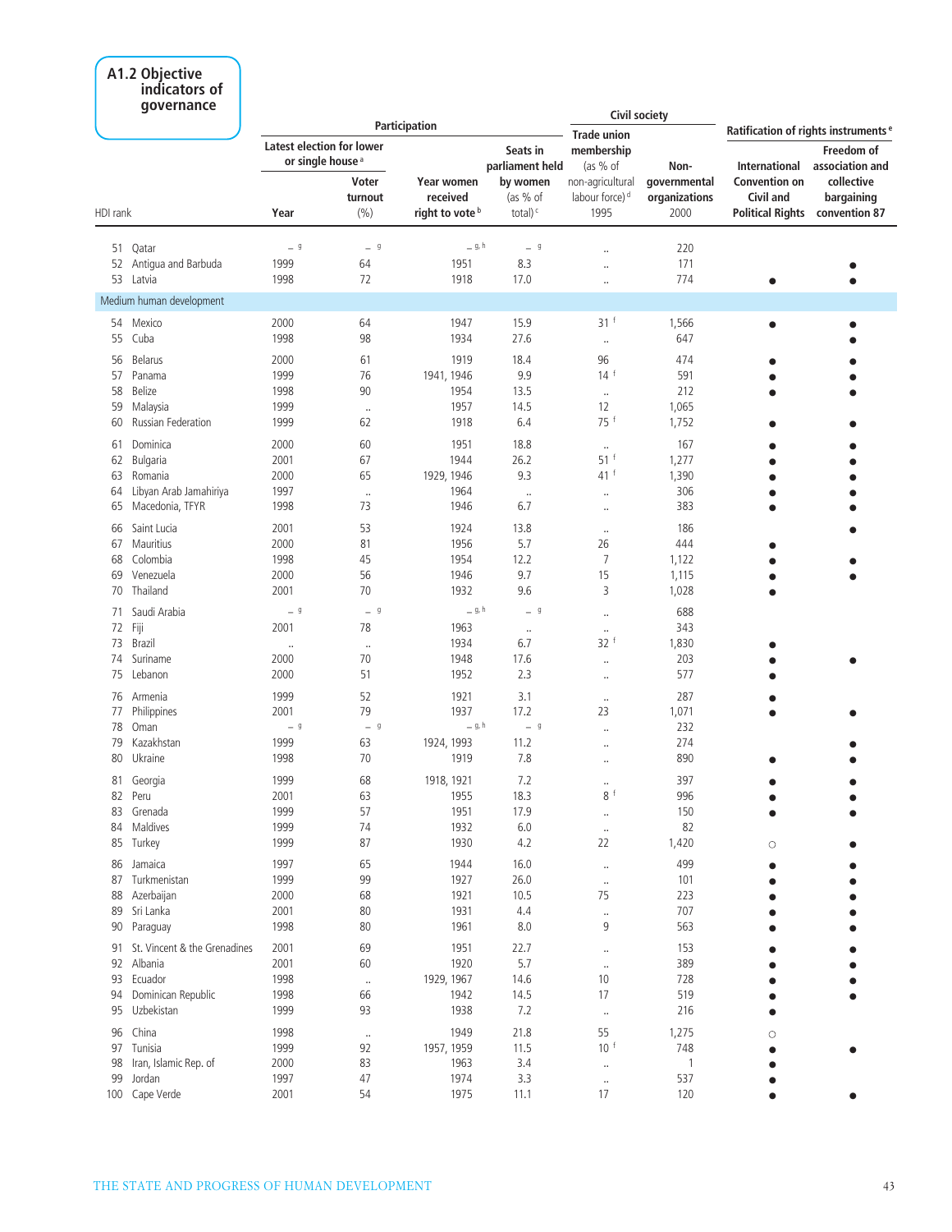## A1.2 Objective indicators of governance

| HDI rank | Participation | | | | Civil society | | Ratification of rights instruments [e] | |
|---|---|---|---|---|---|---|---|---|
| | Latest election for lower or single house [a] | | | | | | | |
| | Year | Voter turnout (%) | Year women received right to vote [b] | Seats in parliament held by women (as % of total) [c] | Trade union membership (as % of non-agricultural labour force) [d] 1995 | Non-governmental organizations 2000 | International Convention on Civil and Political Rights | Freedom of association and collective bargaining convention 87 |
| 51 Qatar | – [g] | – [g] | – [g, h] | – [g] | .. | 220 | | |
| 52 Antigua and Barbuda | 1999 | 64 | 1951 | 8.3 | .. | 171 | | ● |
| 53 Latvia | 1998 | 72 | 1918 | 17.0 | .. | 774 | ● | ● |
| **Medium human development** | | | | | | | | |
| 54 Mexico | 2000 | 64 | 1947 | 15.9 | 31 [f] | 1,566 | ● | ● |
| 55 Cuba | 1998 | 98 | 1934 | 27.6 | .. | 647 | | ● |
| 56 Belarus | 2000 | 61 | 1919 | 18.4 | 96 | 474 | ● | ● |
| 57 Panama | 1999 | 76 | 1941, 1946 | 9.9 | 14 [f] | 591 | ● | ● |
| 58 Belize | 1998 | 90 | 1954 | 13.5 | .. | 212 | ● | ● |
| 59 Malaysia | 1999 | .. | 1957 | 14.5 | 12 | 1,065 | | |
| 60 Russian Federation | 1999 | 62 | 1918 | 6.4 | 75 [f] | 1,752 | ● | ● |
| 61 Dominica | 2000 | 60 | 1951 | 18.8 | .. | 167 | ● | ● |
| 62 Bulgaria | 2001 | 67 | 1944 | 26.2 | 51 [f] | 1,277 | ● | ● |
| 63 Romania | 2000 | 65 | 1929, 1946 | 9.3 | 41 [f] | 1,390 | ● | ● |
| 64 Libyan Arab Jamahiriya | 1997 | .. | 1964 | .. | .. | 306 | ● | ● |
| 65 Macedonia, TFYR | 1998 | 73 | 1946 | 6.7 | .. | 383 | ● | ● |
| 66 Saint Lucia | 2001 | 53 | 1924 | 13.8 | .. | 186 | | ● |
| 67 Mauritius | 2000 | 81 | 1956 | 5.7 | 26 | 444 | ● | |
| 68 Colombia | 1998 | 45 | 1954 | 12.2 | 7 | 1,122 | ● | ● |
| 69 Venezuela | 2000 | 56 | 1946 | 9.7 | 15 | 1,115 | ● | ● |
| 70 Thailand | 2001 | 70 | 1932 | 9.6 | 3 | 1,028 | ● | |
| 71 Saudi Arabia | – [g] | – [g] | – [g, h] | – [g] | .. | 688 | | |
| 72 Fiji | 2001 | 78 | 1963 | .. | .. | 343 | | |
| 73 Brazil | .. | .. | 1934 | 6.7 | 32 [f] | 1,830 | ● | |
| 74 Suriname | 2000 | 70 | 1948 | 17.6 | .. | 203 | ● | ● |
| 75 Lebanon | 2000 | 51 | 1952 | 2.3 | .. | 577 | ● | |
| 76 Armenia | 1999 | 52 | 1921 | 3.1 | .. | 287 | ● | |
| 77 Philippines | 2001 | 79 | 1937 | 17.2 | 23 | 1,071 | ● | ● |
| 78 Oman | – [g] | – [g] | – [g, h] | – [g] | .. | 232 | | |
| 79 Kazakhstan | 1999 | 63 | 1924, 1993 | 11.2 | .. | 274 | | ● |
| 80 Ukraine | 1998 | 70 | 1919 | 7.8 | .. | 890 | ● | ● |
| 81 Georgia | 1999 | 68 | 1918, 1921 | 7.2 | .. | 397 | ● | ● |
| 82 Peru | 2001 | 63 | 1955 | 18.3 | 8 [f] | 996 | ● | ● |
| 83 Grenada | 1999 | 57 | 1951 | 17.9 | .. | 150 | ● | ● |
| 84 Maldives | 1999 | 74 | 1932 | 6.0 | .. | 82 | | |
| 85 Turkey | 1999 | 87 | 1930 | 4.2 | 22 | 1,420 | ○ | ● |
| 86 Jamaica | 1997 | 65 | 1944 | 16.0 | .. | 499 | ● | ● |
| 87 Turkmenistan | 1999 | 99 | 1927 | 26.0 | .. | 101 | ● | ● |
| 88 Azerbaijan | 2000 | 68 | 1921 | 10.5 | 75 | 223 | ● | ● |
| 89 Sri Lanka | 2001 | 80 | 1931 | 4.4 | .. | 707 | ● | ● |
| 90 Paraguay | 1998 | 80 | 1961 | 8.0 | 9 | 563 | ● | ● |
| 91 St. Vincent & the Grenadines | 2001 | 69 | 1951 | 22.7 | .. | 153 | ● | ● |
| 92 Albania | 2001 | 60 | 1920 | 5.7 | .. | 389 | ● | ● |
| 93 Ecuador | 1998 | .. | 1929, 1967 | 14.6 | 10 | 728 | ● | ● |
| 94 Dominican Republic | 1998 | 66 | 1942 | 14.5 | 17 | 519 | ● | ● |
| 95 Uzbekistan | 1999 | 93 | 1938 | 7.2 | .. | 216 | ● | |
| 96 China | 1998 | .. | 1949 | 21.8 | 55 | 1,275 | ○ | |
| 97 Tunisia | 1999 | 92 | 1957, 1959 | 11.5 | 10 [f] | 748 | ● | ● |
| 98 Iran, Islamic Rep. of | 2000 | 83 | 1963 | 3.4 | .. | 1 | ● | |
| 99 Jordan | 1997 | 47 | 1974 | 3.3 | .. | 537 | ● | |
| 100 Cape Verde | 2001 | 54 | 1975 | 11.1 | 17 | 120 | ● | ● |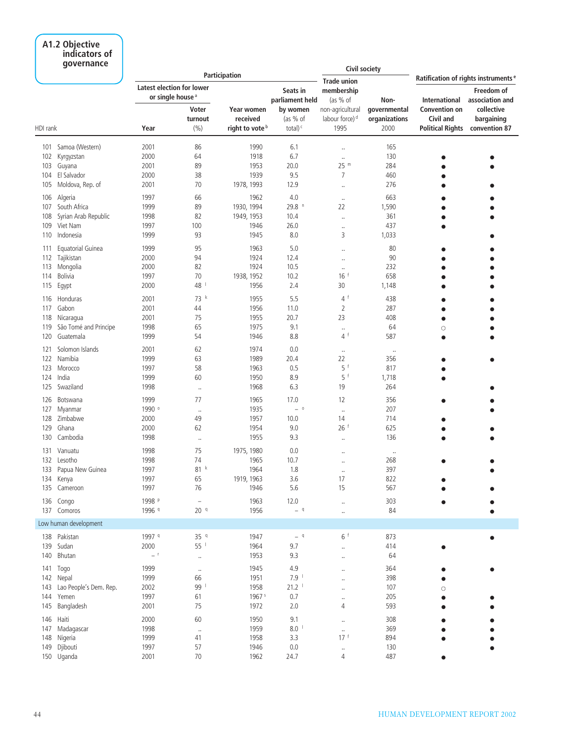# A1.2 Objective indicators of governance

| HDI rank | | Participation | | | | Civil society | | Ratification of rights instruments [e] | |
|---|---|---|---|---|---|---|---|---|---|
| | | Latest election for lower or single house [a] | | Year women received right to vote [b] | Seats in parliament held by women (as % of total) [c] | Trade union membership (as % of non-agricultural labour force) [d] | Non-governmental organizations | International Convention on Civil and Political Rights | Freedom of association and collective bargaining convention 87 |
| | | Year | Voter turnout (%) | | | 1995 | 2000 | | |
| 101 | Samoa (Western) | 2001 | 86 | 1990 | 6.1 | .. | 165 | | |
| 102 | Kyrgyzstan | 2000 | 64 | 1918 | 6.7 | .. | 130 | ● | ● |
| 103 | Guyana | 2001 | 89 | 1953 | 20.0 | 25 [m] | 284 | ● | ● |
| 104 | El Salvador | 2000 | 38 | 1939 | 9.5 | 7 | 460 | ● | |
| 105 | Moldova, Rep. of | 2001 | 70 | 1978, 1993 | 12.9 | .. | 276 | ● | ● |
| 106 | Algeria | 1997 | 66 | 1962 | 4.0 | .. | 663 | ● | ● |
| 107 | South Africa | 1999 | 89 | 1930, 1994 | 29.8 [n] | 22 | 1,590 | ● | ● |
| 108 | Syrian Arab Republic | 1998 | 82 | 1949, 1953 | 10.4 | .. | 361 | ● | ● |
| 109 | Viet Nam | 1997 | 100 | 1946 | 26.0 | .. | 437 | ● | |
| 110 | Indonesia | 1999 | 93 | 1945 | 8.0 | 3 | 1,033 | | ● |
| 111 | Equatorial Guinea | 1999 | 95 | 1963 | 5.0 | .. | 80 | ● | ● |
| 112 | Tajikistan | 2000 | 94 | 1924 | 12.4 | .. | 90 | ● | ● |
| 113 | Mongolia | 2000 | 82 | 1924 | 10.5 | .. | 232 | ● | ● |
| 114 | Bolivia | 1997 | 70 | 1938, 1952 | 10.2 | 16 [f] | 658 | ● | ● |
| 115 | Egypt | 2000 | 48 [l] | 1956 | 2.4 | 30 | 1,148 | ● | ● |
| 116 | Honduras | 2001 | 73 [k] | 1955 | 5.5 | 4 [f] | 438 | ● | ● |
| 117 | Gabon | 2001 | 44 | 1956 | 11.0 | 2 | 287 | ● | ● |
| 118 | Nicaragua | 2001 | 75 | 1955 | 20.7 | 23 | 408 | ● | ● |
| 119 | São Tomé and Principe | 1998 | 65 | 1975 | 9.1 | .. | 64 | ○ | ● |
| 120 | Guatemala | 1999 | 54 | 1946 | 8.8 | 4 [f] | 587 | ● | ● |
| 121 | Solomon Islands | 2001 | 62 | 1974 | 0.0 | .. | .. | | |
| 122 | Namibia | 1999 | 63 | 1989 | 20.4 | 22 | 356 | ● | ● |
| 123 | Morocco | 1997 | 58 | 1963 | 0.5 | 5 [f] | 817 | ● | |
| 124 | India | 1999 | 60 | 1950 | 8.9 | 5 [f] | 1,718 | ● | |
| 125 | Swaziland | 1998 | .. | 1968 | 6.3 | 19 | 264 | | ● |
| 126 | Botswana | 1999 | 77 | 1965 | 17.0 | 12 | 356 | ● | ● |
| 127 | Myanmar | 1990 [o] | .. | 1935 | – [o] | .. | 207 | | ● |
| 128 | Zimbabwe | 2000 | 49 | 1957 | 10.0 | 14 | 714 | ● | |
| 129 | Ghana | 2000 | 62 | 1954 | 9.0 | 26 [f] | 625 | ● | ● |
| 130 | Cambodia | 1998 | .. | 1955 | 9.3 | .. | 136 | ● | ● |
| 131 | Vanuatu | 1998 | 75 | 1975, 1980 | 0.0 | .. | .. | | |
| 132 | Lesotho | 1998 | 74 | 1965 | 10.7 | .. | 268 | ● | ● |
| 133 | Papua New Guinea | 1997 | 81 [k] | 1964 | 1.8 | .. | 397 | | ● |
| 134 | Kenya | 1997 | 65 | 1919, 1963 | 3.6 | 17 | 822 | ● | |
| 135 | Cameroon | 1997 | 76 | 1946 | 5.6 | 15 | 567 | ● | ● |
| 136 | Congo | 1998 [p] | – | 1963 | 12.0 | .. | 303 | ● | ● |
| 137 | Comoros | 1996 [q] | 20 [q] | 1956 | – [q] | .. | 84 | | ● |
| **Low human development** | | | | | | | | | |
| 138 | Pakistan | 1997 [q] | 35 [q] | 1947 | – [q] | 6 [f] | 873 | | ● |
| 139 | Sudan | 2000 | 55 [l] | 1964 | 9.7 | .. | 414 | ● | |
| 140 | Bhutan | – [r] | .. | 1953 | 9.3 | .. | 64 | | |
| 141 | Togo | 1999 | .. | 1945 | 4.9 | .. | 364 | ● | ● |
| 142 | Nepal | 1999 | 66 | 1951 | 7.9 [l] | .. | 398 | ● | |
| 143 | Lao People's Dem. Rep. | 2002 | 99 [l] | 1958 | 21.2 [l] | .. | 107 | ○ | |
| 144 | Yemen | 1997 | 61 | 1967 [s] | 0.7 | .. | 205 | ● | ● |
| 145 | Bangladesh | 2001 | 75 | 1972 | 2.0 | 4 | 593 | ● | ● |
| 146 | Haiti | 2000 | 60 | 1950 | 9.1 | .. | 308 | ● | ● |
| 147 | Madagascar | 1998 | .. | 1959 | 8.0 [l] | .. | 369 | ● | ● |
| 148 | Nigeria | 1999 | 41 | 1958 | 3.3 | 17 [f] | 894 | ● | ● |
| 149 | Djibouti | 1997 | 57 | 1946 | 0.0 | .. | 130 | | ● |
| 150 | Uganda | 2001 | 70 | 1962 | 24.7 | 4 | 487 | ● | |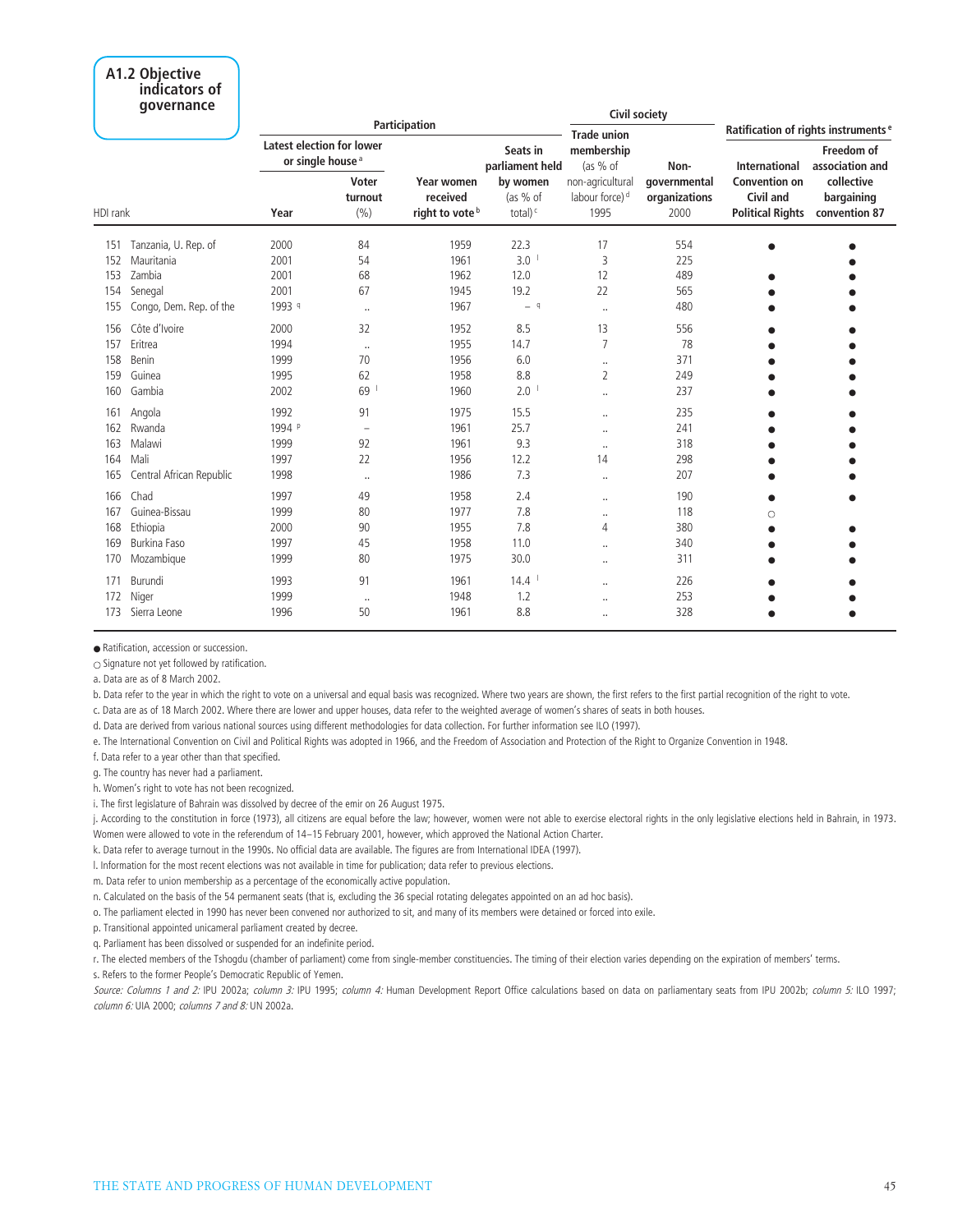## A1.2 Objective indicators of governance

| HDI rank | | Participation | | | | Civil society | | Ratification of rights instruments [e] | |
|---|---|---|---|---|---|---|---|---|---|
| | | Latest election for lower or single house [a] | | | | | | | |
| | | Year | Voter turnout (%) | Year women received right to vote [b] | Seats in parliament held by women (as % of total) [c] | Trade union membership (as % of non-agricultural labour force) [d] 1995 | Non-governmental organizations 2000 | International Convention on Civil and Political Rights | Freedom of association and collective bargaining convention 87 |
| 151 | Tanzania, U. Rep. of | 2000 | 84 | 1959 | 22.3 | 17 | 554 | ● | ● |
| 152 | Mauritania | 2001 | 54 | 1961 | 3.0 [l] | 3 | 225 | | ● |
| 153 | Zambia | 2001 | 68 | 1962 | 12.0 | 12 | 489 | ● | ● |
| 154 | Senegal | 2001 | 67 | 1945 | 19.2 | 22 | 565 | ● | ● |
| 155 | Congo, Dem. Rep. of the | 1993 [q] | .. | 1967 | – [q] | .. | 480 | ● | ● |
| 156 | Côte d'Ivoire | 2000 | 32 | 1952 | 8.5 | 13 | 556 | ● | ● |
| 157 | Eritrea | 1994 | .. | 1955 | 14.7 | 7 | 78 | ● | ● |
| 158 | Benin | 1999 | 70 | 1956 | 6.0 | .. | 371 | ● | ● |
| 159 | Guinea | 1995 | 62 | 1958 | 8.8 | 2 | 249 | ● | ● |
| 160 | Gambia | 2002 | 69 [l] | 1960 | 2.0 [l] | .. | 237 | ● | ● |
| 161 | Angola | 1992 | 91 | 1975 | 15.5 | .. | 235 | ● | ● |
| 162 | Rwanda | 1994 [p] | – | 1961 | 25.7 | .. | 241 | ● | ● |
| 163 | Malawi | 1999 | 92 | 1961 | 9.3 | .. | 318 | ● | ● |
| 164 | Mali | 1997 | 22 | 1956 | 12.2 | 14 | 298 | ● | ● |
| 165 | Central African Republic | 1998 | .. | 1986 | 7.3 | .. | 207 | ● | ● |
| 166 | Chad | 1997 | 49 | 1958 | 2.4 | .. | 190 | ● | ● |
| 167 | Guinea-Bissau | 1999 | 80 | 1977 | 7.8 | .. | 118 | ○ | |
| 168 | Ethiopia | 2000 | 90 | 1955 | 7.8 | 4 | 380 | ● | ● |
| 169 | Burkina Faso | 1997 | 45 | 1958 | 11.0 | .. | 340 | ● | ● |
| 170 | Mozambique | 1999 | 80 | 1975 | 30.0 | .. | 311 | ● | ● |
| 171 | Burundi | 1993 | 91 | 1961 | 14.4 [l] | .. | 226 | ● | ● |
| 172 | Niger | 1999 | .. | 1948 | 1.2 | .. | 253 | ● | ● |
| 173 | Sierra Leone | 1996 | 50 | 1961 | 8.8 | .. | 328 | ● | ● |

● Ratification, accession or succession.

○ Signature not yet followed by ratification.

a. Data are as of 8 March 2002.

b. Data refer to the year in which the right to vote on a universal and equal basis was recognized. Where two years are shown, the first refers to the first partial recognition of the right to vote.

c. Data are as of 18 March 2002. Where there are lower and upper houses, data refer to the weighted average of women's shares of seats in both houses.

d. Data are derived from various national sources using different methodologies for data collection. For further information see ILO (1997).

e. The International Convention on Civil and Political Rights was adopted in 1966, and the Freedom of Association and Protection of the Right to Organize Convention in 1948.

f. Data refer to a year other than that specified.

g. The country has never had a parliament.

h. Women's right to vote has not been recognized.

i. The first legislature of Bahrain was dissolved by decree of the emir on 26 August 1975.

j. According to the constitution in force (1973), all citizens are equal before the law; however, women were not able to exercise electoral rights in the only legislative elections held in Bahrain, in 1973. Women were allowed to vote in the referendum of 14–15 February 2001, however, which approved the National Action Charter.

k. Data refer to average turnout in the 1990s. No official data are available. The figures are from International IDEA (1997).

l. Information for the most recent elections was not available in time for publication; data refer to previous elections.

m. Data refer to union membership as a percentage of the economically active population.

n. Calculated on the basis of the 54 permanent seats (that is, excluding the 36 special rotating delegates appointed on an ad hoc basis).

o. The parliament elected in 1990 has never been convened nor authorized to sit, and many of its members were detained or forced into exile.

p. Transitional appointed unicameral parliament created by decree.

q. Parliament has been dissolved or suspended for an indefinite period.

r. The elected members of the Tshogdu (chamber of parliament) come from single-member constituencies. The timing of their election varies depending on the expiration of members' terms.

s. Refers to the former People's Democratic Republic of Yemen.

*Source: Columns 1 and 2:* IPU 2002a; *column 3:* IPU 1995; *column 4:* Human Development Report Office calculations based on data on parliamentary seats from IPU 2002b; *column 5:* ILO 1997; *column 6:* UIA 2000; *columns 7 and 8:* UN 2002a.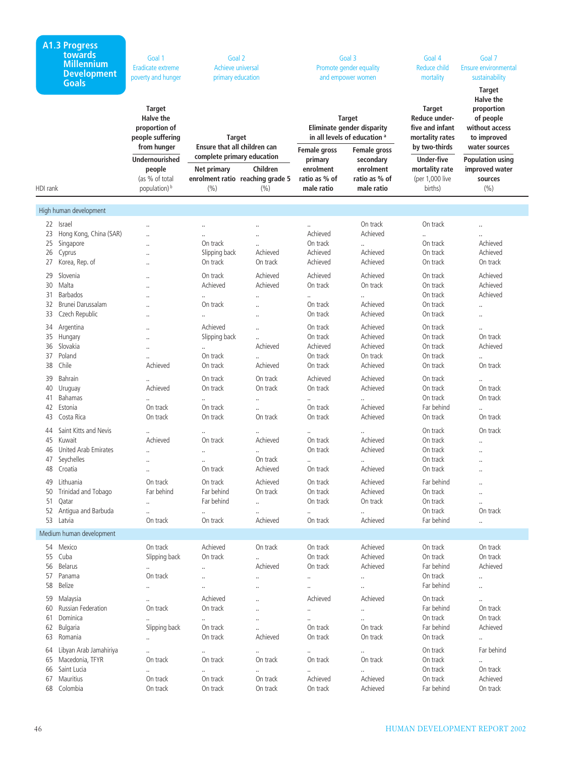## A1.3 Progress towards Millennium Development Goals

| HDI rank | | Goal 1 Eradicate extreme poverty and hunger | Goal 2 Achieve universal primary education | | Goal 3 Promote gender equality and empower women | | Goal 4 Reduce child mortality | Goal 7 Ensure environmental sustainability |
|---|---|---|---|---|---|---|---|---|
| | | Target Halve the proportion of people suffering from hunger | Target Ensure that all children can complete primary education | | Target Eliminate gender disparity in all levels of education [a] | | Target Reduce under-five and infant mortality rates by two-thirds | Target Halve the proportion of people without access to improved water sources |
| | | Undernourished people (as % of total population) [b] | Net primary enrolment ratio (%) | Children reaching grade 5 (%) | Female gross primary enrolment ratio as % of male ratio | Female gross secondary enrolment ratio as % of male ratio | Under-five mortality rate (per 1,000 live births) | Population using improved water sources (%) |
| **High human development** | | | | | | | | |
| 22 | Israel | .. | .. | .. | .. | On track | On track | .. |
| 23 | Hong Kong, China (SAR) | .. | .. | .. | Achieved | Achieved | .. | .. |
| 25 | Singapore | .. | On track | .. | On track | .. | On track | Achieved |
| 26 | Cyprus | .. | Slipping back | Achieved | Achieved | Achieved | On track | Achieved |
| 27 | Korea, Rep. of | .. | On track | On track | Achieved | Achieved | On track | On track |
| 29 | Slovenia | .. | On track | Achieved | Achieved | Achieved | On track | Achieved |
| 30 | Malta | .. | Achieved | Achieved | On track | On track | On track | Achieved |
| 31 | Barbados | .. | .. | .. | .. | .. | On track | Achieved |
| 32 | Brunei Darussalam | .. | On track | .. | On track | Achieved | On track | .. |
| 33 | Czech Republic | .. | .. | .. | On track | Achieved | On track | .. |
| 34 | Argentina | .. | Achieved | .. | On track | Achieved | On track | .. |
| 35 | Hungary | .. | Slipping back | .. | On track | Achieved | On track | On track |
| 36 | Slovakia | .. | .. | Achieved | Achieved | Achieved | On track | Achieved |
| 37 | Poland | .. | On track | .. | On track | On track | On track | .. |
| 38 | Chile | Achieved | On track | Achieved | On track | Achieved | On track | On track |
| 39 | Bahrain | .. | On track | On track | Achieved | Achieved | On track | .. |
| 40 | Uruguay | Achieved | On track | On track | On track | Achieved | On track | On track |
| 41 | Bahamas | .. | .. | .. | .. | .. | On track | On track |
| 42 | Estonia | On track | On track | .. | On track | Achieved | Far behind | .. |
| 43 | Costa Rica | On track | On track | On track | On track | Achieved | On track | On track |
| 44 | Saint Kitts and Nevis | .. | .. | .. | .. | .. | On track | On track |
| 45 | Kuwait | Achieved | On track | Achieved | On track | Achieved | On track | .. |
| 46 | United Arab Emirates | .. | .. | .. | On track | Achieved | On track | .. |
| 47 | Seychelles | .. | .. | On track | .. | .. | On track | .. |
| 48 | Croatia | .. | On track | Achieved | On track | Achieved | On track | .. |
| 49 | Lithuania | On track | On track | Achieved | On track | Achieved | Far behind | .. |
| 50 | Trinidad and Tobago | Far behind | Far behind | On track | On track | Achieved | On track | .. |
| 51 | Qatar | .. | Far behind | .. | On track | On track | On track | .. |
| 52 | Antigua and Barbuda | .. | .. | .. | .. | .. | On track | On track |
| 53 | Latvia | On track | On track | Achieved | On track | Achieved | Far behind | .. |
| **Medium human development** | | | | | | | | |
| 54 | Mexico | On track | Achieved | On track | On track | Achieved | On track | On track |
| 55 | Cuba | Slipping back | On track | .. | On track | Achieved | On track | On track |
| 56 | Belarus | .. | .. | Achieved | On track | Achieved | Far behind | Achieved |
| 57 | Panama | On track | .. | .. | .. | .. | On track | .. |
| 58 | Belize | .. | .. | .. | .. | .. | Far behind | .. |
| 59 | Malaysia | .. | Achieved | .. | Achieved | Achieved | On track | .. |
| 60 | Russian Federation | On track | On track | .. | .. | .. | Far behind | On track |
| 61 | Dominica | .. | .. | .. | .. | .. | On track | On track |
| 62 | Bulgaria | Slipping back | On track | .. | On track | On track | Far behind | Achieved |
| 63 | Romania | .. | On track | Achieved | On track | On track | On track | .. |
| 64 | Libyan Arab Jamahiriya | .. | .. | .. | .. | .. | On track | Far behind |
| 65 | Macedonia, TFYR | On track | On track | On track | On track | On track | On track | .. |
| 66 | Saint Lucia | .. | .. | .. | .. | .. | On track | On track |
| 67 | Mauritius | On track | On track | On track | Achieved | Achieved | On track | Achieved |
| 68 | Colombia | On track | On track | On track | On track | Achieved | Far behind | On track |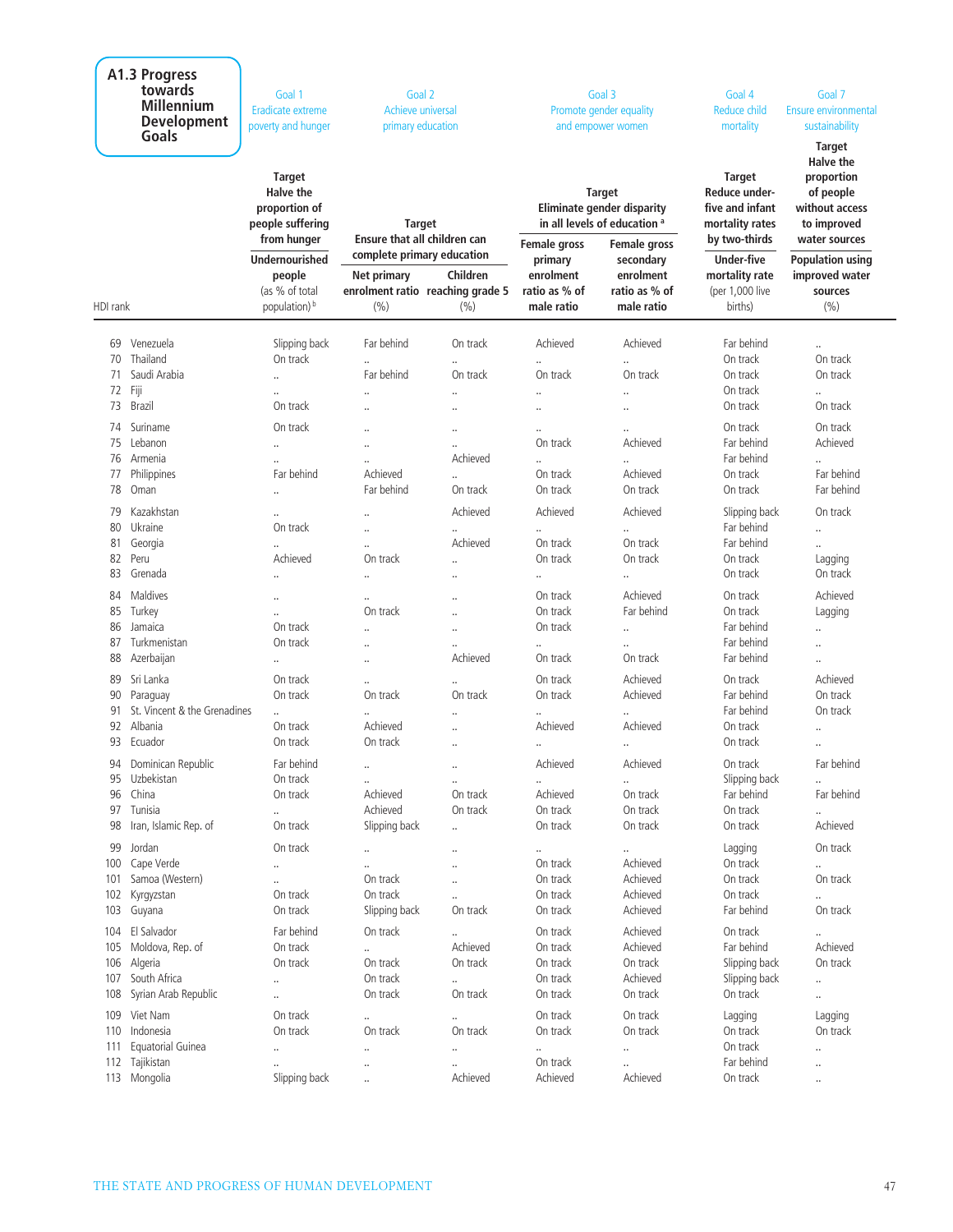## A1.3 Progress towards Millennium Development Goals

| HDI rank | | Goal 1 Eradicate extreme poverty and hunger | Goal 2 Achieve universal primary education | | Goal 3 Promote gender equality and empower women | | Goal 4 Reduce child mortality | Goal 7 Ensure environmental sustainability |
|---|---|---|---|---|---|---|---|---|
| | | **Target** Halve the proportion of people suffering from hunger | **Target** Ensure that all children can complete primary education | | **Target** Eliminate gender disparity in all levels of education [a] | | **Target** Reduce under-five and infant mortality rates by two-thirds | **Target** Halve the proportion of people without access to improved water sources |
| | | **Undernourished people** (as % of total population) [b] | **Net primary enrolment ratio** (%) | **Children reaching grade 5** (%) | **Female gross primary enrolment ratio as % of male ratio** | **Female gross secondary enrolment ratio as % of male ratio** | **Under-five mortality rate** (per 1,000 live births) | **Population using improved water sources** (%) |
| 69 | Venezuela | Slipping back | Far behind | On track | Achieved | Achieved | Far behind | .. |
| 70 | Thailand | On track | .. | .. | .. | .. | On track | On track |
| 71 | Saudi Arabia | .. | Far behind | On track | On track | On track | On track | On track |
| 72 | Fiji | .. | .. | .. | .. | .. | On track | .. |
| 73 | Brazil | On track | .. | .. | .. | .. | On track | On track |
| 74 | Suriname | On track | .. | .. | .. | .. | On track | On track |
| 75 | Lebanon | .. | .. | .. | On track | Achieved | Far behind | Achieved |
| 76 | Armenia | .. | .. | Achieved | .. | .. | Far behind | .. |
| 77 | Philippines | Far behind | Achieved | .. | On track | Achieved | On track | Far behind |
| 78 | Oman | .. | Far behind | On track | On track | On track | On track | Far behind |
| 79 | Kazakhstan | .. | .. | Achieved | Achieved | Achieved | Slipping back | On track |
| 80 | Ukraine | On track | .. | .. | .. | .. | Far behind | .. |
| 81 | Georgia | .. | .. | Achieved | On track | On track | Far behind | .. |
| 82 | Peru | Achieved | On track | .. | On track | On track | On track | Lagging |
| 83 | Grenada | .. | .. | .. | .. | .. | On track | On track |
| 84 | Maldives | .. | .. | .. | On track | Achieved | On track | Achieved |
| 85 | Turkey | .. | On track | .. | On track | Far behind | On track | Lagging |
| 86 | Jamaica | On track | .. | .. | On track | .. | Far behind | .. |
| 87 | Turkmenistan | On track | .. | .. | .. | .. | Far behind | .. |
| 88 | Azerbaijan | .. | .. | Achieved | On track | On track | Far behind | .. |
| 89 | Sri Lanka | On track | .. | .. | On track | Achieved | On track | Achieved |
| 90 | Paraguay | On track | On track | On track | On track | Achieved | Far behind | On track |
| 91 | St. Vincent & the Grenadines | .. | .. | .. | .. | .. | Far behind | On track |
| 92 | Albania | On track | Achieved | .. | Achieved | Achieved | On track | .. |
| 93 | Ecuador | On track | On track | .. | .. | .. | On track | .. |
| 94 | Dominican Republic | Far behind | .. | .. | Achieved | Achieved | On track | Far behind |
| 95 | Uzbekistan | On track | .. | .. | .. | .. | Slipping back | .. |
| 96 | China | On track | Achieved | On track | Achieved | On track | Far behind | Far behind |
| 97 | Tunisia | .. | Achieved | On track | On track | On track | On track | .. |
| 98 | Iran, Islamic Rep. of | On track | Slipping back | .. | On track | On track | On track | Achieved |
| 99 | Jordan | On track | .. | .. | .. | .. | Lagging | On track |
| 100 | Cape Verde | .. | .. | .. | On track | Achieved | On track | .. |
| 101 | Samoa (Western) | .. | On track | .. | On track | Achieved | On track | On track |
| 102 | Kyrgyzstan | On track | On track | .. | On track | Achieved | On track | .. |
| 103 | Guyana | On track | Slipping back | On track | On track | Achieved | Far behind | On track |
| 104 | El Salvador | Far behind | On track | .. | On track | Achieved | On track | .. |
| 105 | Moldova, Rep. of | On track | .. | Achieved | On track | Achieved | Far behind | Achieved |
| 106 | Algeria | On track | On track | On track | On track | On track | Slipping back | On track |
| 107 | South Africa | .. | On track | .. | On track | Achieved | Slipping back | .. |
| 108 | Syrian Arab Republic | .. | On track | On track | On track | On track | On track | .. |
| 109 | Viet Nam | On track | .. | .. | On track | On track | Lagging | Lagging |
| 110 | Indonesia | On track | On track | On track | On track | On track | On track | On track |
| 111 | Equatorial Guinea | .. | .. | .. | .. | .. | On track | .. |
| 112 | Tajikistan | .. | .. | .. | On track | .. | Far behind | .. |
| 113 | Mongolia | Slipping back | .. | Achieved | Achieved | Achieved | On track | .. |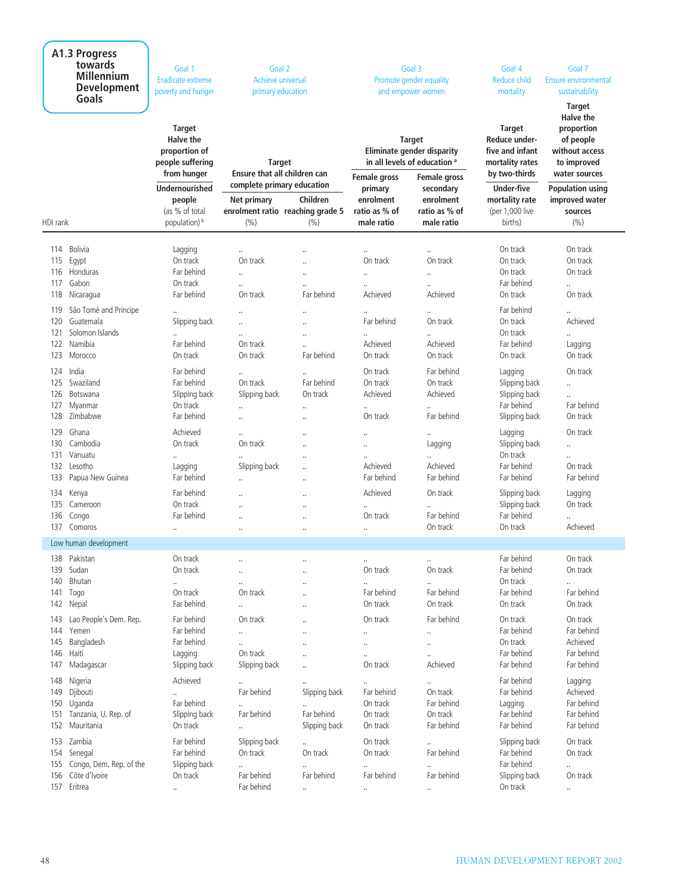## A1.3 Progress towards Millennium Development Goals

| HDI rank | | Goal 1 Eradicate extreme poverty and hunger | Goal 2 Achieve universal primary education | | Goal 3 Promote gender equality and empower women | | Goal 4 Reduce child mortality | Goal 7 Ensure environmental sustainability |
|---|---|---|---|---|---|---|---|---|
| | | **Target** Halve the proportion of people suffering from hunger | **Target** Ensure that all children can complete primary education | | **Target** Eliminate gender disparity in all levels of education [a] | | **Target** Reduce under-five and infant mortality rates by two-thirds | **Target** Halve the proportion of people without access to improved water sources |
| | | **Undernourished people** (as % of total population) [b] | **Net primary enrolment ratio** (%) | **Children reaching grade 5** (%) | **Female gross primary enrolment ratio as % of male ratio** | **Female gross secondary enrolment ratio as % of male ratio** | **Under-five mortality rate** (per 1,000 live births) | **Population using improved water sources** (%) |
| 114 | Bolivia | Lagging | .. | .. | .. | .. | On track | On track |
| 115 | Egypt | On track | On track | .. | On track | On track | On track | On track |
| 116 | Honduras | Far behind | .. | .. | .. | .. | On track | On track |
| 117 | Gabon | On track | .. | .. | .. | .. | Far behind | .. |
| 118 | Nicaragua | Far behind | On track | Far behind | Achieved | Achieved | On track | On track |
| 119 | São Tomé and Principe | .. | .. | .. | .. | .. | Far behind | .. |
| 120 | Guatemala | Slipping back | .. | .. | Far behind | On track | On track | Achieved |
| 121 | Solomon Islands | .. | .. | .. | .. | .. | On track | .. |
| 122 | Namibia | Far behind | On track | .. | Achieved | Achieved | Far behind | Lagging |
| 123 | Morocco | On track | On track | Far behind | On track | On track | On track | On track |
| 124 | India | Far behind | .. | .. | On track | Far behind | Lagging | On track |
| 125 | Swaziland | Far behind | On track | Far behind | On track | On track | Slipping back | .. |
| 126 | Botswana | Slipping back | Slipping back | On track | Achieved | Achieved | Slipping back | .. |
| 127 | Myanmar | On track | .. | .. | .. | .. | Far behind | Far behind |
| 128 | Zimbabwe | Far behind | .. | .. | On track | Far behind | Slipping back | On track |
| 129 | Ghana | Achieved | .. | .. | .. | .. | Lagging | On track |
| 130 | Cambodia | On track | On track | .. | .. | Lagging | Slipping back | .. |
| 131 | Vanuatu | .. | .. | .. | .. | .. | On track | .. |
| 132 | Lesotho | Lagging | Slipping back | .. | Achieved | Achieved | Far behind | On track |
| 133 | Papua New Guinea | Far behind | .. | .. | Far behind | Far behind | Far behind | Far behind |
| 134 | Kenya | Far behind | .. | .. | Achieved | On track | Slipping back | Lagging |
| 135 | Cameroon | On track | .. | .. | .. | .. | Slipping back | On track |
| 136 | Congo | Far behind | .. | .. | On track | Far behind | Far behind | .. |
| 137 | Comoros | .. | .. | .. | .. | On track | On track | Achieved |
| **Low human development** | | | | | | | | |
| 138 | Pakistan | On track | .. | .. | .. | .. | Far behind | On track |
| 139 | Sudan | On track | .. | .. | On track | On track | Far behind | On track |
| 140 | Bhutan | .. | .. | .. | .. | .. | On track | .. |
| 141 | Togo | On track | On track | .. | Far behind | Far behind | Far behind | Far behind |
| 142 | Nepal | Far behind | .. | .. | On track | On track | On track | On track |
| 143 | Lao People's Dem. Rep. | Far behind | On track | .. | On track | Far behind | On track | On track |
| 144 | Yemen | Far behind | .. | .. | .. | .. | Far behind | Far behind |
| 145 | Bangladesh | Far behind | .. | .. | .. | .. | On track | Achieved |
| 146 | Haiti | Lagging | On track | .. | .. | .. | Far behind | Far behind |
| 147 | Madagascar | Slipping back | Slipping back | .. | On track | Achieved | Far behind | Far behind |
| 148 | Nigeria | Achieved | .. | .. | .. | .. | Far behind | Lagging |
| 149 | Djibouti | .. | Far behind | Slipping back | Far behind | On track | Far behind | Achieved |
| 150 | Uganda | Far behind | .. | .. | On track | Far behind | Lagging | Far behind |
| 151 | Tanzania, U. Rep. of | Slipping back | Far behind | Far behind | On track | On track | Far behind | Far behind |
| 152 | Mauritania | On track | .. | Slipping back | On track | Far behind | Far behind | Far behind |
| 153 | Zambia | Far behind | Slipping back | .. | On track | .. | Slipping back | On track |
| 154 | Senegal | Far behind | On track | On track | On track | Far behind | Far behind | On track |
| 155 | Congo, Dem. Rep. of the | Slipping back | .. | .. | .. | .. | Far behind | .. |
| 156 | Côte d'Ivoire | On track | Far behind | Far behind | Far behind | Far behind | Slipping back | On track |
| 157 | Eritrea | .. | Far behind | .. | .. | .. | On track | .. |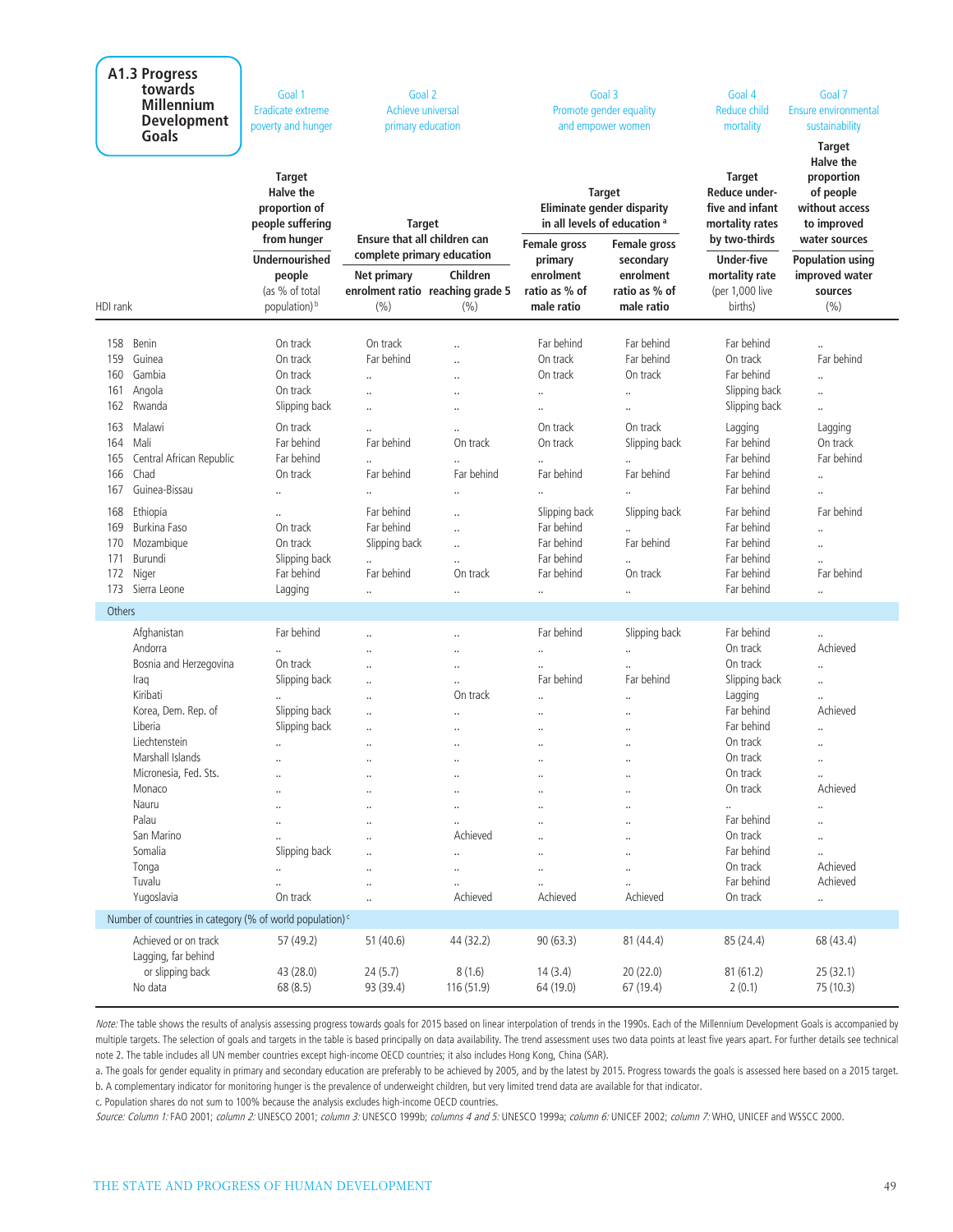## A1.3 Progress towards Millennium Development Goals

| HDI rank | | Goal 1 Eradicate extreme poverty and hunger | Goal 2 Achieve universal primary education | | Goal 3 Promote gender equality and empower women | | Goal 4 Reduce child mortality | Goal 7 Ensure environmental sustainability |
|---|---|---|---|---|---|---|---|---|
| | | **Target** Halve the proportion of people suffering from hunger | **Target** Ensure that all children can complete primary education | | **Target** Eliminate gender disparity in all levels of education [a] | | **Target** Reduce under-five and infant mortality rates by two-thirds | **Target** Halve the proportion of people without access to improved water sources |
| | | **Undernourished people** (as % of total population) [b] | **Net primary enrolment ratio** (%) | **Children reaching grade 5** (%) | **Female gross primary enrolment ratio as % of male ratio** | **Female gross secondary enrolment ratio as % of male ratio** | **Under-five mortality rate** (per 1,000 live births) | **Population using improved water sources** (%) |
| 158 | Benin | On track | On track | .. | Far behind | Far behind | Far behind | .. |
| 159 | Guinea | On track | Far behind | .. | On track | Far behind | On track | Far behind |
| 160 | Gambia | On track | .. | .. | On track | On track | Far behind | .. |
| 161 | Angola | On track | .. | .. | .. | .. | Slipping back | .. |
| 162 | Rwanda | Slipping back | .. | .. | .. | .. | Slipping back | .. |
| 163 | Malawi | On track | .. | .. | On track | On track | Lagging | Lagging |
| 164 | Mali | Far behind | Far behind | On track | On track | Slipping back | Far behind | On track |
| 165 | Central African Republic | Far behind | .. | .. | .. | .. | Far behind | Far behind |
| 166 | Chad | On track | Far behind | Far behind | Far behind | Far behind | Far behind | .. |
| 167 | Guinea-Bissau | .. | .. | .. | .. | .. | Far behind | .. |
| 168 | Ethiopia | .. | Far behind | .. | Slipping back | Slipping back | Far behind | Far behind |
| 169 | Burkina Faso | On track | Far behind | .. | Far behind | .. | Far behind | .. |
| 170 | Mozambique | On track | Slipping back | .. | Far behind | Far behind | Far behind | .. |
| 171 | Burundi | Slipping back | .. | .. | Far behind | .. | Far behind | .. |
| 172 | Niger | Far behind | Far behind | On track | Far behind | On track | Far behind | Far behind |
| 173 | Sierra Leone | Lagging | .. | .. | .. | .. | Far behind | .. |
| **Others** | | | | | | | | |
| | Afghanistan | Far behind | .. | .. | Far behind | Slipping back | Far behind | .. |
| | Andorra | .. | .. | .. | .. | .. | On track | Achieved |
| | Bosnia and Herzegovina | On track | .. | .. | .. | .. | On track | .. |
| | Iraq | Slipping back | .. | .. | Far behind | Far behind | Slipping back | .. |
| | Kiribati | .. | .. | On track | .. | .. | Lagging | .. |
| | Korea, Dem. Rep. of | Slipping back | .. | .. | .. | .. | Far behind | Achieved |
| | Liberia | Slipping back | .. | .. | .. | .. | Far behind | .. |
| | Liechtenstein | .. | .. | .. | .. | .. | On track | .. |
| | Marshall Islands | .. | .. | .. | .. | .. | On track | .. |
| | Micronesia, Fed. Sts. | .. | .. | .. | .. | .. | On track | .. |
| | Monaco | .. | .. | .. | .. | .. | On track | Achieved |
| | Nauru | .. | .. | .. | .. | .. | .. | .. |
| | Palau | .. | .. | .. | .. | .. | Far behind | .. |
| | San Marino | .. | .. | Achieved | .. | .. | On track | .. |
| | Somalia | Slipping back | .. | .. | .. | .. | Far behind | .. |
| | Tonga | .. | .. | .. | .. | .. | On track | Achieved |
| | Tuvalu | .. | .. | .. | .. | .. | Far behind | Achieved |
| | Yugoslavia | On track | .. | Achieved | Achieved | Achieved | On track | .. |
| **Number of countries in category (% of world population)** [c] | | | | | | | | |
| | Achieved or on track | 57 (49.2) | 51 (40.6) | 44 (32.2) | 90 (63.3) | 81 (44.4) | 85 (24.4) | 68 (43.4) |
| | Lagging, far behind or slipping back | 43 (28.0) | 24 (5.7) | 8 (1.6) | 14 (3.4) | 20 (22.0) | 81 (61.2) | 25 (32.1) |
| | No data | 68 (8.5) | 93 (39.4) | 116 (51.9) | 64 (19.0) | 67 (19.4) | 2 (0.1) | 75 (10.3) |

*Note:* The table shows the results of analysis assessing progress towards goals for 2015 based on linear interpolation of trends in the 1990s. Each of the Millennium Development Goals is accompanied by multiple targets. The selection of goals and targets in the table is based principally on data availability. The trend assessment uses two data points at least five years apart. For further details see technical note 2. The table includes all UN member countries except high-income OECD countries; it also includes Hong Kong, China (SAR).

a. The goals for gender equality in primary and secondary education are preferably to be achieved by 2005, and by the latest by 2015. Progress towards the goals is assessed here based on a 2015 target.

b. A complementary indicator for monitoring hunger is the prevalence of underweight children, but very limited trend data are available for that indicator.

c. Population shares do not sum to 100% because the analysis excludes high-income OECD countries.

*Source: Column 1:* FAO 2001; *column 2:* UNESCO 2001; *column 3:* UNESCO 1999b; *columns 4 and 5:* UNESCO 1999a; *column 6:* UNICEF 2002; *column 7:* WHO, UNICEF and WSSCC 2000.